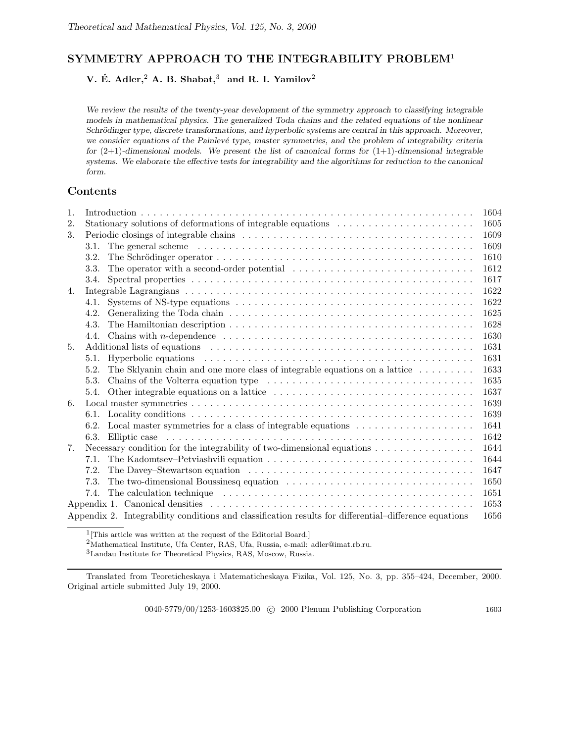# SYMMETRY APPROACH TO THE INTEGRABILITY PROBLEM[1]

**V. É. Adler,[2] A. B. Shabat,[3] and R. I. Yamilov[2]**

*We review the results of the twenty-year development of the symmetry approach to classifying integrable models in mathematical physics. The generalized Toda chains and the related equations of the nonlinear Schrödinger type, discrete transformations, and hyperbolic systems are central in this approach. Moreover, we consider equations of the Painlevé type, master symmetries, and the problem of integrability criteria for (2+1)-dimensional models. We present the list of canonical forms for (1+1)-dimensional integrable systems. We elaborate the effective tests for integrability and the algorithms for reduction to the canonical form.*

## Contents

| | | |
|---|---|---|
| 1. | Introduction | 1604 |
| 2. | Stationary solutions of deformations of integrable equations | 1605 |
| 3. | Periodic closings of integrable chains | 1609 |
| | 3.1. The general scheme | 1609 |
| | 3.2. The Schrödinger operator | 1610 |
| | 3.3. The operator with a second-order potential | 1612 |
| | 3.4. Spectral properties | 1617 |
| 4. | Integrable Lagrangians | 1622 |
| | 4.1. Systems of NS-type equations | 1622 |
| | 4.2. Generalizing the Toda chain | 1625 |
| | 4.3. The Hamiltonian description | 1628 |
| | 4.4. Chains with $n$-dependence | 1630 |
| 5. | Additional lists of equations | 1631 |
| | 5.1. Hyperbolic equations | 1631 |
| | 5.2. The Sklyanin chain and one more class of integrable equations on a lattice | 1633 |
| | 5.3. Chains of the Volterra equation type | 1635 |
| | 5.4. Other integrable equations on a lattice | 1637 |
| 6. | Local master symmetries | 1639 |
| | 6.1. Locality conditions | 1639 |
| | 6.2. Local master symmetries for a class of integrable equations | 1641 |
| | 6.3. Elliptic case | 1642 |
| 7. | Necessary condition for the integrability of two-dimensional equations | 1644 |
| | 7.1. The Kadomtsev–Petviashvili equation | 1644 |
| | 7.2. The Davey–Stewartson equation | 1647 |
| | 7.3. The two-dimensional Boussinesq equation | 1650 |
| | 7.4. The calculation technique | 1651 |
| Appendix 1. | Canonical densities | 1653 |
| Appendix 2. | Integrability conditions and classification results for differential–difference equations | 1656 |

[1] [This article was written at the request of the Editorial Board.]

[2] Mathematical Institute, Ufa Center, RAS, Ufa, Russia, e-mail: adler@imat.rb.ru.

[3] Landau Institute for Theoretical Physics, RAS, Moscow, Russia.

Translated from Teoreticheskaya i Matematicheskaya Fizika, Vol. 125, No. 3, pp. 355–424, December, 2000. Original article submitted July 19, 2000.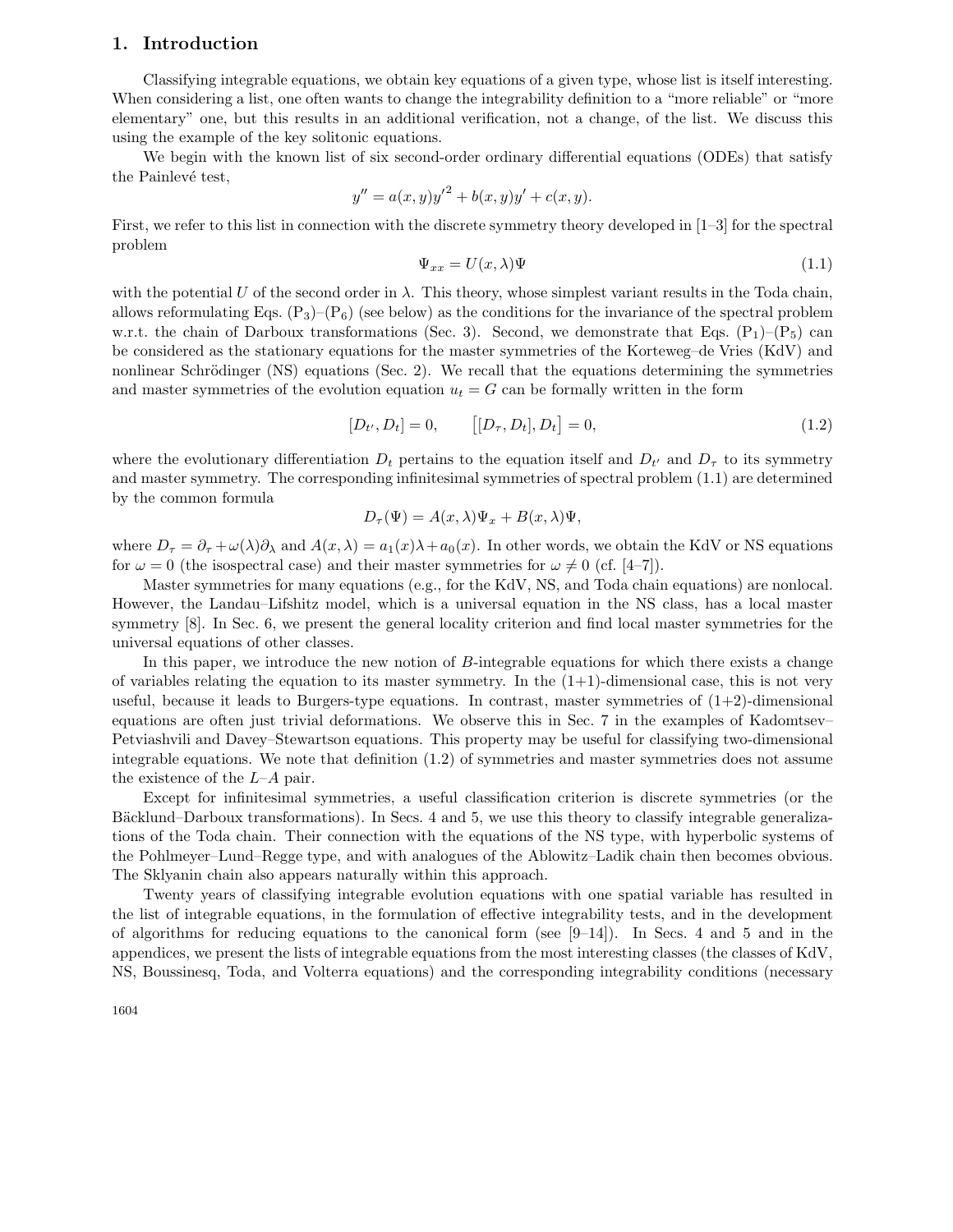## 1. Introduction

Classifying integrable equations, we obtain key equations of a given type, whose list is itself interesting. When considering a list, one often wants to change the integrability definition to a "more reliable" or "more elementary" one, but this results in an additional verification, not a change, of the list. We discuss this using the example of the key solitonic equations.

We begin with the known list of six second-order ordinary differential equations (ODEs) that satisfy the Painlevé test,

$$y'' = a(x,y){y'}^2 + b(x,y)y' + c(x,y).$$

First, we refer to this list in connection with the discrete symmetry theory developed in [1–3] for the spectral problem

$$\Psi_{xx} = U(x,\lambda)\Psi \tag{1.1}$$

with the potential $U$ of the second order in $\lambda$. This theory, whose simplest variant results in the Toda chain, allows reformulating Eqs. ($\mathrm{P}_3$)–($\mathrm{P}_6$) (see below) as the conditions for the invariance of the spectral problem w.r.t. the chain of Darboux transformations (Sec. 3). Second, we demonstrate that Eqs. ($\mathrm{P}_1$)–($\mathrm{P}_5$) can be considered as the stationary equations for the master symmetries of the Korteweg–de Vries (KdV) and nonlinear Schrödinger (NS) equations (Sec. 2). We recall that the equations determining the symmetries and master symmetries of the evolution equation $u_t = G$ can be formally written in the form

$$[D_{t'}, D_t] = 0, \qquad \big[[D_\tau, D_t], D_t\big] = 0, \tag{1.2}$$

where the evolutionary differentiation $D_t$ pertains to the equation itself and $D_{t'}$ and $D_\tau$ to its symmetry and master symmetry. The corresponding infinitesimal symmetries of spectral problem (1.1) are determined by the common formula

$$D_\tau(\Psi) = A(x,\lambda)\Psi_x + B(x,\lambda)\Psi,$$

where $D_\tau = \partial_\tau + \omega(\lambda)\partial_\lambda$ and $A(x,\lambda) = a_1(x)\lambda + a_0(x)$. In other words, we obtain the KdV or NS equations for $\omega = 0$ (the isospectral case) and their master symmetries for $\omega \neq 0$ (cf. [4–7]).

Master symmetries for many equations (e.g., for the KdV, NS, and Toda chain equations) are nonlocal. However, the Landau–Lifshitz model, which is a universal equation in the NS class, has a local master symmetry [8]. In Sec. 6, we present the general locality criterion and find local master symmetries for the universal equations of other classes.

In this paper, we introduce the new notion of $B$-integrable equations for which there exists a change of variables relating the equation to its master symmetry. In the (1+1)-dimensional case, this is not very useful, because it leads to Burgers-type equations. In contrast, master symmetries of (1+2)-dimensional equations are often just trivial deformations. We observe this in Sec. 7 in the examples of Kadomtsev–Petviashvili and Davey–Stewartson equations. This property may be useful for classifying two-dimensional integrable equations. We note that definition (1.2) of symmetries and master symmetries does not assume the existence of the $L$–$A$ pair.

Except for infinitesimal symmetries, a useful classification criterion is discrete symmetries (or the Bäcklund–Darboux transformations). In Secs. 4 and 5, we use this theory to classify integrable generalizations of the Toda chain. Their connection with the equations of the NS type, with hyperbolic systems of the Pohlmeyer–Lund–Regge type, and with analogues of the Ablowitz–Ladik chain then becomes obvious. The Sklyanin chain also appears naturally within this approach.

Twenty years of classifying integrable evolution equations with one spatial variable has resulted in the list of integrable equations, in the formulation of effective integrability tests, and in the development of algorithms for reducing equations to the canonical form (see [9–14]). In Secs. 4 and 5 and in the appendices, we present the lists of integrable equations from the most interesting classes (the classes of KdV, NS, Boussinesq, Toda, and Volterra equations) and the corresponding integrability conditions (necessary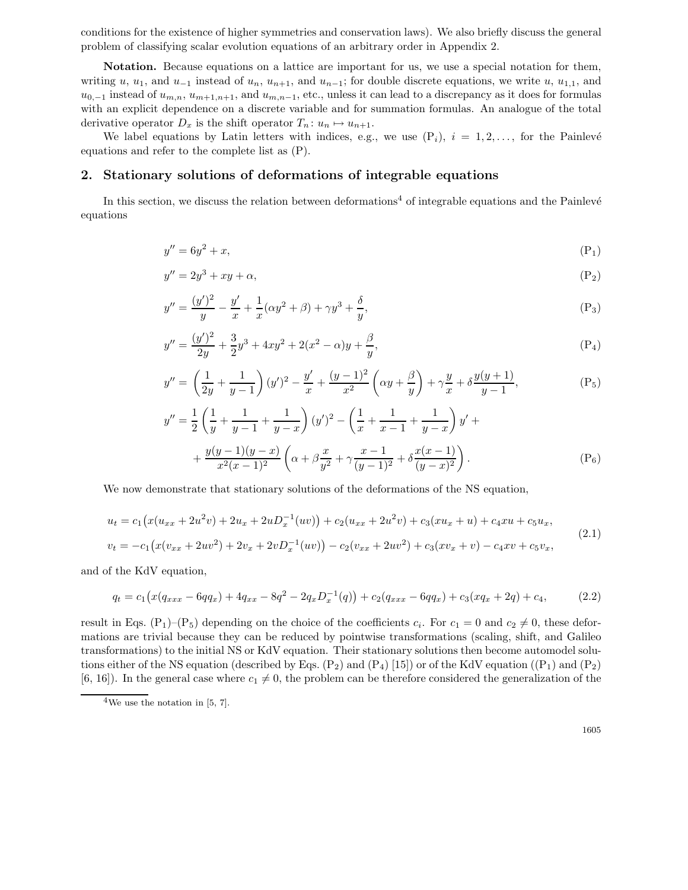conditions for the existence of higher symmetries and conservation laws). We also briefly discuss the general problem of classifying scalar evolution equations of an arbitrary order in Appendix 2.

**Notation.** Because equations on a lattice are important for us, we use a special notation for them, writing $u$, $u_1$, and $u_{-1}$ instead of $u_n$, $u_{n+1}$, and $u_{n-1}$; for double discrete equations, we write $u$, $u_{1,1}$, and $u_{0,-1}$ instead of $u_{m,n}$, $u_{m+1,n+1}$, and $u_{m,n-1}$, etc., unless it can lead to a discrepancy as it does for formulas with an explicit dependence on a discrete variable and for summation formulas. An analogue of the total derivative operator $D_x$ is the shift operator $T_n\colon u_n \mapsto u_{n+1}$.

We label equations by Latin letters with indices, e.g., we use $(\mathrm{P}_i)$, $i = 1, 2, \ldots$, for the Painlevé equations and refer to the complete list as (P).

## 2. Stationary solutions of deformations of integrable equations

In this section, we discuss the relation between deformations[4] of integrable equations and the Painlevé equations

$$y'' = 6y^2 + x, \tag{P$_1$}$$

$$y'' = 2y^3 + xy + \alpha, \tag{P$_2$}$$

$$y'' = \frac{(y')^2}{y} - \frac{y'}{x} + \frac{1}{x}(\alpha y^2 + \beta) + \gamma y^3 + \frac{\delta}{y}, \tag{P$_3$}$$

$$y'' = \frac{(y')^2}{2y} + \frac{3}{2}y^3 + 4xy^2 + 2(x^2 - \alpha)y + \frac{\beta}{y}, \tag{P$_4$}$$

$$y'' = \left(\frac{1}{2y} + \frac{1}{y-1}\right)(y')^2 - \frac{y'}{x} + \frac{(y-1)^2}{x^2}\left(\alpha y + \frac{\beta}{y}\right) + \gamma\frac{y}{x} + \delta\frac{y(y+1)}{y-1}, \tag{P$_5$}$$

$$\begin{aligned} y'' = {} & \frac{1}{2}\left(\frac{1}{y} + \frac{1}{y-1} + \frac{1}{y-x}\right)(y')^2 - \left(\frac{1}{x} + \frac{1}{x-1} + \frac{1}{y-x}\right)y' + \\ & + \frac{y(y-1)(y-x)}{x^2(x-1)^2}\left(\alpha + \beta\frac{x}{y^2} + \gamma\frac{x-1}{(y-1)^2} + \delta\frac{x(x-1)}{(y-x)^2}\right). \end{aligned} \tag{P$_6$}$$

We now demonstrate that stationary solutions of the deformations of the NS equation,

$$\begin{aligned} u_t &= c_1\big(x(u_{xx} + 2u^2v) + 2u_x + 2uD_x^{-1}(uv)\big) + c_2(u_{xx} + 2u^2v) + c_3(xu_x + u) + c_4xu + c_5u_x, \\ v_t &= -c_1\big(x(v_{xx} + 2uv^2) + 2v_x + 2vD_x^{-1}(uv)\big) - c_2(v_{xx} + 2uv^2) + c_3(xv_x + v) - c_4xv + c_5v_x, \end{aligned} \tag{2.1}$$

and of the KdV equation,

$$q_t = c_1\big(x(q_{xxx} - 6qq_x) + 4q_{xx} - 8q^2 - 2q_xD_x^{-1}(q)\big) + c_2(q_{xxx} - 6qq_x) + c_3(xq_x + 2q) + c_4, \tag{2.2}$$

result in Eqs. $(\mathrm{P}_1)$–$(\mathrm{P}_5)$ depending on the choice of the coefficients $c_i$. For $c_1 = 0$ and $c_2 \neq 0$, these deformations are trivial because they can be reduced by pointwise transformations (scaling, shift, and Galileo transformations) to the initial NS or KdV equation. Their stationary solutions then become automodel solutions either of the NS equation (described by Eqs. $(\mathrm{P}_2)$ and $(\mathrm{P}_4)$ [15]) or of the KdV equation ($(\mathrm{P}_1)$ and $(\mathrm{P}_2)$ [6, 16]). In the general case where $c_1 \neq 0$, the problem can be therefore considered the generalization of the

[4] We use the notation in [5, 7].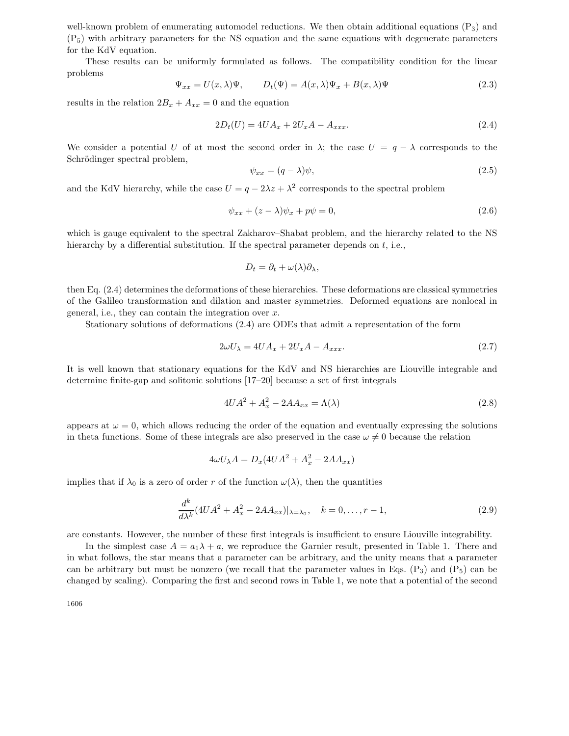well-known problem of enumerating automodel reductions. We then obtain additional equations ($\mathrm{P}_3$) and ($\mathrm{P}_5$) with arbitrary parameters for the NS equation and the same equations with degenerate parameters for the KdV equation.

These results can be uniformly formulated as follows. The compatibility condition for the linear problems

$$\Psi_{xx} = U(x,\lambda)\Psi, \qquad D_t(\Psi) = A(x,\lambda)\Psi_x + B(x,\lambda)\Psi \tag{2.3}$$

results in the relation $2B_x + A_{xx} = 0$ and the equation

$$2D_t(U) = 4UA_x + 2U_xA - A_{xxx}. \tag{2.4}$$

We consider a potential $U$ of at most the second order in $\lambda$; the case $U = q - \lambda$ corresponds to the Schrödinger spectral problem,

$$\psi_{xx} = (q-\lambda)\psi, \tag{2.5}$$

and the KdV hierarchy, while the case $U = q - 2\lambda z + \lambda^2$ corresponds to the spectral problem

$$\psi_{xx} + (z-\lambda)\psi_x + p\psi = 0, \tag{2.6}$$

which is gauge equivalent to the spectral Zakharov–Shabat problem, and the hierarchy related to the NS hierarchy by a differential substitution. If the spectral parameter depends on $t$, i.e.,

$$D_t = \partial_t + \omega(\lambda)\partial_\lambda,$$

then Eq. (2.4) determines the deformations of these hierarchies. These deformations are classical symmetries of the Galileo transformation and dilation and master symmetries. Deformed equations are nonlocal in general, i.e., they can contain the integration over $x$.

Stationary solutions of deformations (2.4) are ODEs that admit a representation of the form

$$2\omega U_\lambda = 4UA_x + 2U_xA - A_{xxx}. \tag{2.7}$$

It is well known that stationary equations for the KdV and NS hierarchies are Liouville integrable and determine finite-gap and solitonic solutions [17–20] because a set of first integrals

$$4UA^2 + A_x^2 - 2AA_{xx} = \Lambda(\lambda) \tag{2.8}$$

appears at $\omega = 0$, which allows reducing the order of the equation and eventually expressing the solutions in theta functions. Some of these integrals are also preserved in the case $\omega \neq 0$ because the relation

$$4\omega U_\lambda A = D_x(4UA^2 + A_x^2 - 2AA_{xx})$$

implies that if $\lambda_0$ is a zero of order $r$ of the function $\omega(\lambda)$, then the quantities

$$\frac{d^k}{d\lambda^k}(4UA^2 + A_x^2 - 2AA_{xx})|_{\lambda=\lambda_0}, \quad k = 0,\ldots,r-1, \tag{2.9}$$

are constants. However, the number of these first integrals is insufficient to ensure Liouville integrability.

In the simplest case $A = a_1\lambda + a$, we reproduce the Garnier result, presented in Table 1. There and in what follows, the star means that a parameter can be arbitrary, and the unity means that a parameter can be arbitrary but must be nonzero (we recall that the parameter values in Eqs. ($\mathrm{P}_3$) and ($\mathrm{P}_5$) can be changed by scaling). Comparing the first and second rows in Table 1, we note that a potential of the second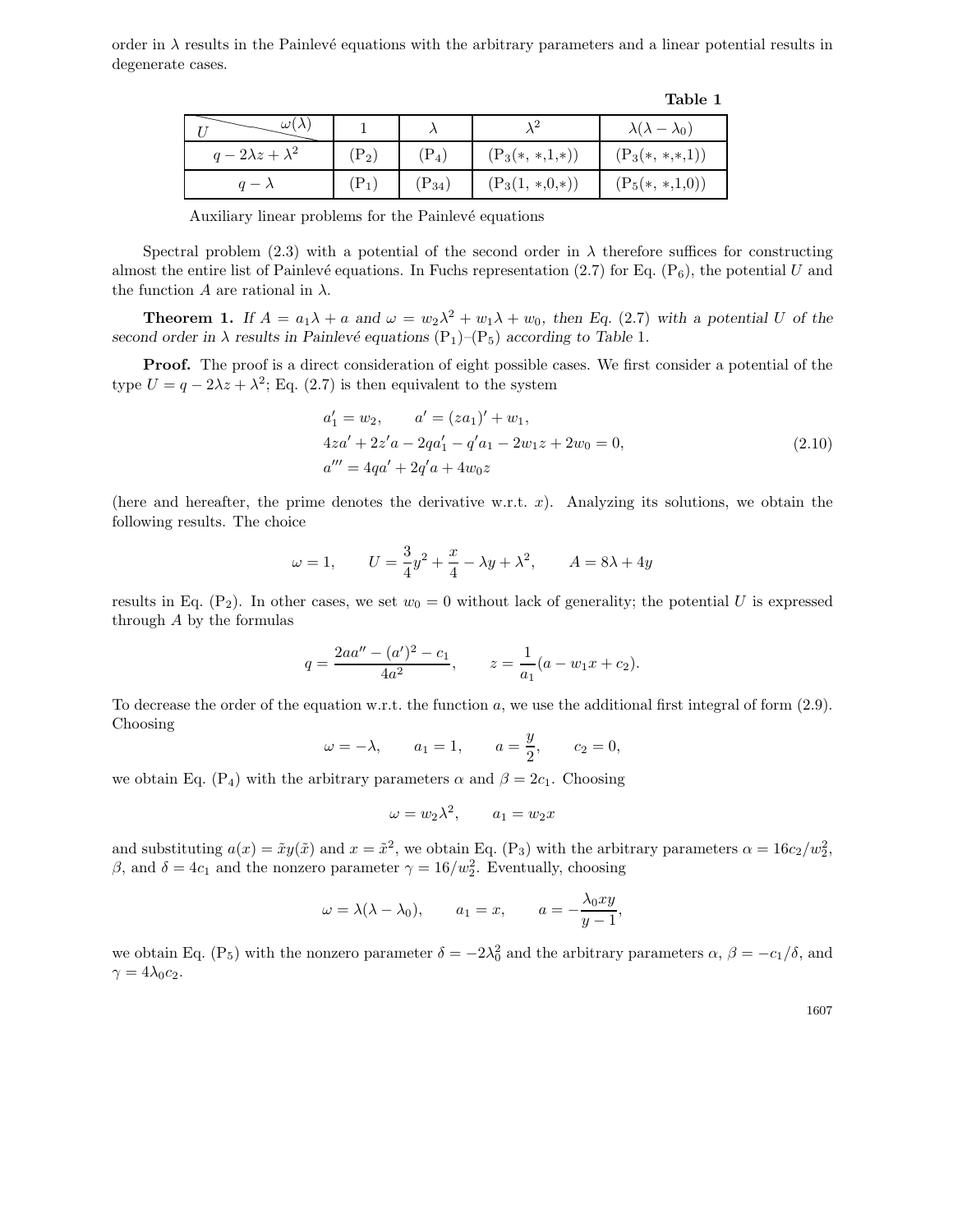order in $\lambda$ results in the Painlevé equations with the arbitrary parameters and a linear potential results in degenerate cases.

**Table 1**

| $U$ \ $\omega(\lambda)$ | $1$ | $\lambda$ | $\lambda^2$ | $\lambda(\lambda-\lambda_0)$ |
|---|---|---|---|---|
| $q-2\lambda z+\lambda^2$ | (P$_2$) | (P$_4$) | (P$_3$(∗, ∗,1,∗)) | (P$_3$(∗, ∗,∗,1)) |
| $q-\lambda$ | (P$_1$) | (P$_{34}$) | (P$_3$(1, ∗,0,∗)) | (P$_5$(∗, ∗,1,0)) |

Auxiliary linear problems for the Painlevé equations

Spectral problem (2.3) with a potential of the second order in $\lambda$ therefore suffices for constructing almost the entire list of Painlevé equations. In Fuchs representation (2.7) for Eq. (P$_6$), the potential $U$ and the function $A$ are rational in $\lambda$.

**Theorem 1.** *If $A = a_1\lambda + a$ and $\omega = w_2\lambda^2 + w_1\lambda + w_0$, then Eq. (2.7) with a potential $U$ of the second order in $\lambda$ results in Painlevé equations* (P$_1$)–(P$_5$) *according to Table* 1.

**Proof.** The proof is a direct consideration of eight possible cases. We first consider a potential of the type $U = q - 2\lambda z + \lambda^2$; Eq. (2.7) is then equivalent to the system

$$
\begin{gathered}
a_1' = w_2, \qquad a' = (za_1)' + w_1, \\
4za' + 2z'a - 2qa_1' - q'a_1 - 2w_1z + 2w_0 = 0, \\
a''' = 4qa' + 2q'a + 4w_0z
\end{gathered}
\tag{2.10}
$$

(here and hereafter, the prime denotes the derivative w.r.t. $x$). Analyzing its solutions, we obtain the following results. The choice

$$
\omega = 1, \qquad U = \frac{3}{4}y^2 + \frac{x}{4} - \lambda y + \lambda^2, \qquad A = 8\lambda + 4y
$$

results in Eq. (P$_2$). In other cases, we set $w_0 = 0$ without lack of generality; the potential $U$ is expressed through $A$ by the formulas

$$
q = \frac{2aa'' - (a')^2 - c_1}{4a^2}, \qquad z = \frac{1}{a_1}(a - w_1x + c_2).
$$

To decrease the order of the equation w.r.t. the function $a$, we use the additional first integral of form (2.9). Choosing

$$
\omega = -\lambda, \qquad a_1 = 1, \qquad a = \frac{y}{2}, \qquad c_2 = 0,
$$

we obtain Eq. (P$_4$) with the arbitrary parameters $\alpha$ and $\beta = 2c_1$. Choosing

$$
\omega = w_2\lambda^2, \qquad a_1 = w_2x
$$

and substituting $a(x) = \tilde{x}y(\tilde{x})$ and $x = \tilde{x}^2$, we obtain Eq. (P$_3$) with the arbitrary parameters $\alpha = 16c_2/w_2^2$, $\beta$, and $\delta = 4c_1$ and the nonzero parameter $\gamma = 16/w_2^2$. Eventually, choosing

$$
\omega = \lambda(\lambda - \lambda_0), \qquad a_1 = x, \qquad a = -\frac{\lambda_0xy}{y-1},
$$

we obtain Eq. (P$_5$) with the nonzero parameter $\delta = -2\lambda_0^2$ and the arbitrary parameters $\alpha$, $\beta = -c_1/\delta$, and $\gamma = 4\lambda_0c_2$.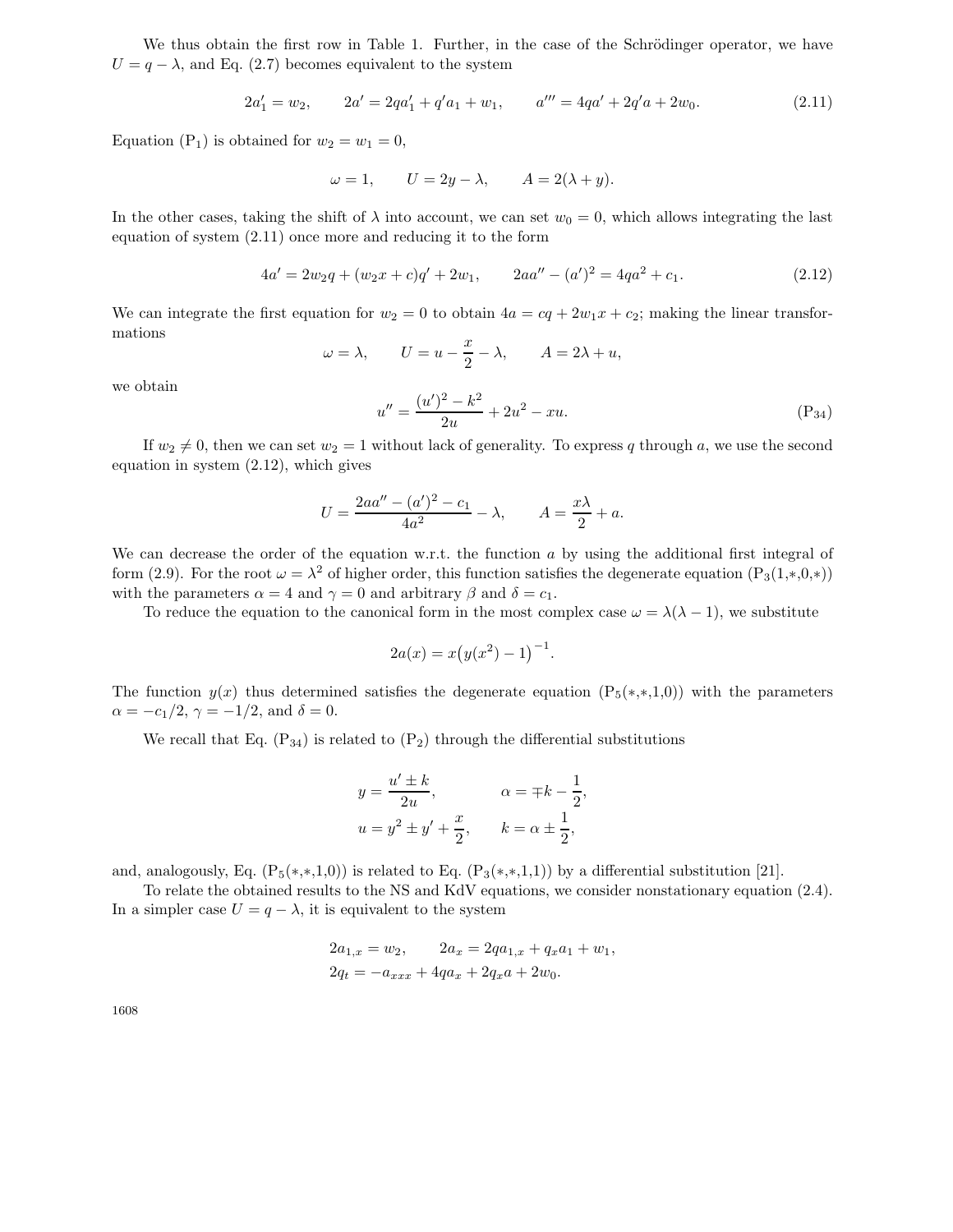We thus obtain the first row in Table 1. Further, in the case of the Schrödinger operator, we have $U = q - \lambda$, and Eq. (2.7) becomes equivalent to the system

$$2a_1' = w_2, \qquad 2a' = 2qa_1' + q'a_1 + w_1, \qquad a''' = 4qa' + 2q'a + 2w_0. \tag{2.11}$$

Equation ($\mathrm{P}_1$) is obtained for $w_2 = w_1 = 0$,

$$\omega = 1, \qquad U = 2y - \lambda, \qquad A = 2(\lambda + y).$$

In the other cases, taking the shift of $\lambda$ into account, we can set $w_0 = 0$, which allows integrating the last equation of system (2.11) once more and reducing it to the form

$$4a' = 2w_2 q + (w_2 x + c)q' + 2w_1, \qquad 2aa'' - (a')^2 = 4qa^2 + c_1. \tag{2.12}$$

We can integrate the first equation for $w_2 = 0$ to obtain $4a = cq + 2w_1 x + c_2$; making the linear transformations

$$\omega = \lambda, \qquad U = u - \frac{x}{2} - \lambda, \qquad A = 2\lambda + u,$$

we obtain

$$u'' = \frac{(u')^2 - k^2}{2u} + 2u^2 - xu. \tag{$\mathrm{P}_{34}$}$$

If $w_2 \neq 0$, then we can set $w_2 = 1$ without lack of generality. To express $q$ through $a$, we use the second equation in system (2.12), which gives

$$U = \frac{2aa'' - (a')^2 - c_1}{4a^2} - \lambda, \qquad A = \frac{x\lambda}{2} + a.$$

We can decrease the order of the equation w.r.t. the function $a$ by using the additional first integral of form (2.9). For the root $\omega = \lambda^2$ of higher order, this function satisfies the degenerate equation ($\mathrm{P}_3(1,*,0,*)$) with the parameters $\alpha = 4$ and $\gamma = 0$ and arbitrary $\beta$ and $\delta = c_1$.

To reduce the equation to the canonical form in the most complex case $\omega = \lambda(\lambda - 1)$, we substitute

$$2a(x) = x\big(y(x^2) - 1\big)^{-1}.$$

The function $y(x)$ thus determined satisfies the degenerate equation ($\mathrm{P}_5(*,*,1,0)$) with the parameters $\alpha = -c_1/2$, $\gamma = -1/2$, and $\delta = 0$.

We recall that Eq. ($\mathrm{P}_{34}$) is related to ($\mathrm{P}_2$) through the differential substitutions

$$y = \frac{u' \pm k}{2u}, \qquad \alpha = \mp k - \frac{1}{2},$$
$$u = y^2 \pm y' + \frac{x}{2}, \qquad k = \alpha \pm \frac{1}{2},$$

and, analogously, Eq. ($\mathrm{P}_5(*,*,1,0)$) is related to Eq. ($\mathrm{P}_3(*,*,1,1)$) by a differential substitution [21].

To relate the obtained results to the NS and KdV equations, we consider nonstationary equation (2.4). In a simpler case $U = q - \lambda$, it is equivalent to the system

$$2a_{1,x} = w_2, \qquad 2a_x = 2qa_{1,x} + q_x a_1 + w_1,$$
$$2q_t = -a_{xxx} + 4qa_x + 2q_x a + 2w_0.$$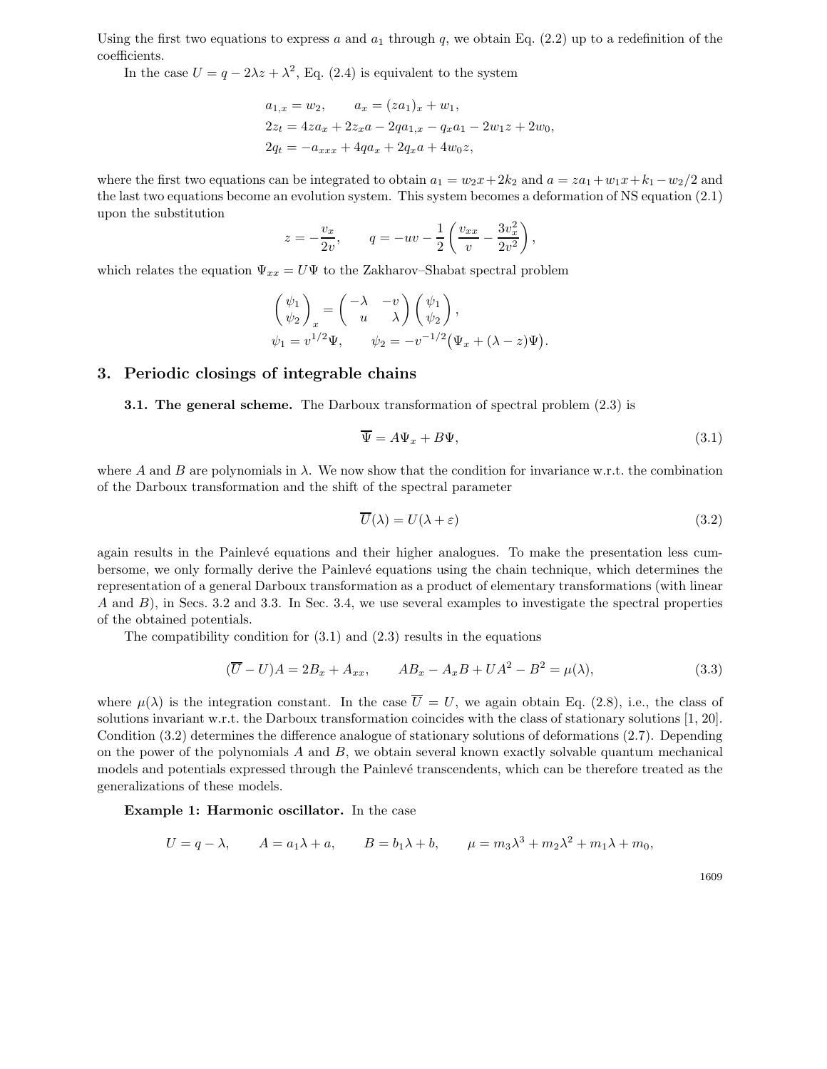Using the first two equations to express $a$ and $a_1$ through $q$, we obtain Eq. (2.2) up to a redefinition of the coefficients.

In the case $U = q - 2\lambda z + \lambda^2$, Eq. (2.4) is equivalent to the system

$$
\begin{aligned}
&a_{1,x} = w_2, \qquad a_x = (za_1)_x + w_1, \\
&2z_t = 4za_x + 2z_x a - 2qa_{1,x} - q_x a_1 - 2w_1 z + 2w_0, \\
&2q_t = -a_{xxx} + 4qa_x + 2q_x a + 4w_0 z,
\end{aligned}
$$

where the first two equations can be integrated to obtain $a_1 = w_2 x + 2k_2$ and $a = za_1 + w_1 x + k_1 - w_2/2$ and the last two equations become an evolution system. This system becomes a deformation of NS equation (2.1) upon the substitution

$$
z = -\frac{v_x}{2v}, \qquad q = -uv - \frac{1}{2}\left(\frac{v_{xx}}{v} - \frac{3v_x^2}{2v^2}\right),
$$

which relates the equation $\Psi_{xx} = U\Psi$ to the Zakharov–Shabat spectral problem

$$
\begin{pmatrix} \psi_1 \\ \psi_2 \end{pmatrix}_x = \begin{pmatrix} -\lambda & -v \\ u & \lambda \end{pmatrix} \begin{pmatrix} \psi_1 \\ \psi_2 \end{pmatrix},
$$

$$
\psi_1 = v^{1/2}\Psi, \qquad \psi_2 = -v^{-1/2}\big(\Psi_x + (\lambda - z)\Psi\big).
$$

## 3. Periodic closings of integrable chains

**3.1. The general scheme.** The Darboux transformation of spectral problem (2.3) is

$$
\overline{\Psi} = A\Psi_x + B\Psi, \tag{3.1}
$$

where $A$ and $B$ are polynomials in $\lambda$. We now show that the condition for invariance w.r.t. the combination of the Darboux transformation and the shift of the spectral parameter

$$
\overline{U}(\lambda) = U(\lambda + \varepsilon) \tag{3.2}
$$

again results in the Painlevé equations and their higher analogues. To make the presentation less cumbersome, we only formally derive the Painlevé equations using the chain technique, which determines the representation of a general Darboux transformation as a product of elementary transformations (with linear $A$ and $B$), in Secs. 3.2 and 3.3. In Sec. 3.4, we use several examples to investigate the spectral properties of the obtained potentials.

The compatibility condition for (3.1) and (2.3) results in the equations

$$
(\overline{U} - U)A = 2B_x + A_{xx}, \qquad AB_x - A_x B + UA^2 - B^2 = \mu(\lambda), \tag{3.3}
$$

where $\mu(\lambda)$ is the integration constant. In the case $\overline{U} = U$, we again obtain Eq. (2.8), i.e., the class of solutions invariant w.r.t. the Darboux transformation coincides with the class of stationary solutions [1, 20]. Condition (3.2) determines the difference analogue of stationary solutions of deformations (2.7). Depending on the power of the polynomials $A$ and $B$, we obtain several known exactly solvable quantum mechanical models and potentials expressed through the Painlevé transcendents, which can be therefore treated as the generalizations of these models.

**Example 1: Harmonic oscillator.** In the case

$$
U = q - \lambda, \qquad A = a_1\lambda + a, \qquad B = b_1\lambda + b, \qquad \mu = m_3\lambda^3 + m_2\lambda^2 + m_1\lambda + m_0,
$$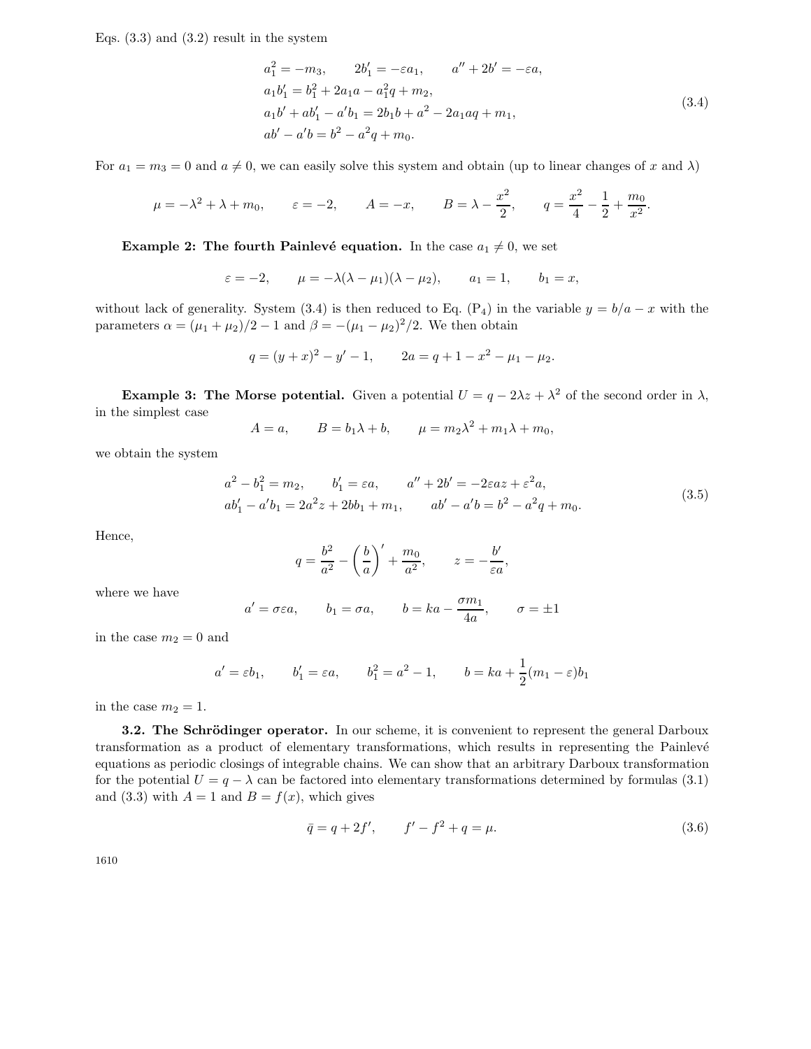Eqs. (3.3) and (3.2) result in the system

$$
\begin{aligned}
&a_1^2 = -m_3, \qquad 2b_1' = -\varepsilon a_1, \qquad a'' + 2b' = -\varepsilon a,\\
&a_1 b_1' = b_1^2 + 2a_1 a - a_1^2 q + m_2,\\
&a_1 b' + a b_1' - a' b_1 = 2b_1 b + a^2 - 2a_1 a q + m_1,\\
&a b' - a' b = b^2 - a^2 q + m_0.
\end{aligned}
\tag{3.4}
$$

For $a_1 = m_3 = 0$ and $a \neq 0$, we can easily solve this system and obtain (up to linear changes of $x$ and $\lambda$)

$$
\mu = -\lambda^2 + \lambda + m_0, \qquad \varepsilon = -2, \qquad A = -x, \qquad B = \lambda - \frac{x^2}{2}, \qquad q = \frac{x^2}{4} - \frac{1}{2} + \frac{m_0}{x^2}.
$$

**Example 2: The fourth Painlevé equation.** In the case $a_1 \neq 0$, we set

$$
\varepsilon = -2, \qquad \mu = -\lambda(\lambda - \mu_1)(\lambda - \mu_2), \qquad a_1 = 1, \qquad b_1 = x,
$$

without lack of generality. System (3.4) is then reduced to Eq. ($\mathrm{P}_4$) in the variable $y = b/a - x$ with the parameters $\alpha = (\mu_1 + \mu_2)/2 - 1$ and $\beta = -(\mu_1 - \mu_2)^2/2$. We then obtain

$$
q = (y + x)^2 - y' - 1, \qquad 2a = q + 1 - x^2 - \mu_1 - \mu_2.
$$

**Example 3: The Morse potential.** Given a potential $U = q - 2\lambda z + \lambda^2$ of the second order in $\lambda$, in the simplest case

$$
A = a, \qquad B = b_1\lambda + b, \qquad \mu = m_2\lambda^2 + m_1\lambda + m_0,
$$

we obtain the system

$$
\begin{aligned}
&a^2 - b_1^2 = m_2, \qquad b_1' = \varepsilon a, \qquad a'' + 2b' = -2\varepsilon a z + \varepsilon^2 a,\\
&a b_1' - a' b_1 = 2a^2 z + 2 b b_1 + m_1, \qquad a b' - a' b = b^2 - a^2 q + m_0.
\end{aligned}
\tag{3.5}
$$

Hence,

$$
q = \frac{b^2}{a^2} - \left(\frac{b}{a}\right)' + \frac{m_0}{a^2}, \qquad z = -\frac{b'}{\varepsilon a},
$$

where we have

$$
a' = \sigma\varepsilon a, \qquad b_1 = \sigma a, \qquad b = ka - \frac{\sigma m_1}{4a}, \qquad \sigma = \pm 1
$$

in the case $m_2 = 0$ and

$$
a' = \varepsilon b_1, \qquad b_1' = \varepsilon a, \qquad b_1^2 = a^2 - 1, \qquad b = ka + \frac{1}{2}(m_1 - \varepsilon) b_1
$$

in the case $m_2 = 1$.

**3.2. The Schrödinger operator.** In our scheme, it is convenient to represent the general Darboux transformation as a product of elementary transformations, which results in representing the Painlevé equations as periodic closings of integrable chains. We can show that an arbitrary Darboux transformation for the potential $U = q - \lambda$ can be factored into elementary transformations determined by formulas (3.1) and (3.3) with $A = 1$ and $B = f(x)$, which gives

$$
\bar{q} = q + 2f', \qquad f' - f^2 + q = \mu.
\tag{3.6}
$$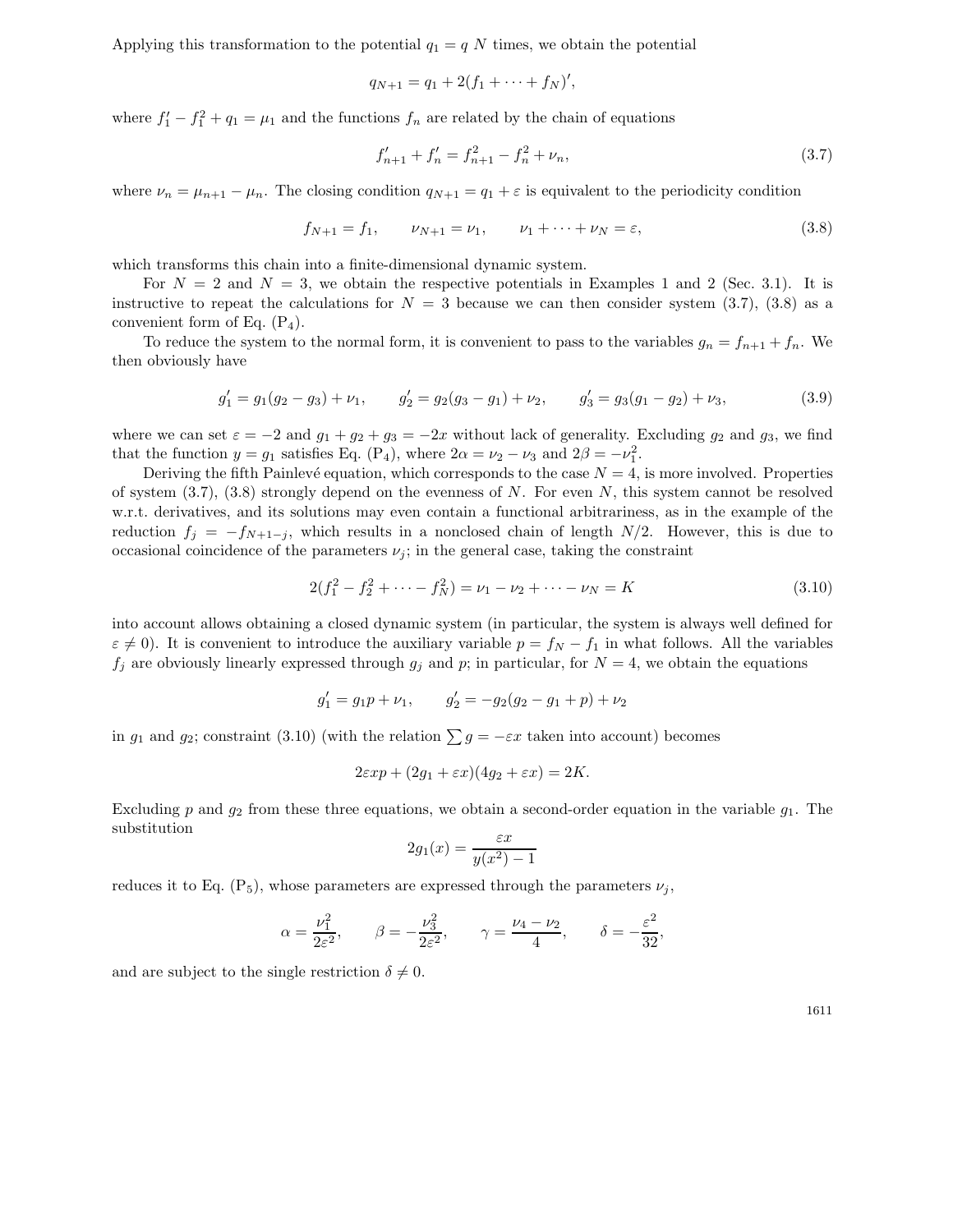Applying this transformation to the potential $q_1 = q$ $N$ times, we obtain the potential

$$q_{N+1} = q_1 + 2(f_1 + \cdots + f_N)',$$

where $f_1' - f_1^2 + q_1 = \mu_1$ and the functions $f_n$ are related by the chain of equations

$$f_{n+1}' + f_n' = f_{n+1}^2 - f_n^2 + \nu_n, \tag{3.7}$$

where $\nu_n = \mu_{n+1} - \mu_n$. The closing condition $q_{N+1} = q_1 + \varepsilon$ is equivalent to the periodicity condition

$$f_{N+1} = f_1, \qquad \nu_{N+1} = \nu_1, \qquad \nu_1 + \cdots + \nu_N = \varepsilon, \tag{3.8}$$

which transforms this chain into a finite-dimensional dynamic system.

For $N = 2$ and $N = 3$, we obtain the respective potentials in Examples 1 and 2 (Sec. 3.1). It is instructive to repeat the calculations for $N = 3$ because we can then consider system (3.7), (3.8) as a convenient form of Eq. ($\mathrm{P}_4$).

To reduce the system to the normal form, it is convenient to pass to the variables $g_n = f_{n+1} + f_n$. We then obviously have

$$g_1' = g_1(g_2 - g_3) + \nu_1, \qquad g_2' = g_2(g_3 - g_1) + \nu_2, \qquad g_3' = g_3(g_1 - g_2) + \nu_3, \tag{3.9}$$

where we can set $\varepsilon = -2$ and $g_1 + g_2 + g_3 = -2x$ without lack of generality. Excluding $g_2$ and $g_3$, we find that the function $y = g_1$ satisfies Eq. ($\mathrm{P}_4$), where $2\alpha = \nu_2 - \nu_3$ and $2\beta = -\nu_1^2$.

Deriving the fifth Painlevé equation, which corresponds to the case $N = 4$, is more involved. Properties of system (3.7), (3.8) strongly depend on the evenness of $N$. For even $N$, this system cannot be resolved w.r.t. derivatives, and its solutions may even contain a functional arbitrariness, as in the example of the reduction $f_j = -f_{N+1-j}$, which results in a nonclosed chain of length $N/2$. However, this is due to occasional coincidence of the parameters $\nu_j$; in the general case, taking the constraint

$$2(f_1^2 - f_2^2 + \cdots - f_N^2) = \nu_1 - \nu_2 + \cdots - \nu_N = K \tag{3.10}$$

into account allows obtaining a closed dynamic system (in particular, the system is always well defined for $\varepsilon \neq 0$). It is convenient to introduce the auxiliary variable $p = f_N - f_1$ in what follows. All the variables $f_j$ are obviously linearly expressed through $g_j$ and $p$; in particular, for $N = 4$, we obtain the equations

$$g_1' = g_1 p + \nu_1, \qquad g_2' = -g_2(g_2 - g_1 + p) + \nu_2$$

in $g_1$ and $g_2$; constraint (3.10) (with the relation $\sum g = -\varepsilon x$ taken into account) becomes

$$2\varepsilon x p + (2g_1 + \varepsilon x)(4g_2 + \varepsilon x) = 2K.$$

Excluding $p$ and $g_2$ from these three equations, we obtain a second-order equation in the variable $g_1$. The substitution

$$2g_1(x) = \frac{\varepsilon x}{y(x^2) - 1}$$

reduces it to Eq. ($\mathrm{P}_5$), whose parameters are expressed through the parameters $\nu_j$,

$$\alpha = \frac{\nu_1^2}{2\varepsilon^2}, \qquad \beta = -\frac{\nu_3^2}{2\varepsilon^2}, \qquad \gamma = \frac{\nu_4 - \nu_2}{4}, \qquad \delta = -\frac{\varepsilon^2}{32},$$

and are subject to the single restriction $\delta \neq 0$.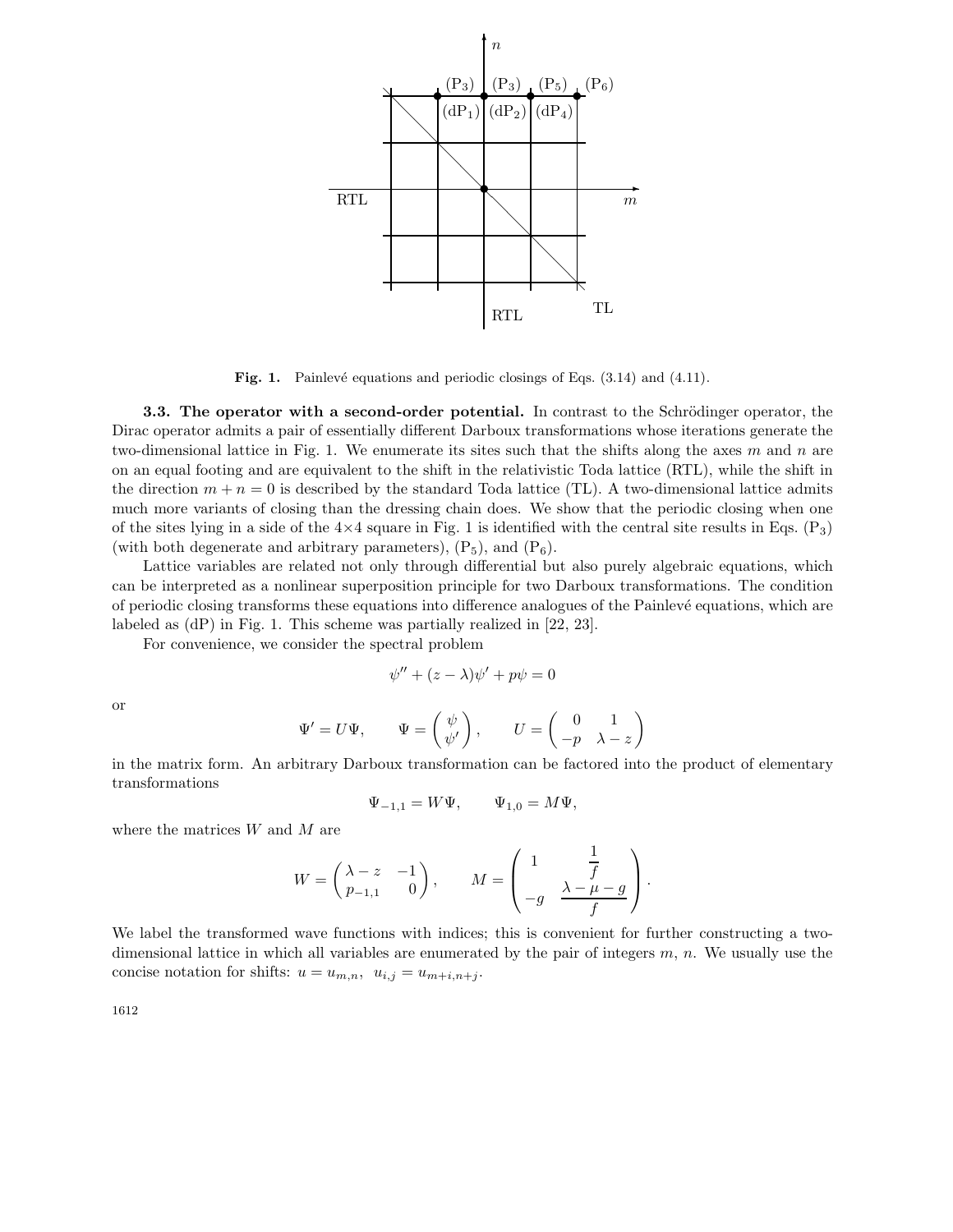**Fig. 1.** Painlevé equations and periodic closings of Eqs. (3.14) and (4.11).

**3.3. The operator with a second-order potential.** In contrast to the Schrödinger operator, the Dirac operator admits a pair of essentially different Darboux transformations whose iterations generate the two-dimensional lattice in Fig. 1. We enumerate its sites such that the shifts along the axes $m$ and $n$ are on an equal footing and are equivalent to the shift in the relativistic Toda lattice (RTL), while the shift in the direction $m + n = 0$ is described by the standard Toda lattice (TL). A two-dimensional lattice admits much more variants of closing than the dressing chain does. We show that the periodic closing when one of the sites lying in a side of the $4\times 4$ square in Fig. 1 is identified with the central site results in Eqs. ($\mathrm{P}_3$) (with both degenerate and arbitrary parameters), ($\mathrm{P}_5$), and ($\mathrm{P}_6$).

Lattice variables are related not only through differential but also purely algebraic equations, which can be interpreted as a nonlinear superposition principle for two Darboux transformations. The condition of periodic closing transforms these equations into difference analogues of the Painlevé equations, which are labeled as (dP) in Fig. 1. This scheme was partially realized in [22, 23].

For convenience, we consider the spectral problem

$$\psi'' + (z - \lambda)\psi' + p\psi = 0$$

or

$$\Psi' = U\Psi, \qquad \Psi = \begin{pmatrix} \psi \\ \psi' \end{pmatrix}, \qquad U = \begin{pmatrix} 0 & 1 \\ -p & \lambda - z \end{pmatrix}$$

in the matrix form. An arbitrary Darboux transformation can be factored into the product of elementary transformations

$$\Psi_{-1,1} = W\Psi, \qquad \Psi_{1,0} = M\Psi,$$

where the matrices $W$ and $M$ are

$$W = \begin{pmatrix} \lambda - z & -1 \\ p_{-1,1} & 0 \end{pmatrix}, \qquad M = \begin{pmatrix} 1 & \dfrac{1}{f} \\ -g & \dfrac{\lambda - \mu - g}{f} \end{pmatrix}.$$

We label the transformed wave functions with indices; this is convenient for further constructing a two-dimensional lattice in which all variables are enumerated by the pair of integers $m$, $n$. We usually use the concise notation for shifts: $u = u_{m,n}$, $u_{i,j} = u_{m+i,n+j}$.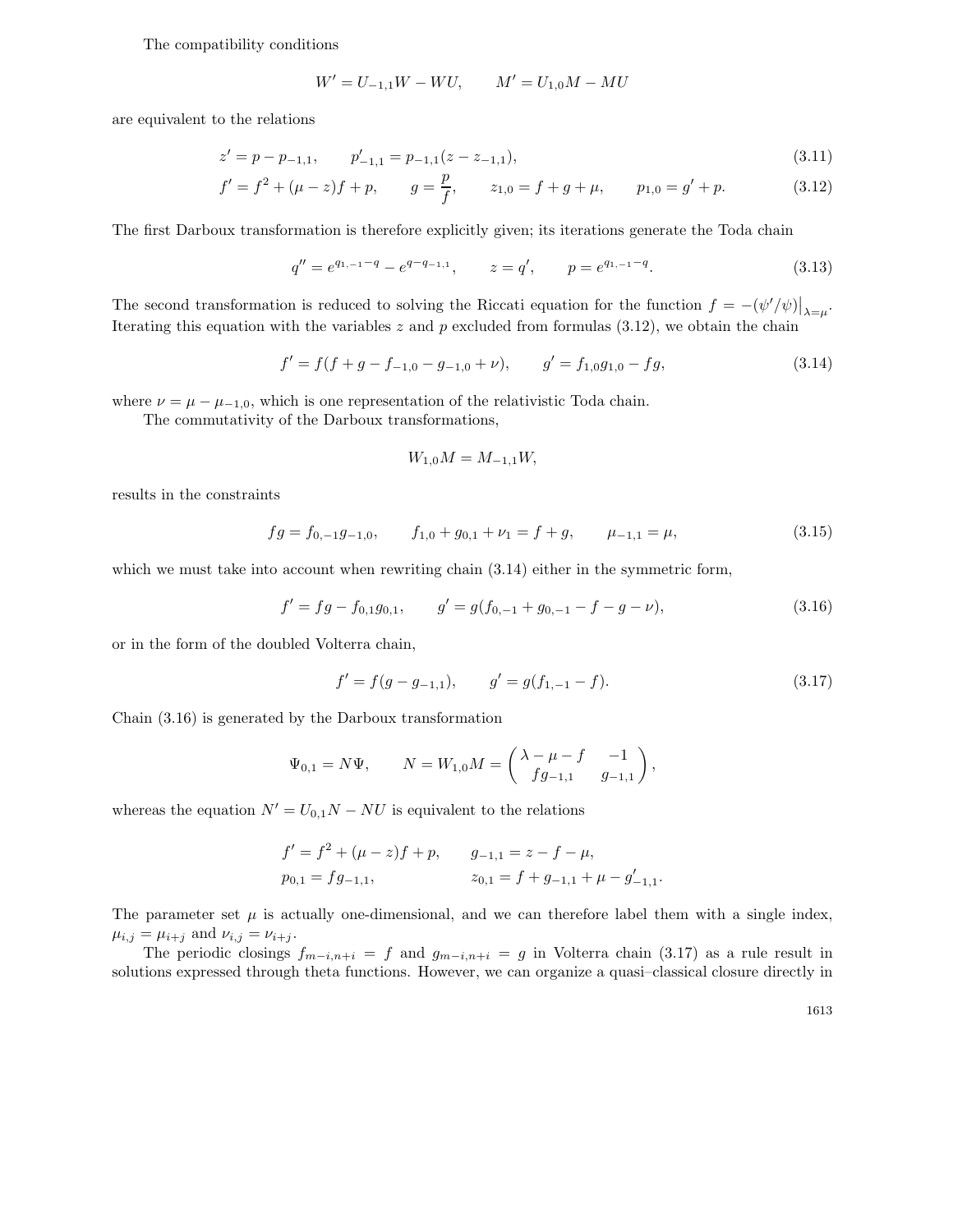The compatibility conditions

$$W' = U_{-1,1}W - WU, \qquad M' = U_{1,0}M - MU$$

are equivalent to the relations

$$z' = p - p_{-1,1}, \qquad p'_{-1,1} = p_{-1,1}(z - z_{-1,1}), \tag{3.11}$$

$$f' = f^2 + (\mu - z)f + p, \qquad g = \frac{p}{f}, \qquad z_{1,0} = f + g + \mu, \qquad p_{1,0} = g' + p. \tag{3.12}$$

The first Darboux transformation is therefore explicitly given; its iterations generate the Toda chain

$$q'' = e^{q_{1,-1}-q} - e^{q-q_{-1,1}}, \qquad z = q', \qquad p = e^{q_{1,-1}-q}. \tag{3.13}$$

The second transformation is reduced to solving the Riccati equation for the function $f = -(\psi'/\psi)\big|_{\lambda=\mu}$. Iterating this equation with the variables $z$ and $p$ excluded from formulas (3.12), we obtain the chain

$$f' = f(f + g - f_{-1,0} - g_{-1,0} + \nu), \qquad g' = f_{1,0}g_{1,0} - fg, \tag{3.14}$$

where $\nu = \mu - \mu_{-1,0}$, which is one representation of the relativistic Toda chain.

The commutativity of the Darboux transformations,

$$W_{1,0}M = M_{-1,1}W,$$

results in the constraints

$$fg = f_{0,-1}g_{-1,0}, \qquad f_{1,0} + g_{0,1} + \nu_1 = f + g, \qquad \mu_{-1,1} = \mu, \tag{3.15}$$

which we must take into account when rewriting chain (3.14) either in the symmetric form,

$$f' = fg - f_{0,1}g_{0,1}, \qquad g' = g(f_{0,-1} + g_{0,-1} - f - g - \nu), \tag{3.16}$$

or in the form of the doubled Volterra chain,

$$f' = f(g - g_{-1,1}), \qquad g' = g(f_{1,-1} - f). \tag{3.17}$$

Chain (3.16) is generated by the Darboux transformation

$$\Psi_{0,1} = N\Psi, \qquad N = W_{1,0}M = \begin{pmatrix} \lambda - \mu - f & -1 \\ fg_{-1,1} & g_{-1,1} \end{pmatrix},$$

whereas the equation $N' = U_{0,1}N - NU$ is equivalent to the relations

$$\begin{aligned} &f' = f^2 + (\mu - z)f + p, && g_{-1,1} = z - f - \mu, \\ &p_{0,1} = fg_{-1,1}, && z_{0,1} = f + g_{-1,1} + \mu - g'_{-1,1}. \end{aligned}$$

The parameter set $\mu$ is actually one-dimensional, and we can therefore label them with a single index, $\mu_{i,j} = \mu_{i+j}$ and $\nu_{i,j} = \nu_{i+j}$.

The periodic closings $f_{m-i,n+i} = f$ and $g_{m-i,n+i} = g$ in Volterra chain (3.17) as a rule result in solutions expressed through theta functions. However, we can organize a quasi–classical closure directly in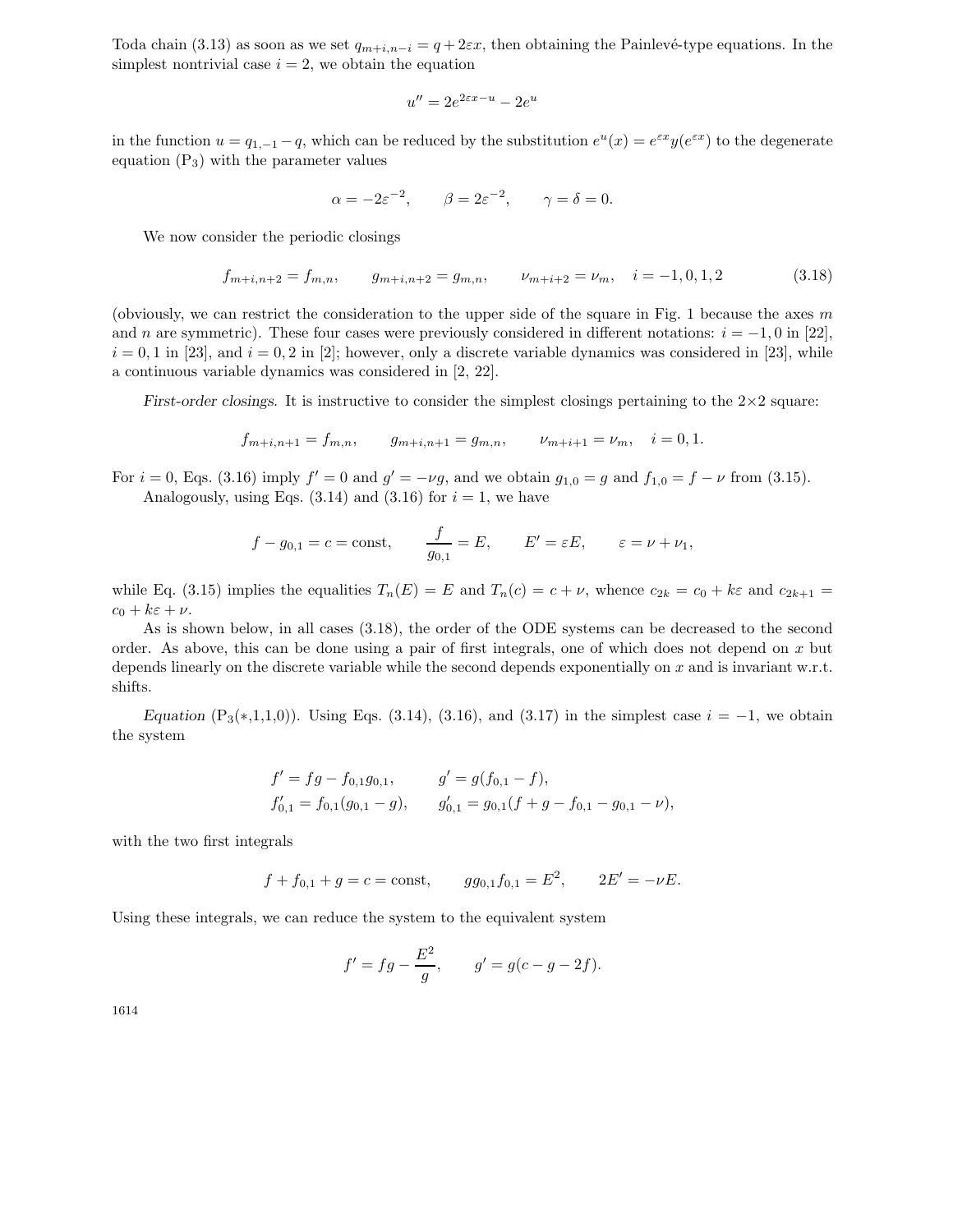Toda chain (3.13) as soon as we set $q_{m+i,n-i} = q + 2\varepsilon x$, then obtaining the Painlevé-type equations. In the simplest nontrivial case $i = 2$, we obtain the equation

$$u'' = 2e^{2\varepsilon x - u} - 2e^{u}$$

in the function $u = q_{1,-1} - q$, which can be reduced by the substitution $e^{u}(x) = e^{\varepsilon x} y(e^{\varepsilon x})$ to the degenerate equation ($\mathrm{P}_3$) with the parameter values

$$\alpha = -2\varepsilon^{-2}, \qquad \beta = 2\varepsilon^{-2}, \qquad \gamma = \delta = 0.$$

We now consider the periodic closings

$$f_{m+i,n+2} = f_{m,n}, \qquad g_{m+i,n+2} = g_{m,n}, \qquad \nu_{m+i+2} = \nu_m, \quad i = -1, 0, 1, 2 \tag{3.18}$$

(obviously, we can restrict the consideration to the upper side of the square in Fig. 1 because the axes $m$ and $n$ are symmetric). These four cases were previously considered in different notations: $i = -1, 0$ in [22], $i = 0, 1$ in [23], and $i = 0, 2$ in [2]; however, only a discrete variable dynamics was considered in [23], while a continuous variable dynamics was considered in [2, 22].

*First-order closings.* It is instructive to consider the simplest closings pertaining to the $2{\times}2$ square:

$$f_{m+i,n+1} = f_{m,n}, \qquad g_{m+i,n+1} = g_{m,n}, \qquad \nu_{m+i+1} = \nu_m, \quad i = 0, 1.$$

For $i = 0$, Eqs. (3.16) imply $f' = 0$ and $g' = -\nu g$, and we obtain $g_{1,0} = g$ and $f_{1,0} = f - \nu$ from (3.15).

Analogously, using Eqs. (3.14) and (3.16) for $i = 1$, we have

$$f - g_{0,1} = c = \text{const}, \qquad \frac{f}{g_{0,1}} = E, \qquad E' = \varepsilon E, \qquad \varepsilon = \nu + \nu_1,$$

while Eq. (3.15) implies the equalities $T_n(E) = E$ and $T_n(c) = c + \nu$, whence $c_{2k} = c_0 + k\varepsilon$ and $c_{2k+1} = c_0 + k\varepsilon + \nu$.

As is shown below, in all cases (3.18), the order of the ODE systems can be decreased to the second order. As above, this can be done using a pair of first integrals, one of which does not depend on $x$ but depends linearly on the discrete variable while the second depends exponentially on $x$ and is invariant w.r.t. shifts.

*Equation* ($\mathrm{P}_3(*,1,1,0)$). Using Eqs. (3.14), (3.16), and (3.17) in the simplest case $i = -1$, we obtain the system

$$\begin{aligned}
f' &= fg - f_{0,1}g_{0,1}, & g' &= g(f_{0,1} - f), \\
f'_{0,1} &= f_{0,1}(g_{0,1} - g), & g'_{0,1} &= g_{0,1}(f + g - f_{0,1} - g_{0,1} - \nu),
\end{aligned}$$

with the two first integrals

$$f + f_{0,1} + g = c = \text{const}, \qquad g g_{0,1} f_{0,1} = E^2, \qquad 2E' = -\nu E.$$

Using these integrals, we can reduce the system to the equivalent system

$$f' = fg - \frac{E^2}{g}, \qquad g' = g(c - g - 2f).$$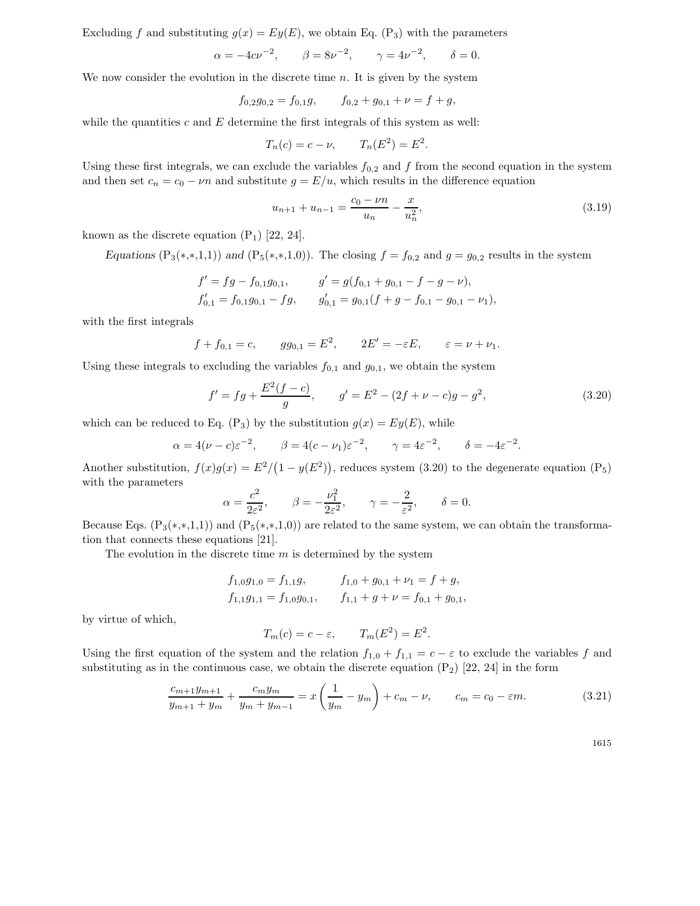Excluding $f$ and substituting $g(x) = Ey(E)$, we obtain Eq. ($\mathrm{P}_3$) with the parameters

$$\alpha = -4c\nu^{-2}, \qquad \beta = 8\nu^{-2}, \qquad \gamma = 4\nu^{-2}, \qquad \delta = 0.$$

We now consider the evolution in the discrete time $n$. It is given by the system

$$f_{0,2}g_{0,2} = f_{0,1}g, \qquad f_{0,2} + g_{0,1} + \nu = f + g,$$

while the quantities $c$ and $E$ determine the first integrals of this system as well:

$$T_n(c) = c - \nu, \qquad T_n(E^2) = E^2.$$

Using these first integrals, we can exclude the variables $f_{0,2}$ and $f$ from the second equation in the system and then set $c_n = c_0 - \nu n$ and substitute $g = E/u$, which results in the difference equation

$$u_{n+1} + u_{n-1} = \frac{c_0 - \nu n}{u_n} - \frac{x}{u_n^2}, \tag{3.19}$$

known as the discrete equation ($\mathrm{P}_1$) [22, 24].

*Equations* ($\mathrm{P}_3(*,*,1,1)$) *and* ($\mathrm{P}_5(*,*,1,0)$). The closing $f = f_{0,2}$ and $g = g_{0,2}$ results in the system

$$\begin{aligned}
f' &= fg - f_{0,1}g_{0,1}, \qquad & g' &= g(f_{0,1} + g_{0,1} - f - g - \nu),\\
f'_{0,1} &= f_{0,1}g_{0,1} - fg, \qquad & g'_{0,1} &= g_{0,1}(f + g - f_{0,1} - g_{0,1} - \nu_1),
\end{aligned}$$

with the first integrals

$$f + f_{0,1} = c, \qquad gg_{0,1} = E^2, \qquad 2E' = -\varepsilon E, \qquad \varepsilon = \nu + \nu_1.$$

Using these integrals to excluding the variables $f_{0,1}$ and $g_{0,1}$, we obtain the system

$$f' = fg + \frac{E^2(f - c)}{g}, \qquad g' = E^2 - (2f + \nu - c)g - g^2, \tag{3.20}$$

which can be reduced to Eq. ($\mathrm{P}_3$) by the substitution $g(x) = Ey(E)$, while

$$\alpha = 4(\nu - c)\varepsilon^{-2}, \qquad \beta = 4(c - \nu_1)\varepsilon^{-2}, \qquad \gamma = 4\varepsilon^{-2}, \qquad \delta = -4\varepsilon^{-2}.$$

Another substitution, $f(x)g(x) = E^2/\big(1 - y(E^2)\big)$, reduces system (3.20) to the degenerate equation ($\mathrm{P}_5$) with the parameters

$$\alpha = \frac{c^2}{2\varepsilon^2}, \qquad \beta = -\frac{\nu_1^2}{2\varepsilon^2}, \qquad \gamma = -\frac{2}{\varepsilon^2}, \qquad \delta = 0.$$

Because Eqs. ($\mathrm{P}_3(*,*,1,1)$) and ($\mathrm{P}_5(*,*,1,0)$) are related to the same system, we can obtain the transformation that connects these equations [21].

The evolution in the discrete time $m$ is determined by the system

$$\begin{aligned}
f_{1,0}g_{1,0} &= f_{1,1}g, \qquad & f_{1,0} + g_{0,1} + \nu_1 &= f + g,\\
f_{1,1}g_{1,1} &= f_{1,0}g_{0,1}, \qquad & f_{1,1} + g + \nu &= f_{0,1} + g_{0,1},
\end{aligned}$$

by virtue of which,

$$T_m(c) = c - \varepsilon, \qquad T_m(E^2) = E^2.$$

Using the first equation of the system and the relation $f_{1,0} + f_{1,1} = c - \varepsilon$ to exclude the variables $f$ and substituting as in the continuous case, we obtain the discrete equation ($\mathrm{P}_2$) [22, 24] in the form

$$\frac{c_{m+1}y_{m+1}}{y_{m+1} + y_m} + \frac{c_m y_m}{y_m + y_{m-1}} = x\left(\frac{1}{y_m} - y_m\right) + c_m - \nu, \qquad c_m = c_0 - \varepsilon m. \tag{3.21}$$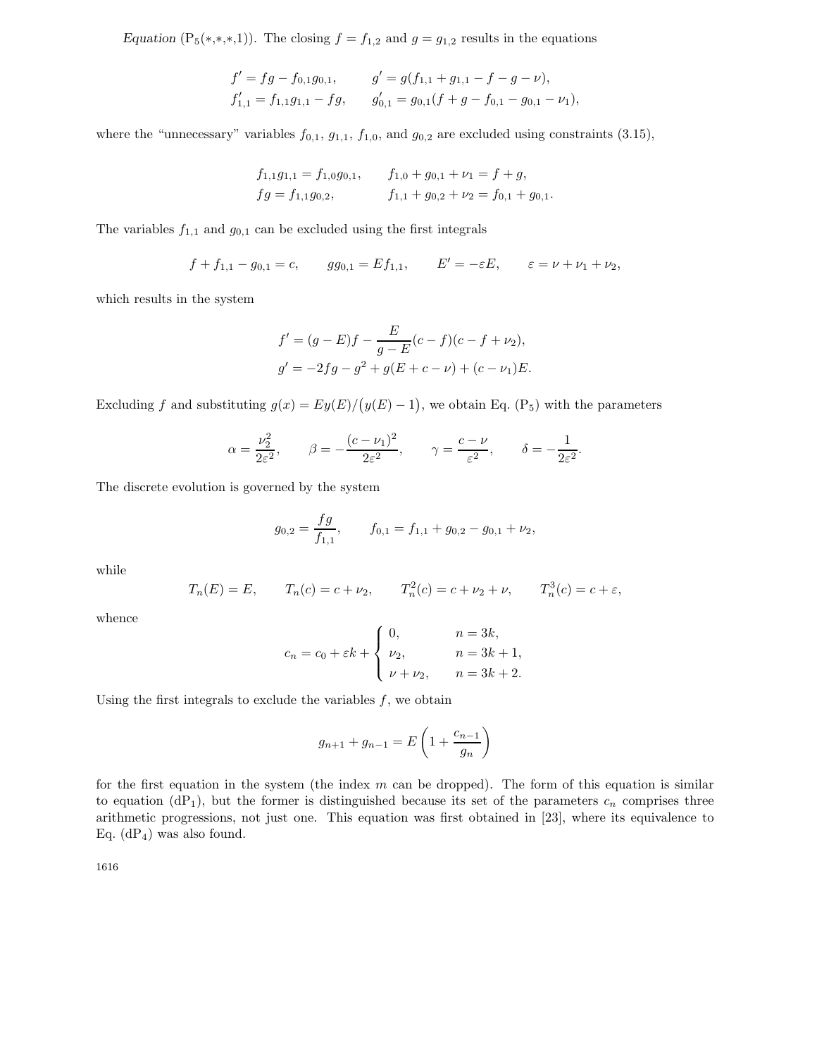*Equation* ($P_5$(∗,∗,∗,1)). The closing $f = f_{1,2}$ and $g = g_{1,2}$ results in the equations

$$
\begin{aligned}
&f' = fg - f_{0,1}g_{0,1}, \qquad && g' = g(f_{1,1} + g_{1,1} - f - g - \nu),\\
&f'_{1,1} = f_{1,1}g_{1,1} - fg, \qquad && g'_{0,1} = g_{0,1}(f + g - f_{0,1} - g_{0,1} - \nu_1),
\end{aligned}
$$

where the "unnecessary" variables $f_{0,1}$, $g_{1,1}$, $f_{1,0}$, and $g_{0,2}$ are excluded using constraints (3.15),

$$
\begin{aligned}
&f_{1,1}g_{1,1} = f_{1,0}g_{0,1}, \qquad && f_{1,0} + g_{0,1} + \nu_1 = f + g,\\
&fg = f_{1,1}g_{0,2}, \qquad && f_{1,1} + g_{0,2} + \nu_2 = f_{0,1} + g_{0,1}.
\end{aligned}
$$

The variables $f_{1,1}$ and $g_{0,1}$ can be excluded using the first integrals

$$
f + f_{1,1} - g_{0,1} = c, \qquad gg_{0,1} = Ef_{1,1}, \qquad E' = -\varepsilon E, \qquad \varepsilon = \nu + \nu_1 + \nu_2,
$$

which results in the system

$$
\begin{aligned}
f' &= (g - E)f - \frac{E}{g - E}(c - f)(c - f + \nu_2),\\
g' &= -2fg - g^2 + g(E + c - \nu) + (c - \nu_1)E.
\end{aligned}
$$

Excluding $f$ and substituting $g(x) = Ey(E)/\big(y(E) - 1\big)$, we obtain Eq. ($P_5$) with the parameters

$$
\alpha = \frac{\nu_2^2}{2\varepsilon^2}, \qquad \beta = -\frac{(c - \nu_1)^2}{2\varepsilon^2}, \qquad \gamma = \frac{c - \nu}{\varepsilon^2}, \qquad \delta = -\frac{1}{2\varepsilon^2}.
$$

The discrete evolution is governed by the system

$$
g_{0,2} = \frac{fg}{f_{1,1}}, \qquad f_{0,1} = f_{1,1} + g_{0,2} - g_{0,1} + \nu_2,
$$

while

$$
T_n(E) = E, \qquad T_n(c) = c + \nu_2, \qquad T_n^2(c) = c + \nu_2 + \nu, \qquad T_n^3(c) = c + \varepsilon,
$$

whence

$$
c_n = c_0 + \varepsilon k + \begin{cases} 0, & n = 3k,\\ \nu_2, & n = 3k + 1,\\ \nu + \nu_2, & n = 3k + 2. \end{cases}
$$

Using the first integrals to exclude the variables $f$, we obtain

$$
g_{n+1} + g_{n-1} = E\left(1 + \frac{c_{n-1}}{g_n}\right)
$$

for the first equation in the system (the index $m$ can be dropped). The form of this equation is similar to equation ($dP_1$), but the former is distinguished because its set of the parameters $c_n$ comprises three arithmetic progressions, not just one. This equation was first obtained in [23], where its equivalence to Eq. ($dP_4$) was also found.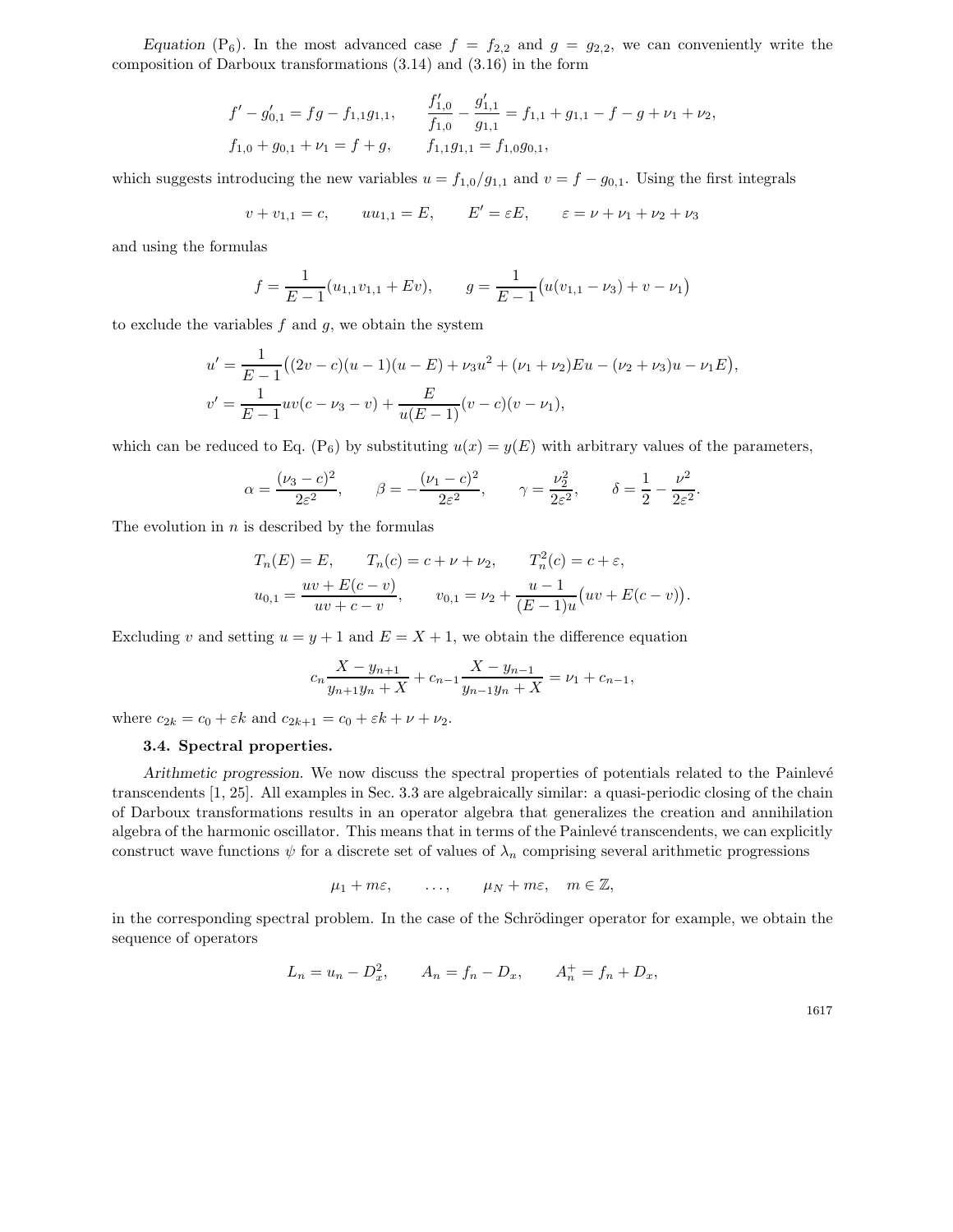*Equation* ($\mathrm{P}_6$). In the most advanced case $f = f_{2,2}$ and $g = g_{2,2}$, we can conveniently write the composition of Darboux transformations (3.14) and (3.16) in the form

$$f' - g'_{0,1} = fg - f_{1,1}g_{1,1}, \qquad \frac{f'_{1,0}}{f_{1,0}} - \frac{g'_{1,1}}{g_{1,1}} = f_{1,1} + g_{1,1} - f - g + \nu_1 + \nu_2,$$

$$f_{1,0} + g_{0,1} + \nu_1 = f + g, \qquad f_{1,1}g_{1,1} = f_{1,0}g_{0,1},$$

which suggests introducing the new variables $u = f_{1,0}/g_{1,1}$ and $v = f - g_{0,1}$. Using the first integrals

$$v + v_{1,1} = c, \qquad uu_{1,1} = E, \qquad E' = \varepsilon E, \qquad \varepsilon = \nu + \nu_1 + \nu_2 + \nu_3$$

and using the formulas

$$f = \frac{1}{E-1}(u_{1,1}v_{1,1} + Ev), \qquad g = \frac{1}{E-1}\big(u(v_{1,1} - \nu_3) + v - \nu_1\big)$$

to exclude the variables $f$ and $g$, we obtain the system

$$u' = \frac{1}{E-1}\big((2v-c)(u-1)(u-E) + \nu_3 u^2 + (\nu_1+\nu_2)Eu - (\nu_2+\nu_3)u - \nu_1 E\big),$$

$$v' = \frac{1}{E-1}uv(c - \nu_3 - v) + \frac{E}{u(E-1)}(v-c)(v-\nu_1),$$

which can be reduced to Eq. ($\mathrm{P}_6$) by substituting $u(x) = y(E)$ with arbitrary values of the parameters,

$$\alpha = \frac{(\nu_3 - c)^2}{2\varepsilon^2}, \qquad \beta = -\frac{(\nu_1 - c)^2}{2\varepsilon^2}, \qquad \gamma = \frac{\nu_2^2}{2\varepsilon^2}, \qquad \delta = \frac{1}{2} - \frac{\nu^2}{2\varepsilon^2}.$$

The evolution in $n$ is described by the formulas

$$T_n(E) = E, \qquad T_n(c) = c + \nu + \nu_2, \qquad T_n^2(c) = c + \varepsilon,$$

$$u_{0,1} = \frac{uv + E(c-v)}{uv + c - v}, \qquad v_{0,1} = \nu_2 + \frac{u-1}{(E-1)u}\big(uv + E(c-v)\big).$$

Excluding $v$ and setting $u = y + 1$ and $E = X + 1$, we obtain the difference equation

$$c_n \frac{X - y_{n+1}}{y_{n+1}y_n + X} + c_{n-1}\frac{X - y_{n-1}}{y_{n-1}y_n + X} = \nu_1 + c_{n-1},$$

where $c_{2k} = c_0 + \varepsilon k$ and $c_{2k+1} = c_0 + \varepsilon k + \nu + \nu_2$.

### 3.4. Spectral properties.

*Arithmetic progression.* We now discuss the spectral properties of potentials related to the Painlevé transcendents [1, 25]. All examples in Sec. 3.3 are algebraically similar: a quasi-periodic closing of the chain of Darboux transformations results in an operator algebra that generalizes the creation and annihilation algebra of the harmonic oscillator. This means that in terms of the Painlevé transcendents, we can explicitly construct wave functions $\psi$ for a discrete set of values of $\lambda_n$ comprising several arithmetic progressions

$$\mu_1 + m\varepsilon, \qquad \dots, \qquad \mu_N + m\varepsilon, \quad m \in \mathbb{Z},$$

in the corresponding spectral problem. In the case of the Schrödinger operator for example, we obtain the sequence of operators

$$L_n = u_n - D_x^2, \qquad A_n = f_n - D_x, \qquad A_n^+ = f_n + D_x,$$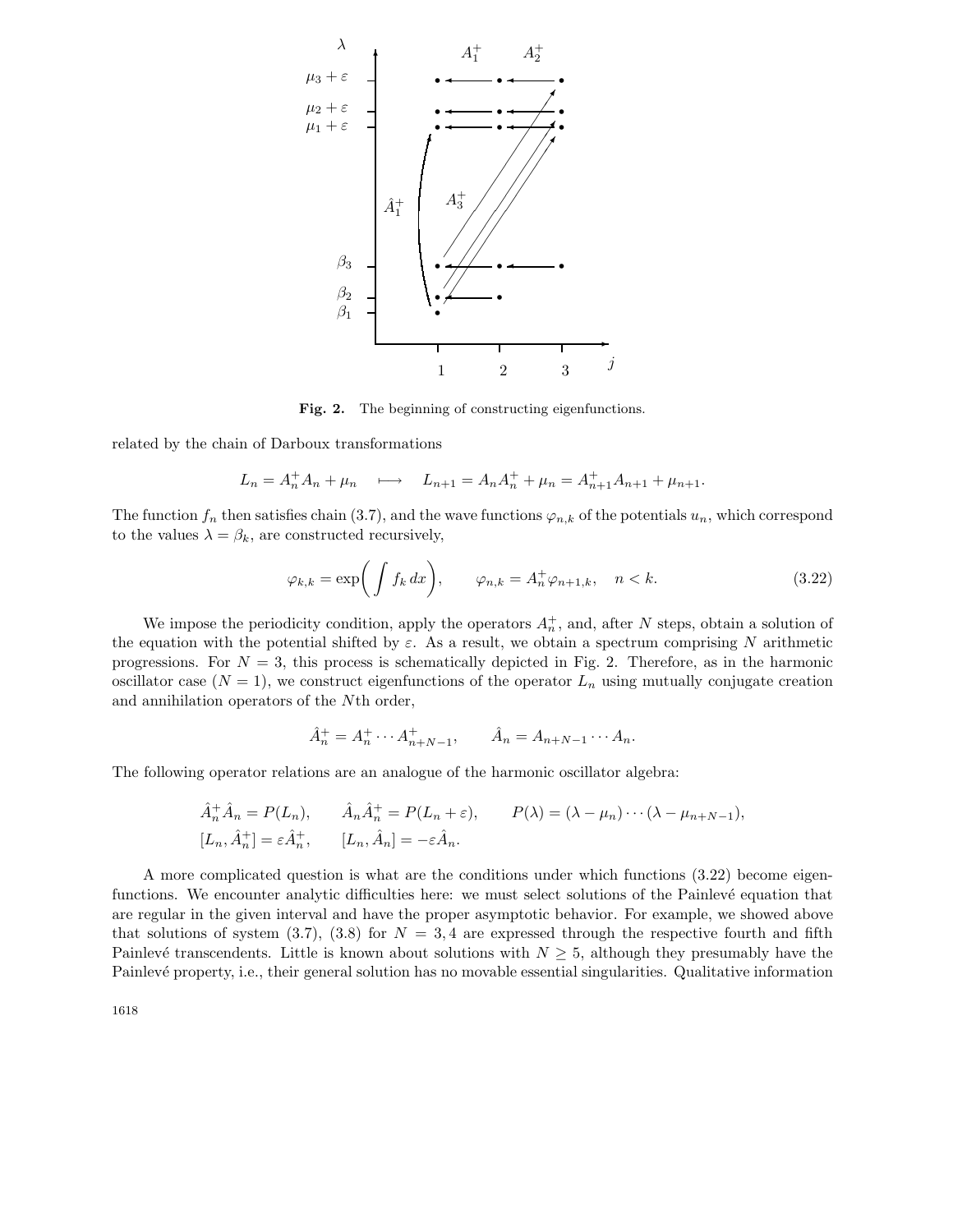**Fig. 2.** The beginning of constructing eigenfunctions.

related by the chain of Darboux transformations

$$L_n = A_n^+ A_n + \mu_n \quad \longmapsto \quad L_{n+1} = A_n A_n^+ + \mu_n = A_{n+1}^+ A_{n+1} + \mu_{n+1}.$$

The function $f_n$ then satisfies chain (3.7), and the wave functions $\varphi_{n,k}$ of the potentials $u_n$, which correspond to the values $\lambda = \beta_k$, are constructed recursively,

$$\varphi_{k,k} = \exp\biggl(\int f_k\,dx\biggr), \qquad \varphi_{n,k} = A_n^+ \varphi_{n+1,k}, \quad n < k. \tag{3.22}$$

We impose the periodicity condition, apply the operators $A_n^+$, and, after $N$ steps, obtain a solution of the equation with the potential shifted by $\varepsilon$. As a result, we obtain a spectrum comprising $N$ arithmetic progressions. For $N = 3$, this process is schematically depicted in Fig. 2. Therefore, as in the harmonic oscillator case ($N = 1$), we construct eigenfunctions of the operator $L_n$ using mutually conjugate creation and annihilation operators of the $N$th order,

$$\hat{A}_n^+ = A_n^+ \cdots A_{n+N-1}^+, \qquad \hat{A}_n = A_{n+N-1} \cdots A_n.$$

The following operator relations are an analogue of the harmonic oscillator algebra:

$$\hat{A}_n^+ \hat{A}_n = P(L_n), \qquad \hat{A}_n \hat{A}_n^+ = P(L_n + \varepsilon), \qquad P(\lambda) = (\lambda - \mu_n) \cdots (\lambda - \mu_{n+N-1}),$$
$$[L_n, \hat{A}_n^+] = \varepsilon \hat{A}_n^+, \qquad [L_n, \hat{A}_n] = -\varepsilon \hat{A}_n.$$

A more complicated question is what are the conditions under which functions (3.22) become eigenfunctions. We encounter analytic difficulties here: we must select solutions of the Painlevé equation that are regular in the given interval and have the proper asymptotic behavior. For example, we showed above that solutions of system (3.7), (3.8) for $N = 3, 4$ are expressed through the respective fourth and fifth Painlevé transcendents. Little is known about solutions with $N \geq 5$, although they presumably have the Painlevé property, i.e., their general solution has no movable essential singularities. Qualitative information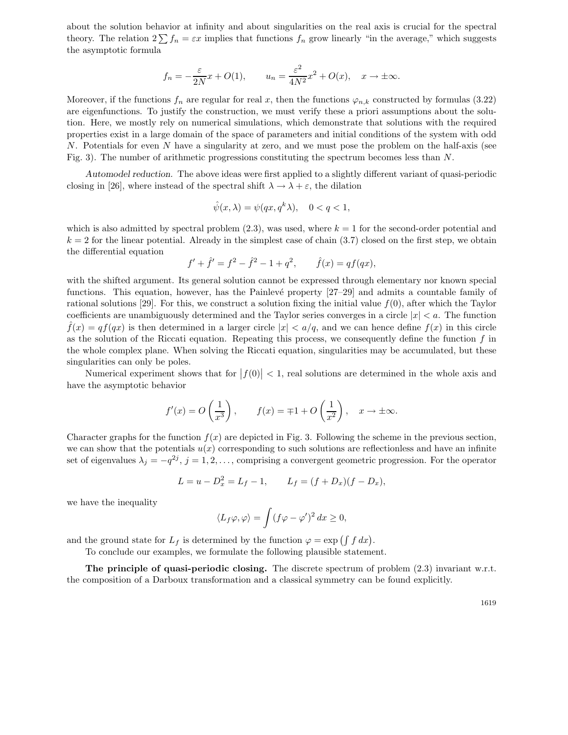about the solution behavior at infinity and about singularities on the real axis is crucial for the spectral theory. The relation $2\sum f_n = \varepsilon x$ implies that functions $f_n$ grow linearly "in the average," which suggests the asymptotic formula

$$f_n = -\frac{\varepsilon}{2N}x + O(1), \qquad u_n = \frac{\varepsilon^2}{4N^2}x^2 + O(x), \quad x \to \pm\infty.$$

Moreover, if the functions $f_n$ are regular for real $x$, then the functions $\varphi_{n,k}$ constructed by formulas (3.22) are eigenfunctions. To justify the construction, we must verify these a priori assumptions about the solution. Here, we mostly rely on numerical simulations, which demonstrate that solutions with the required properties exist in a large domain of the space of parameters and initial conditions of the system with odd $N$. Potentials for even $N$ have a singularity at zero, and we must pose the problem on the half-axis (see Fig. 3). The number of arithmetic progressions constituting the spectrum becomes less than $N$.

*Automodel reduction.* The above ideas were first applied to a slightly different variant of quasi-periodic closing in [26], where instead of the spectral shift $\lambda \to \lambda + \varepsilon$, the dilation

$$\hat{\psi}(x, \lambda) = \psi(qx, q^k\lambda), \quad 0 < q < 1,$$

which is also admitted by spectral problem (2.3), was used, where $k = 1$ for the second-order potential and $k = 2$ for the linear potential. Already in the simplest case of chain (3.7) closed on the first step, we obtain the differential equation

$$f' + \hat{f}' = f^2 - \hat{f}^2 - 1 + q^2, \qquad \hat{f}(x) = qf(qx),$$

with the shifted argument. Its general solution cannot be expressed through elementary nor known special functions. This equation, however, has the Painlevé property [27–29] and admits a countable family of rational solutions [29]. For this, we construct a solution fixing the initial value $f(0)$, after which the Taylor coefficients are unambiguously determined and the Taylor series converges in a circle $|x| < a$. The function $\hat{f}(x) = qf(qx)$ is then determined in a larger circle $|x| < a/q$, and we can hence define $f(x)$ in this circle as the solution of the Riccati equation. Repeating this process, we consequently define the function $f$ in the whole complex plane. When solving the Riccati equation, singularities may be accumulated, but these singularities can only be poles.

Numerical experiment shows that for $|f(0)| < 1$, real solutions are determined in the whole axis and have the asymptotic behavior

$$f'(x) = O\left(\frac{1}{x^3}\right), \qquad f(x) = \mp 1 + O\left(\frac{1}{x^2}\right), \quad x \to \pm\infty.$$

Character graphs for the function $f(x)$ are depicted in Fig. 3. Following the scheme in the previous section, we can show that the potentials $u(x)$ corresponding to such solutions are reflectionless and have an infinite set of eigenvalues $\lambda_j = -q^{2j}$, $j = 1, 2, \ldots$, comprising a convergent geometric progression. For the operator

$$L = u - D_x^2 = L_f - 1, \qquad L_f = (f + D_x)(f - D_x),$$

we have the inequality

$$\langle L_f\varphi, \varphi\rangle = \int (f\varphi - \varphi')^2\,dx \geq 0,$$

and the ground state for $L_f$ is determined by the function $\varphi = \exp\left(\int f\,dx\right)$.

To conclude our examples, we formulate the following plausible statement.

**The principle of quasi-periodic closing.** The discrete spectrum of problem (2.3) invariant w.r.t. the composition of a Darboux transformation and a classical symmetry can be found explicitly.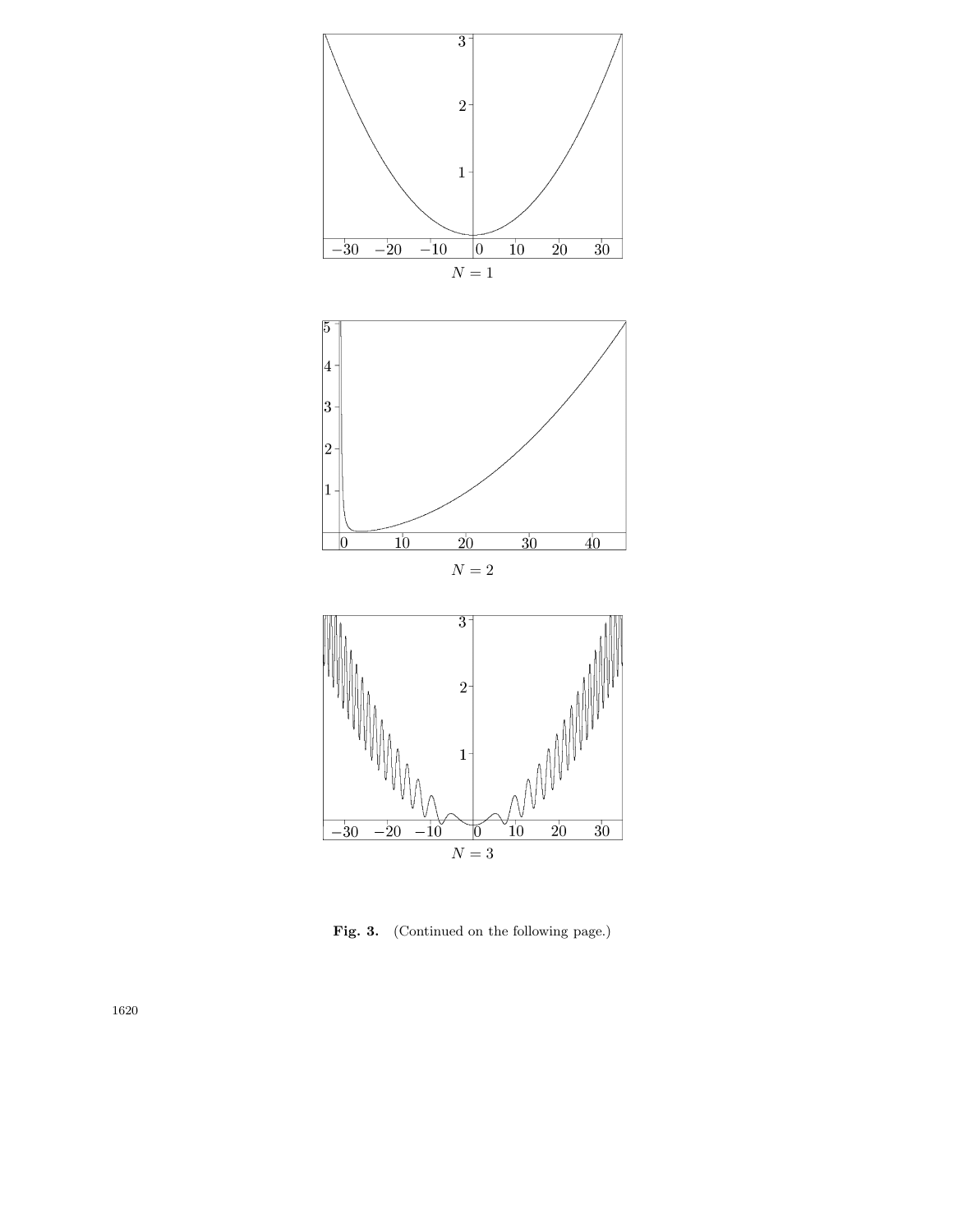$N = 1$

$N = 2$

$N = 3$

**Fig. 3.** (Continued on the following page.)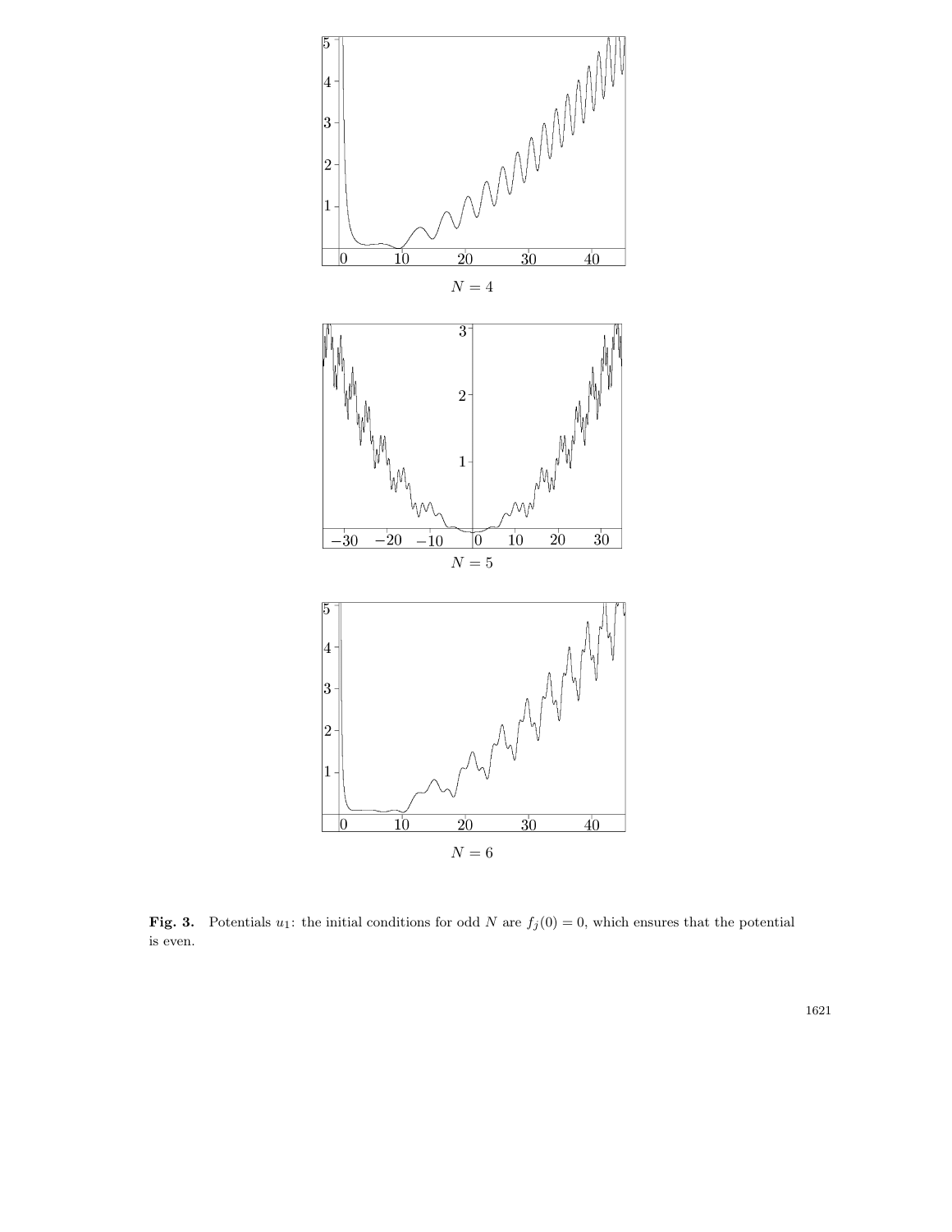$N = 4$

$N = 5$

$N = 6$

**Fig. 3.** Potentials $u_1$: the initial conditions for odd $N$ are $f_j(0) = 0$, which ensures that the potential is even.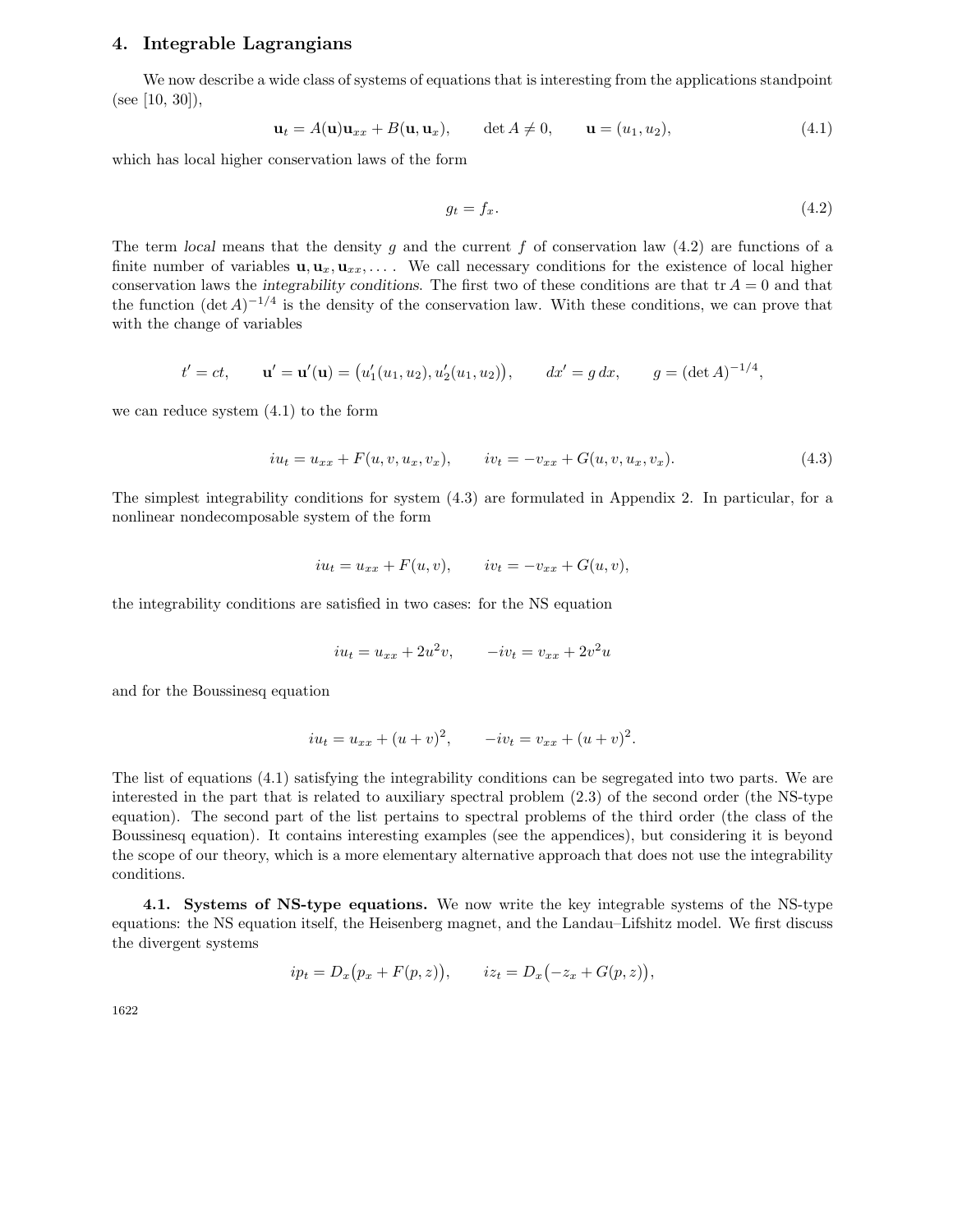## 4. Integrable Lagrangians

We now describe a wide class of systems of equations that is interesting from the applications standpoint (see [10, 30]),

$$\mathbf{u}_t = A(\mathbf{u})\mathbf{u}_{xx} + B(\mathbf{u}, \mathbf{u}_x), \qquad \det A \neq 0, \qquad \mathbf{u} = (u_1, u_2), \tag{4.1}$$

which has local higher conservation laws of the form

$$g_t = f_x. \tag{4.2}$$

The term *local* means that the density $g$ and the current $f$ of conservation law (4.2) are functions of a finite number of variables $\mathbf{u}, \mathbf{u}_x, \mathbf{u}_{xx}, \dots$ . We call necessary conditions for the existence of local higher conservation laws the *integrability conditions*. The first two of these conditions are that $\operatorname{tr} A = 0$ and that the function $(\det A)^{-1/4}$ is the density of the conservation law. With these conditions, we can prove that with the change of variables

$$t' = ct, \qquad \mathbf{u}' = \mathbf{u}'(\mathbf{u}) = \big(u_1'(u_1, u_2), u_2'(u_1, u_2)\big), \qquad dx' = g\,dx, \qquad g = (\det A)^{-1/4},$$

we can reduce system (4.1) to the form

$$iu_t = u_{xx} + F(u, v, u_x, v_x), \qquad iv_t = -v_{xx} + G(u, v, u_x, v_x). \tag{4.3}$$

The simplest integrability conditions for system (4.3) are formulated in Appendix 2. In particular, for a nonlinear nondecomposable system of the form

$$iu_t = u_{xx} + F(u, v), \qquad iv_t = -v_{xx} + G(u, v),$$

the integrability conditions are satisfied in two cases: for the NS equation

$$iu_t = u_{xx} + 2u^2 v, \qquad -iv_t = v_{xx} + 2v^2 u$$

and for the Boussinesq equation

$$iu_t = u_{xx} + (u + v)^2, \qquad -iv_t = v_{xx} + (u + v)^2.$$

The list of equations (4.1) satisfying the integrability conditions can be segregated into two parts. We are interested in the part that is related to auxiliary spectral problem (2.3) of the second order (the NS-type equation). The second part of the list pertains to spectral problems of the third order (the class of the Boussinesq equation). It contains interesting examples (see the appendices), but considering it is beyond the scope of our theory, which is a more elementary alternative approach that does not use the integrability conditions.

**4.1. Systems of NS-type equations.** We now write the key integrable systems of the NS-type equations: the NS equation itself, the Heisenberg magnet, and the Landau–Lifshitz model. We first discuss the divergent systems

$$ip_t = D_x\big(p_x + F(p, z)\big), \qquad iz_t = D_x\big(-z_x + G(p, z)\big),$$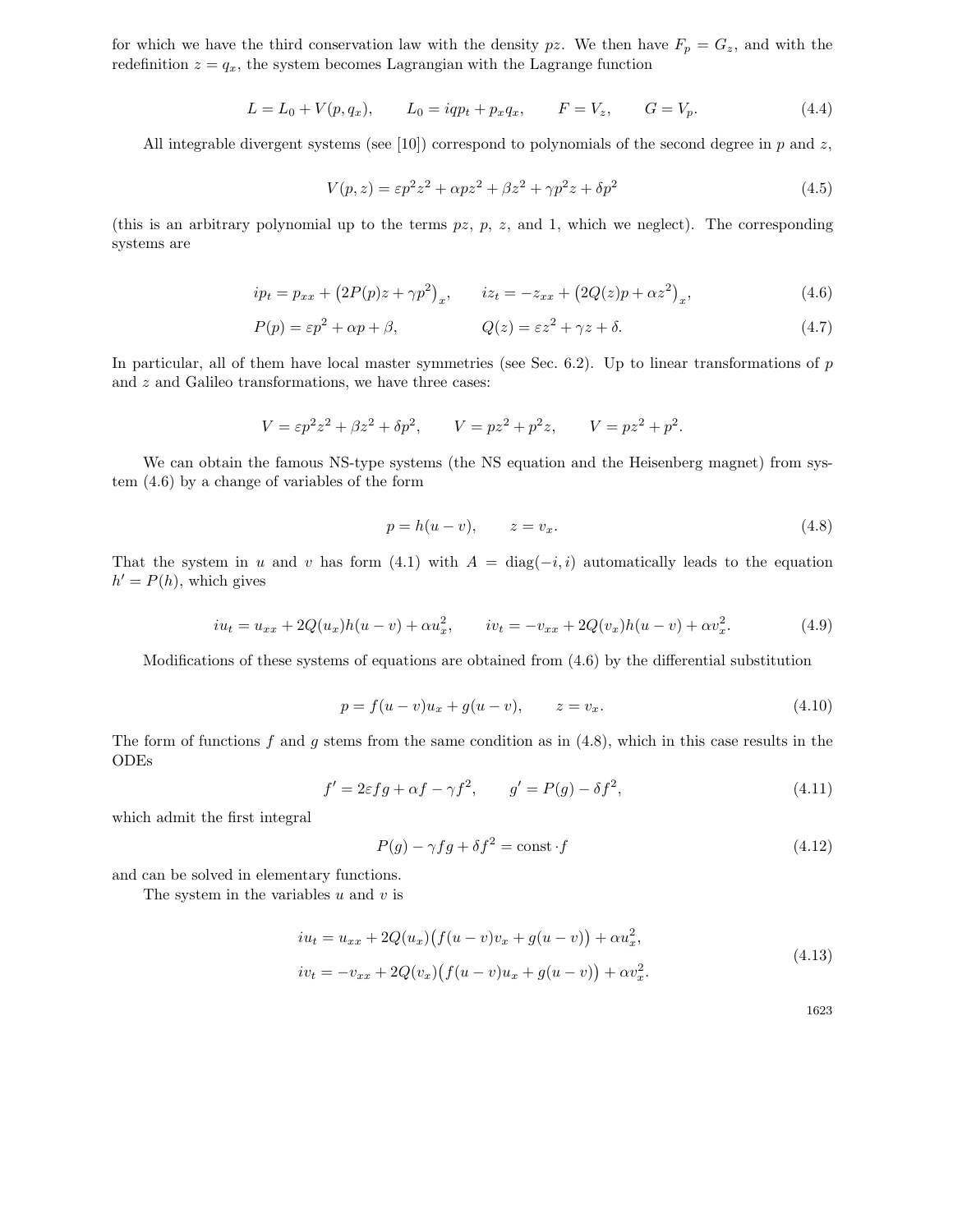for which we have the third conservation law with the density $pz$. We then have $F_p = G_z$, and with the redefinition $z = q_x$, the system becomes Lagrangian with the Lagrange function

$$L = L_0 + V(p, q_x), \qquad L_0 = iqp_t + p_x q_x, \qquad F = V_z, \qquad G = V_p. \tag{4.4}$$

All integrable divergent systems (see [10]) correspond to polynomials of the second degree in $p$ and $z$,

$$V(p, z) = \varepsilon p^2 z^2 + \alpha p z^2 + \beta z^2 + \gamma p^2 z + \delta p^2 \tag{4.5}$$

(this is an arbitrary polynomial up to the terms $pz$, $p$, $z$, and 1, which we neglect). The corresponding systems are

$$ip_t = p_{xx} + \big(2P(p)z + \gamma p^2\big)_x, \qquad iz_t = -z_{xx} + \big(2Q(z)p + \alpha z^2\big)_x, \tag{4.6}$$

$$P(p) = \varepsilon p^2 + \alpha p + \beta, \qquad Q(z) = \varepsilon z^2 + \gamma z + \delta. \tag{4.7}$$

In particular, all of them have local master symmetries (see Sec. 6.2). Up to linear transformations of $p$ and $z$ and Galileo transformations, we have three cases:

$$V = \varepsilon p^2 z^2 + \beta z^2 + \delta p^2, \qquad V = pz^2 + p^2 z, \qquad V = pz^2 + p^2.$$

We can obtain the famous NS-type systems (the NS equation and the Heisenberg magnet) from system (4.6) by a change of variables of the form

$$p = h(u - v), \qquad z = v_x. \tag{4.8}$$

That the system in $u$ and $v$ has form (4.1) with $A = \operatorname{diag}(-i, i)$ automatically leads to the equation $h' = P(h)$, which gives

$$iu_t = u_{xx} + 2Q(u_x)h(u - v) + \alpha u_x^2, \qquad iv_t = -v_{xx} + 2Q(v_x)h(u - v) + \alpha v_x^2. \tag{4.9}$$

Modifications of these systems of equations are obtained from (4.6) by the differential substitution

$$p = f(u - v)u_x + g(u - v), \qquad z = v_x. \tag{4.10}$$

The form of functions $f$ and $g$ stems from the same condition as in (4.8), which in this case results in the ODEs

$$f' = 2\varepsilon f g + \alpha f - \gamma f^2, \qquad g' = P(g) - \delta f^2, \tag{4.11}$$

which admit the first integral

$$P(g) - \gamma f g + \delta f^2 = \mathrm{const} \cdot f \tag{4.12}$$

and can be solved in elementary functions.

The system in the variables $u$ and $v$ is

$$\begin{aligned} iu_t &= u_{xx} + 2Q(u_x)\big(f(u - v)v_x + g(u - v)\big) + \alpha u_x^2, \\ iv_t &= -v_{xx} + 2Q(v_x)\big(f(u - v)u_x + g(u - v)\big) + \alpha v_x^2. \end{aligned} \tag{4.13}$$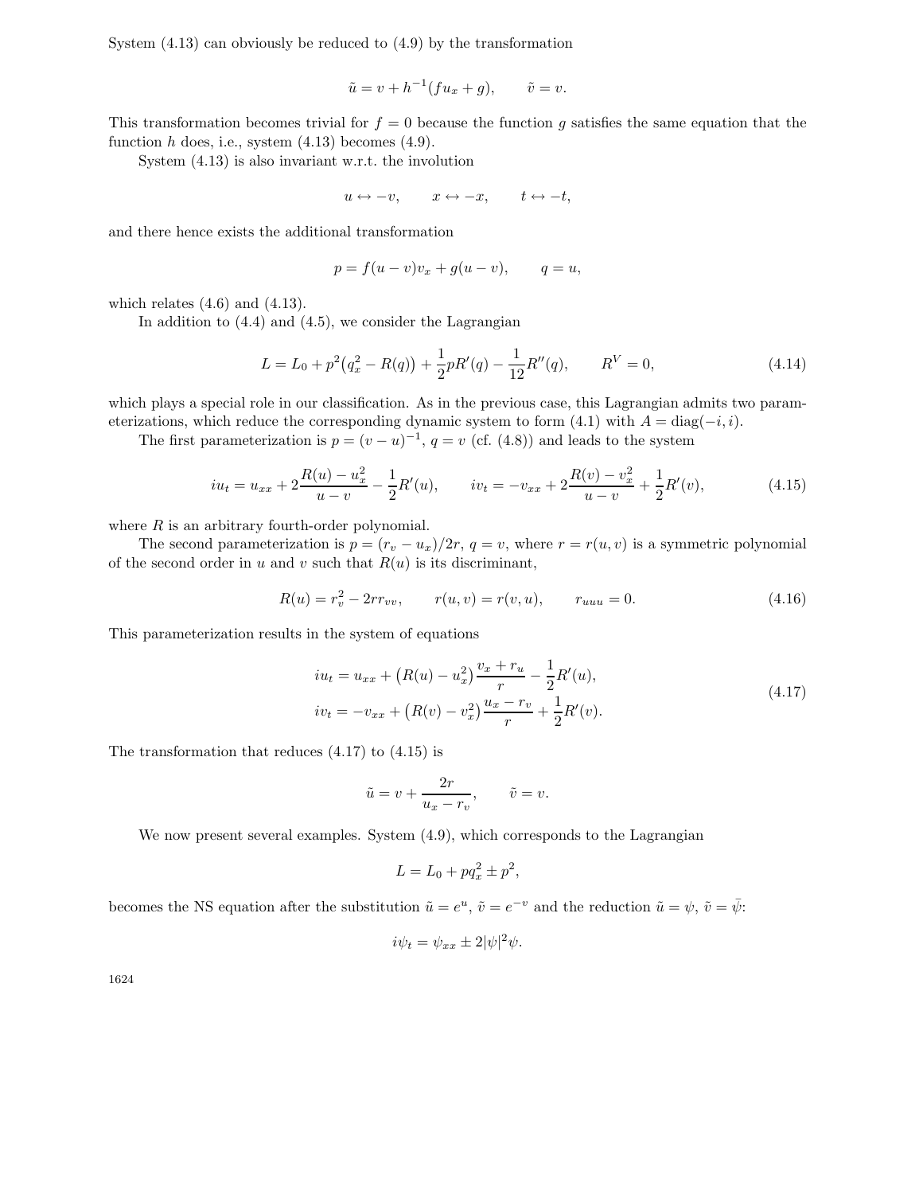System (4.13) can obviously be reduced to (4.9) by the transformation

$$\tilde{u} = v + h^{-1}(fu_x + g), \qquad \tilde{v} = v.$$

This transformation becomes trivial for $f = 0$ because the function $g$ satisfies the same equation that the function $h$ does, i.e., system (4.13) becomes (4.9).

System (4.13) is also invariant w.r.t. the involution

$$u \leftrightarrow -v, \qquad x \leftrightarrow -x, \qquad t \leftrightarrow -t,$$

and there hence exists the additional transformation

$$p = f(u - v)v_x + g(u - v), \qquad q = u,$$

which relates (4.6) and (4.13).

In addition to (4.4) and (4.5), we consider the Lagrangian

$$L = L_0 + p^2\big(q_x^2 - R(q)\big) + \frac{1}{2}pR'(q) - \frac{1}{12}R''(q), \qquad R^V = 0, \tag{4.14}$$

which plays a special role in our classification. As in the previous case, this Lagrangian admits two parameterizations, which reduce the corresponding dynamic system to form (4.1) with $A = \operatorname{diag}(-i, i)$.

The first parameterization is $p = (v - u)^{-1}$, $q = v$ (cf. (4.8)) and leads to the system

$$iu_t = u_{xx} + 2\frac{R(u) - u_x^2}{u - v} - \frac{1}{2}R'(u), \qquad iv_t = -v_{xx} + 2\frac{R(v) - v_x^2}{u - v} + \frac{1}{2}R'(v), \tag{4.15}$$

where $R$ is an arbitrary fourth-order polynomial.

The second parameterization is $p = (r_v - u_x)/2r$, $q = v$, where $r = r(u, v)$ is a symmetric polynomial of the second order in $u$ and $v$ such that $R(u)$ is its discriminant,

$$R(u) = r_v^2 - 2rr_{vv}, \qquad r(u, v) = r(v, u), \qquad r_{uuu} = 0. \tag{4.16}$$

This parameterization results in the system of equations

$$\begin{aligned} iu_t &= u_{xx} + \big(R(u) - u_x^2\big)\frac{v_x + r_u}{r} - \frac{1}{2}R'(u), \\ iv_t &= -v_{xx} + \big(R(v) - v_x^2\big)\frac{u_x - r_v}{r} + \frac{1}{2}R'(v). \end{aligned} \tag{4.17}$$

The transformation that reduces (4.17) to (4.15) is

$$\tilde{u} = v + \frac{2r}{u_x - r_v}, \qquad \tilde{v} = v.$$

We now present several examples. System (4.9), which corresponds to the Lagrangian

$$L = L_0 + pq_x^2 \pm p^2,$$

becomes the NS equation after the substitution $\tilde{u} = e^u$, $\tilde{v} = e^{-v}$ and the reduction $\tilde{u} = \psi$, $\tilde{v} = \bar{\psi}$:

$$i\psi_t = \psi_{xx} \pm 2|\psi|^2\psi.$$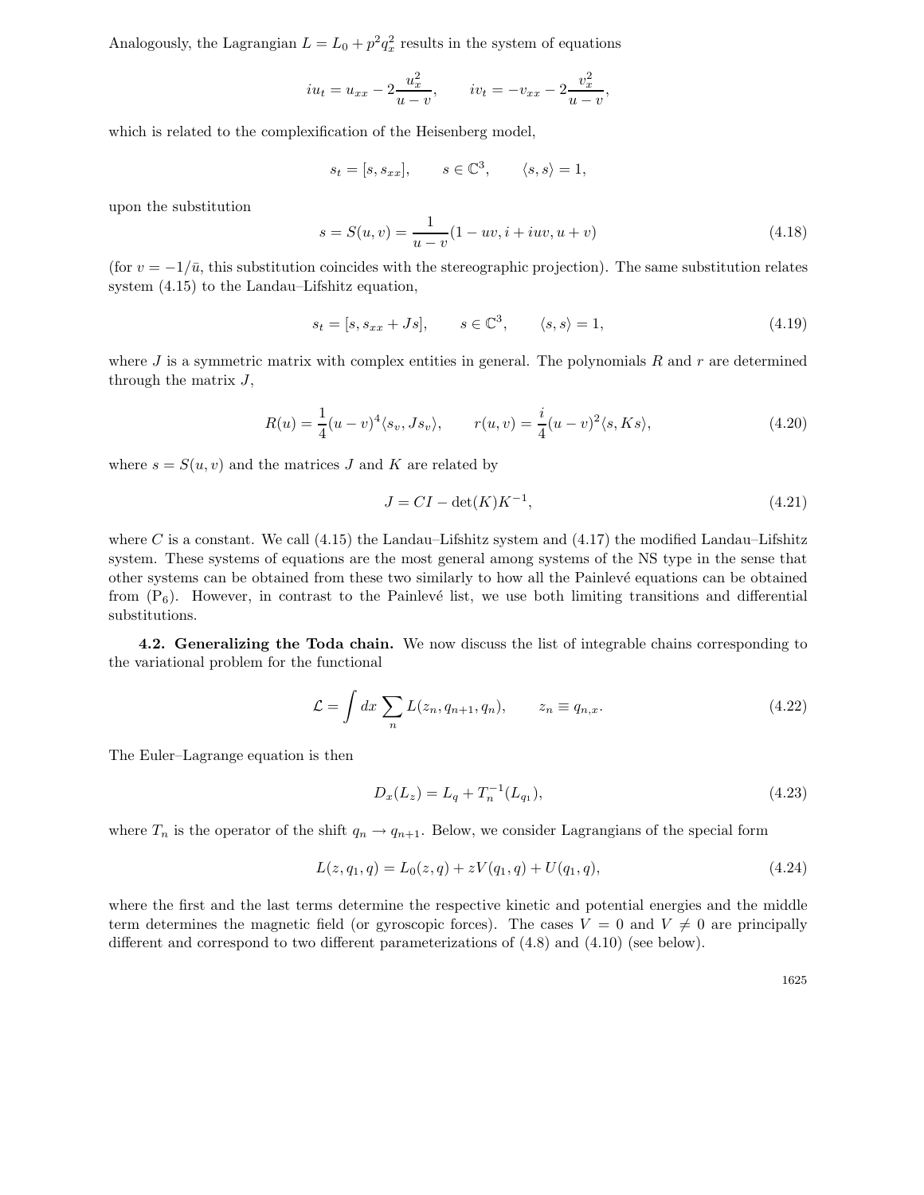Analogously, the Lagrangian $L = L_0 + p^2 q_x^2$ results in the system of equations

$$iu_t = u_{xx} - 2\frac{u_x^2}{u-v}, \qquad iv_t = -v_{xx} - 2\frac{v_x^2}{u-v},$$

which is related to the complexification of the Heisenberg model,

$$s_t = [s, s_{xx}], \qquad s \in \mathbb{C}^3, \qquad \langle s, s\rangle = 1,$$

upon the substitution

$$s = S(u,v) = \frac{1}{u-v}(1 - uv, i + iuv, u + v) \tag{4.18}$$

(for $v = -1/\bar{u}$, this substitution coincides with the stereographic projection). The same substitution relates system (4.15) to the Landau–Lifshitz equation,

$$s_t = [s, s_{xx} + Js], \qquad s \in \mathbb{C}^3, \qquad \langle s, s\rangle = 1, \tag{4.19}$$

where $J$ is a symmetric matrix with complex entities in general. The polynomials $R$ and $r$ are determined through the matrix $J$,

$$R(u) = \frac{1}{4}(u-v)^4 \langle s_v, Js_v\rangle, \qquad r(u,v) = \frac{i}{4}(u-v)^2\langle s, Ks\rangle, \tag{4.20}$$

where $s = S(u,v)$ and the matrices $J$ and $K$ are related by

$$J = CI - \det(K)K^{-1}, \tag{4.21}$$

where $C$ is a constant. We call (4.15) the Landau–Lifshitz system and (4.17) the modified Landau–Lifshitz system. These systems of equations are the most general among systems of the NS type in the sense that other systems can be obtained from these two similarly to how all the Painlevé equations can be obtained from ($P_6$). However, in contrast to the Painlevé list, we use both limiting transitions and differential substitutions.

**4.2. Generalizing the Toda chain.** We now discuss the list of integrable chains corresponding to the variational problem for the functional

$$\mathcal{L} = \int dx \sum_n L(z_n, q_{n+1}, q_n), \qquad z_n \equiv q_{n,x}. \tag{4.22}$$

The Euler–Lagrange equation is then

$$D_x(L_z) = L_q + T_n^{-1}(L_{q_1}), \tag{4.23}$$

where $T_n$ is the operator of the shift $q_n \to q_{n+1}$. Below, we consider Lagrangians of the special form

$$L(z, q_1, q) = L_0(z, q) + zV(q_1, q) + U(q_1, q), \tag{4.24}$$

where the first and the last terms determine the respective kinetic and potential energies and the middle term determines the magnetic field (or gyroscopic forces). The cases $V = 0$ and $V \neq 0$ are principally different and correspond to two different parameterizations of (4.8) and (4.10) (see below).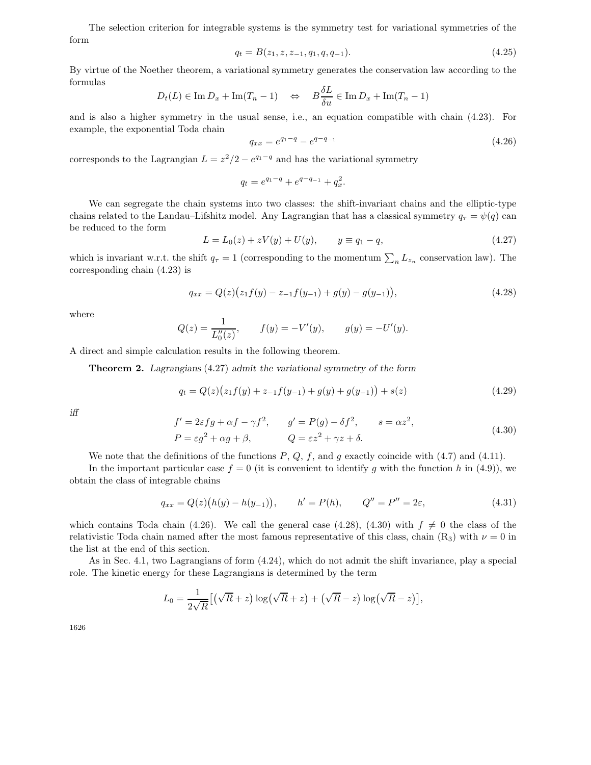The selection criterion for integrable systems is the symmetry test for variational symmetries of the form

$$q_t = B(z_1, z, z_{-1}, q_1, q, q_{-1}). \tag{4.25}$$

By virtue of the Noether theorem, a variational symmetry generates the conservation law according to the formulas

$$D_t(L) \in \operatorname{Im} D_x + \operatorname{Im}(T_n - 1) \quad \Leftrightarrow \quad B\frac{\delta L}{\delta u} \in \operatorname{Im} D_x + \operatorname{Im}(T_n - 1)$$

and is also a higher symmetry in the usual sense, i.e., an equation compatible with chain (4.23). For example, the exponential Toda chain

$$q_{xx} = e^{q_1 - q} - e^{q - q_{-1}} \tag{4.26}$$

corresponds to the Lagrangian $L = z^2/2 - e^{q_1 - q}$ and has the variational symmetry

$$q_t = e^{q_1 - q} + e^{q - q_{-1}} + q_x^2.$$

We can segregate the chain systems into two classes: the shift-invariant chains and the elliptic-type chains related to the Landau–Lifshitz model. Any Lagrangian that has a classical symmetry $q_\tau = \psi(q)$ can be reduced to the form

$$L = L_0(z) + zV(y) + U(y), \qquad y \equiv q_1 - q, \tag{4.27}$$

which is invariant w.r.t. the shift $q_\tau = 1$ (corresponding to the momentum $\sum_n L_{z_n}$ conservation law). The corresponding chain (4.23) is

$$q_{xx} = Q(z)\big(z_1 f(y) - z_{-1} f(y_{-1}) + g(y) - g(y_{-1})\big), \tag{4.28}$$

where

$$Q(z) = \frac{1}{L_0''(z)}, \qquad f(y) = -V'(y), \qquad g(y) = -U'(y).$$

A direct and simple calculation results in the following theorem.

**Theorem 2.** *Lagrangians* (4.27) *admit the variational symmetry of the form*

$$q_t = Q(z)\big(z_1 f(y) + z_{-1} f(y_{-1}) + g(y) + g(y_{-1})\big) + s(z) \tag{4.29}$$

*iff*

$$\begin{aligned} &f' = 2\varepsilon f g + \alpha f - \gamma f^2, \qquad g' = P(g) - \delta f^2, \qquad s = \alpha z^2, \\ &P = \varepsilon g^2 + \alpha g + \beta, \qquad\quad\;\; Q = \varepsilon z^2 + \gamma z + \delta. \end{aligned} \tag{4.30}$$

We note that the definitions of the functions $P$, $Q$, $f$, and $g$ exactly coincide with (4.7) and (4.11).

In the important particular case $f = 0$ (it is convenient to identify $g$ with the function $h$ in (4.9)), we obtain the class of integrable chains

$$q_{xx} = Q(z)\big(h(y) - h(y_{-1})\big), \qquad h' = P(h), \qquad Q'' = P'' = 2\varepsilon, \tag{4.31}$$

which contains Toda chain (4.26). We call the general case (4.28), (4.30) with $f \neq 0$ the class of the relativistic Toda chain named after the most famous representative of this class, chain ($\mathrm{R}_3$) with $\nu = 0$ in the list at the end of this section.

As in Sec. 4.1, two Lagrangians of form (4.24), which do not admit the shift invariance, play a special role. The kinetic energy for these Lagrangians is determined by the term

$$L_0 = \frac{1}{2\sqrt{R}}\big[\big(\sqrt{R} + z\big)\log\big(\sqrt{R} + z\big) + \big(\sqrt{R} - z\big)\log\big(\sqrt{R} - z\big)\big],$$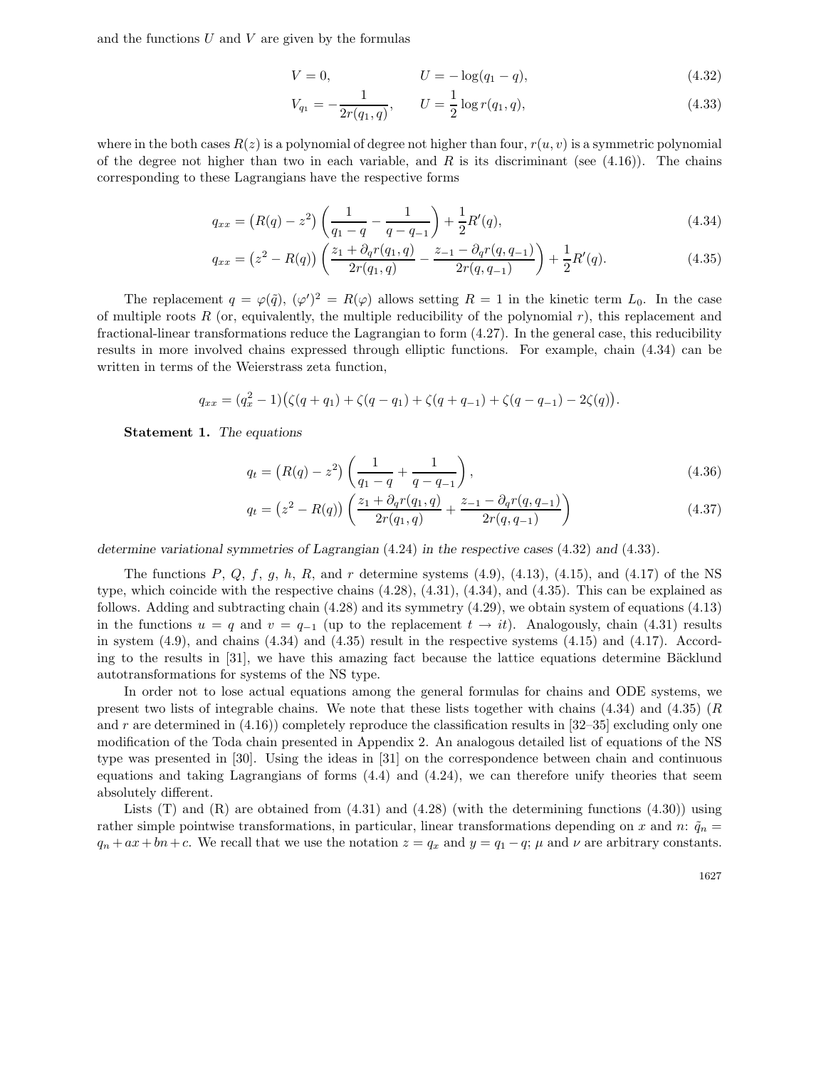and the functions $U$ and $V$ are given by the formulas

$$V = 0, \qquad U = -\log(q_1 - q), \tag{4.32}$$

$$V_{q_1} = -\frac{1}{2r(q_1, q)}, \qquad U = \frac{1}{2}\log r(q_1, q), \tag{4.33}$$

where in the both cases $R(z)$ is a polynomial of degree not higher than four, $r(u, v)$ is a symmetric polynomial of the degree not higher than two in each variable, and $R$ is its discriminant (see (4.16)). The chains corresponding to these Lagrangians have the respective forms

$$q_{xx} = \left(R(q) - z^2\right)\left(\frac{1}{q_1 - q} - \frac{1}{q - q_{-1}}\right) + \frac{1}{2}R'(q), \tag{4.34}$$

$$q_{xx} = \left(z^2 - R(q)\right)\left(\frac{z_1 + \partial_q r(q_1, q)}{2r(q_1, q)} - \frac{z_{-1} - \partial_q r(q, q_{-1})}{2r(q, q_{-1})}\right) + \frac{1}{2}R'(q). \tag{4.35}$$

The replacement $q = \varphi(\tilde{q})$, $(\varphi')^2 = R(\varphi)$ allows setting $R = 1$ in the kinetic term $L_0$. In the case of multiple roots $R$ (or, equivalently, the multiple reducibility of the polynomial $r$), this replacement and fractional-linear transformations reduce the Lagrangian to form (4.27). In the general case, this reducibility results in more involved chains expressed through elliptic functions. For example, chain (4.34) can be written in terms of the Weierstrass zeta function,

$$q_{xx} = (q_x^2 - 1)\big(\zeta(q + q_1) + \zeta(q - q_1) + \zeta(q + q_{-1}) + \zeta(q - q_{-1}) - 2\zeta(q)\big).$$

**Statement 1.** *The equations*

$$q_t = \left(R(q) - z^2\right)\left(\frac{1}{q_1 - q} + \frac{1}{q - q_{-1}}\right), \tag{4.36}$$

$$q_t = \left(z^2 - R(q)\right)\left(\frac{z_1 + \partial_q r(q_1, q)}{2r(q_1, q)} + \frac{z_{-1} - \partial_q r(q, q_{-1})}{2r(q, q_{-1})}\right) \tag{4.37}$$

*determine variational symmetries of Lagrangian* (4.24) *in the respective cases* (4.32) *and* (4.33).

The functions $P$, $Q$, $f$, $g$, $h$, $R$, and $r$ determine systems (4.9), (4.13), (4.15), and (4.17) of the NS type, which coincide with the respective chains (4.28), (4.31), (4.34), and (4.35). This can be explained as follows. Adding and subtracting chain (4.28) and its symmetry (4.29), we obtain system of equations (4.13) in the functions $u = q$ and $v = q_{-1}$ (up to the replacement $t \to it$). Analogously, chain (4.31) results in system (4.9), and chains (4.34) and (4.35) result in the respective systems (4.15) and (4.17). According to the results in [31], we have this amazing fact because the lattice equations determine Bäcklund autotransformations for systems of the NS type.

In order not to lose actual equations among the general formulas for chains and ODE systems, we present two lists of integrable chains. We note that these lists together with chains (4.34) and (4.35) ($R$ and $r$ are determined in (4.16)) completely reproduce the classification results in [32–35] excluding only one modification of the Toda chain presented in Appendix 2. An analogous detailed list of equations of the NS type was presented in [30]. Using the ideas in [31] on the correspondence between chain and continuous equations and taking Lagrangians of forms (4.4) and (4.24), we can therefore unify theories that seem absolutely different.

Lists (T) and (R) are obtained from (4.31) and (4.28) (with the determining functions (4.30)) using rather simple pointwise transformations, in particular, linear transformations depending on $x$ and $n$: $\tilde{q}_n = q_n + ax + bn + c$. We recall that we use the notation $z = q_x$ and $y = q_1 - q$; $\mu$ and $\nu$ are arbitrary constants.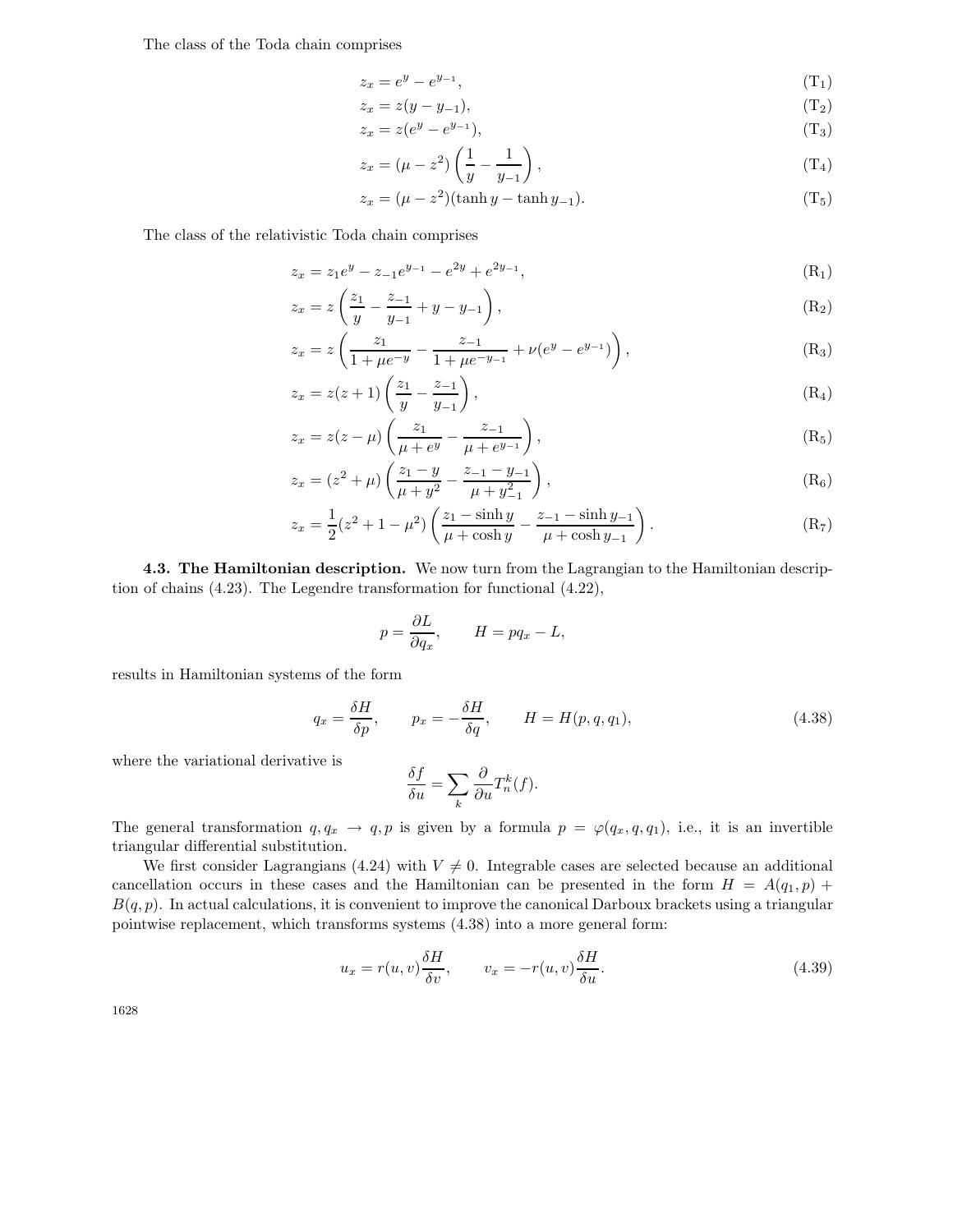The class of the Toda chain comprises

$$z_x = e^y - e^{y_{-1}}, \tag{T$_1$}$$

$$z_x = z(y - y_{-1}), \tag{T$_2$}$$

$$z_x = z(e^y - e^{y_{-1}}), \tag{T$_3$}$$

$$z_x = (\mu - z^2)\left(\frac{1}{y} - \frac{1}{y_{-1}}\right), \tag{T$_4$}$$

$$z_x = (\mu - z^2)(\tanh y - \tanh y_{-1}). \tag{T$_5$}$$

The class of the relativistic Toda chain comprises

$$z_x = z_1 e^y - z_{-1} e^{y_{-1}} - e^{2y} + e^{2y_{-1}}, \tag{R$_1$}$$

$$z_x = z\left(\frac{z_1}{y} - \frac{z_{-1}}{y_{-1}} + y - y_{-1}\right), \tag{R$_2$}$$

$$z_x = z\left(\frac{z_1}{1+\mu e^{-y}} - \frac{z_{-1}}{1+\mu e^{-y_{-1}}} + \nu(e^y - e^{y_{-1}})\right), \tag{R$_3$}$$

$$z_x = z(z+1)\left(\frac{z_1}{y} - \frac{z_{-1}}{y_{-1}}\right), \tag{R$_4$}$$

$$z_x = z(z-\mu)\left(\frac{z_1}{\mu + e^y} - \frac{z_{-1}}{\mu + e^{y_{-1}}}\right), \tag{R$_5$}$$

$$z_x = (z^2 + \mu)\left(\frac{z_1 - y}{\mu + y^2} - \frac{z_{-1} - y_{-1}}{\mu + y_{-1}^2}\right), \tag{R$_6$}$$

$$z_x = \frac{1}{2}(z^2 + 1 - \mu^2)\left(\frac{z_1 - \sinh y}{\mu + \cosh y} - \frac{z_{-1} - \sinh y_{-1}}{\mu + \cosh y_{-1}}\right). \tag{R$_7$}$$

**4.3. The Hamiltonian description.** We now turn from the Lagrangian to the Hamiltonian description of chains (4.23). The Legendre transformation for functional (4.22),

$$p = \frac{\partial L}{\partial q_x}, \qquad H = pq_x - L,$$

results in Hamiltonian systems of the form

$$q_x = \frac{\delta H}{\delta p}, \qquad p_x = -\frac{\delta H}{\delta q}, \qquad H = H(p, q, q_1), \tag{4.38}$$

where the variational derivative is

$$\frac{\delta f}{\delta u} = \sum_k \frac{\partial}{\partial u} T_n^k(f).$$

The general transformation $q, q_x \to q, p$ is given by a formula $p = \varphi(q_x, q, q_1)$, i.e., it is an invertible triangular differential substitution.

We first consider Lagrangians (4.24) with $V \neq 0$. Integrable cases are selected because an additional cancellation occurs in these cases and the Hamiltonian can be presented in the form $H = A(q_1, p) + B(q, p)$. In actual calculations, it is convenient to improve the canonical Darboux brackets using a triangular pointwise replacement, which transforms systems (4.38) into a more general form:

$$u_x = r(u, v)\frac{\delta H}{\delta v}, \qquad v_x = -r(u, v)\frac{\delta H}{\delta u}. \tag{4.39}$$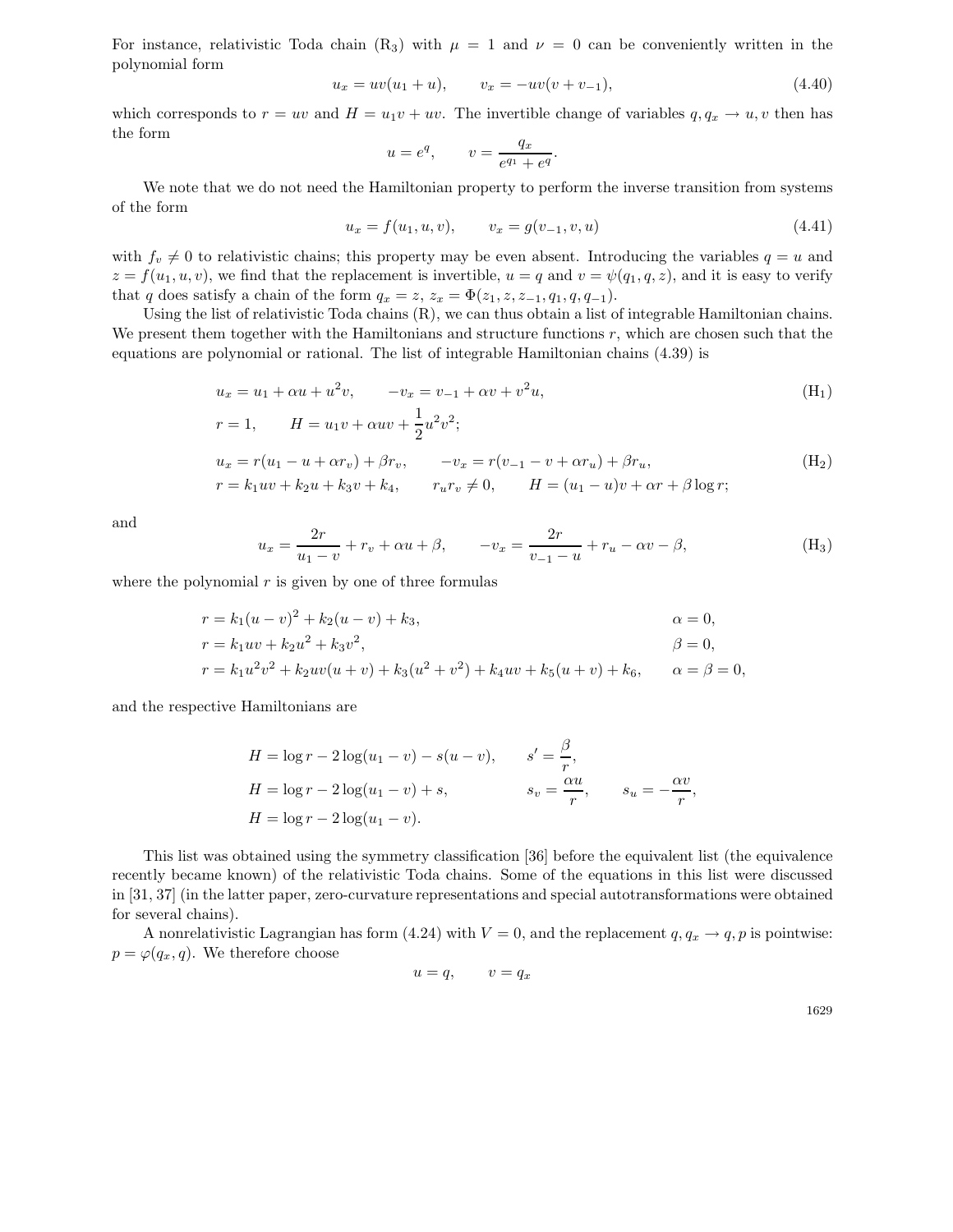For instance, relativistic Toda chain ($\mathrm{R}_3$) with $\mu = 1$ and $\nu = 0$ can be conveniently written in the polynomial form

$$u_x = uv(u_1 + u), \qquad v_x = -uv(v + v_{-1}), \tag{4.40}$$

which corresponds to $r = uv$ and $H = u_1 v + uv$. The invertible change of variables $q, q_x \to u, v$ then has the form

$$u = e^q, \qquad v = \frac{q_x}{e^{q_1} + e^q}.$$

We note that we do not need the Hamiltonian property to perform the inverse transition from systems of the form

$$u_x = f(u_1, u, v), \qquad v_x = g(v_{-1}, v, u) \tag{4.41}$$

with $f_v \neq 0$ to relativistic chains; this property may be even absent. Introducing the variables $q = u$ and $z = f(u_1, u, v)$, we find that the replacement is invertible, $u = q$ and $v = \psi(q_1, q, z)$, and it is easy to verify that $q$ does satisfy a chain of the form $q_x = z$, $z_x = \Phi(z_1, z, z_{-1}, q_1, q, q_{-1})$.

Using the list of relativistic Toda chains (R), we can thus obtain a list of integrable Hamiltonian chains. We present them together with the Hamiltonians and structure functions $r$, which are chosen such that the equations are polynomial or rational. The list of integrable Hamiltonian chains (4.39) is

$$u_x = u_1 + \alpha u + u^2 v, \qquad -v_x = v_{-1} + \alpha v + v^2 u, \tag{$\mathrm{H}_1$}$$

$$r = 1, \qquad H = u_1 v + \alpha uv + \frac{1}{2}u^2 v^2;$$

$$u_x = r(u_1 - u + \alpha r_v) + \beta r_v, \qquad -v_x = r(v_{-1} - v + \alpha r_u) + \beta r_u, \tag{$\mathrm{H}_2$}$$

$$r = k_1 uv + k_2 u + k_3 v + k_4, \qquad r_u r_v \neq 0, \qquad H = (u_1 - u)v + \alpha r + \beta \log r;$$

and

$$u_x = \frac{2r}{u_1 - v} + r_v + \alpha u + \beta, \qquad -v_x = \frac{2r}{v_{-1} - u} + r_u - \alpha v - \beta, \tag{$\mathrm{H}_3$}$$

where the polynomial $r$ is given by one of three formulas

$$\begin{aligned}
&r = k_1(u-v)^2 + k_2(u-v) + k_3, && \alpha = 0,\\
&r = k_1 uv + k_2 u^2 + k_3 v^2, && \beta = 0,\\
&r = k_1 u^2 v^2 + k_2 uv(u+v) + k_3(u^2+v^2) + k_4 uv + k_5(u+v) + k_6, && \alpha = \beta = 0,
\end{aligned}$$

and the respective Hamiltonians are

$$\begin{aligned}
&H = \log r - 2\log(u_1 - v) - s(u - v), && s' = \frac{\beta}{r},\\
&H = \log r - 2\log(u_1 - v) + s, && s_v = \frac{\alpha u}{r}, \qquad s_u = -\frac{\alpha v}{r},\\
&H = \log r - 2\log(u_1 - v). &&
\end{aligned}$$

This list was obtained using the symmetry classification [36] before the equivalent list (the equivalence recently became known) of the relativistic Toda chains. Some of the equations in this list were discussed in [31, 37] (in the latter paper, zero-curvature representations and special autotransformations were obtained for several chains).

A nonrelativistic Lagrangian has form (4.24) with $V = 0$, and the replacement $q, q_x \to q, p$ is pointwise: $p = \varphi(q_x, q)$. We therefore choose

$$u = q, \qquad v = q_x$$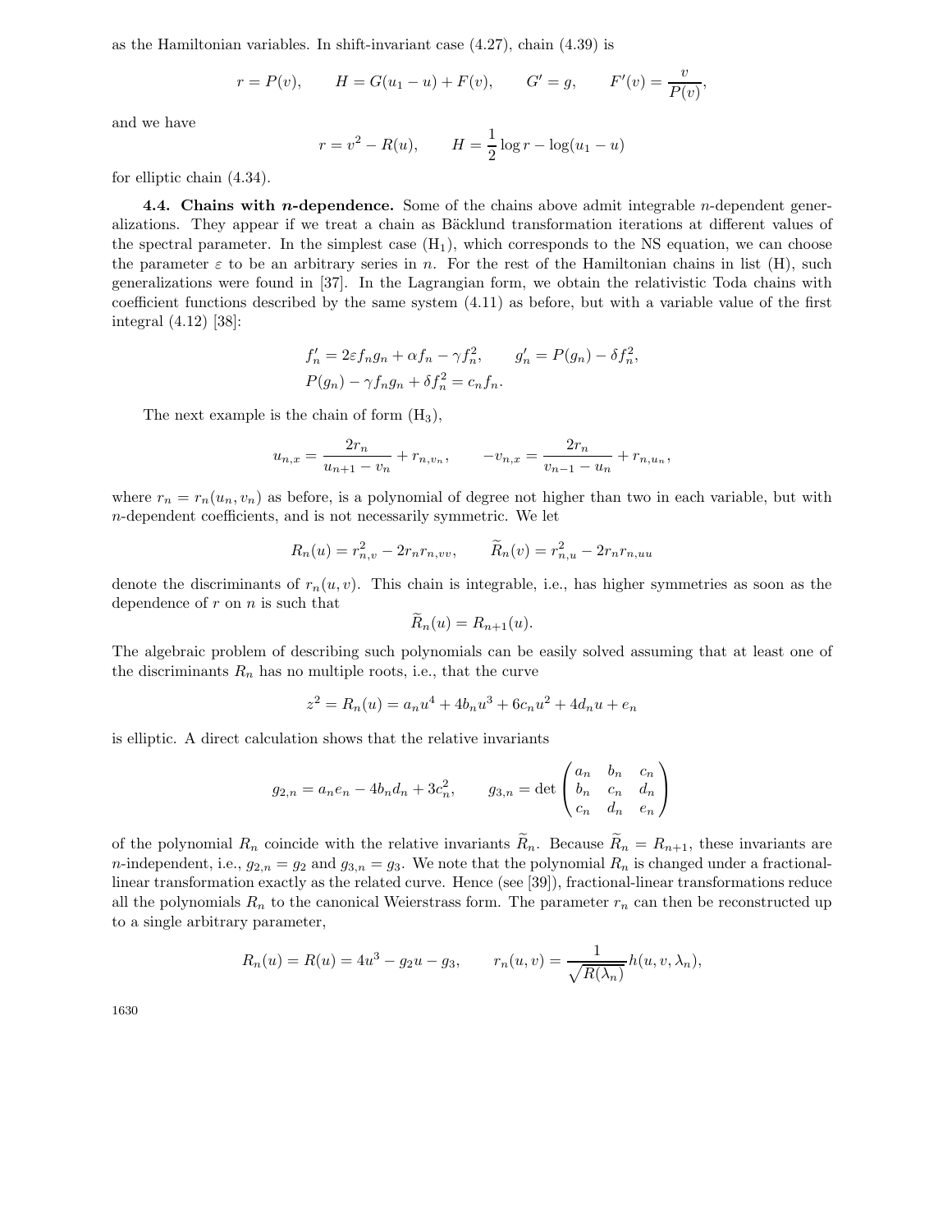as the Hamiltonian variables. In shift-invariant case (4.27), chain (4.39) is

$$r = P(v), \qquad H = G(u_1 - u) + F(v), \qquad G' = g, \qquad F'(v) = \frac{v}{P(v)},$$

and we have

$$r = v^2 - R(u), \qquad H = \frac{1}{2}\log r - \log(u_1 - u)$$

for elliptic chain (4.34).

**4.4. Chains with $n$-dependence.** Some of the chains above admit integrable $n$-dependent generalizations. They appear if we treat a chain as Bäcklund transformation iterations at different values of the spectral parameter. In the simplest case ($\mathrm{H}_1$), which corresponds to the NS equation, we can choose the parameter $\varepsilon$ to be an arbitrary series in $n$. For the rest of the Hamiltonian chains in list (H), such generalizations were found in [37]. In the Lagrangian form, we obtain the relativistic Toda chains with coefficient functions described by the same system (4.11) as before, but with a variable value of the first integral (4.12) [38]:

$$f_n' = 2\varepsilon f_n g_n + \alpha f_n - \gamma f_n^2, \qquad g_n' = P(g_n) - \delta f_n^2,$$
$$P(g_n) - \gamma f_n g_n + \delta f_n^2 = c_n f_n.$$

The next example is the chain of form ($\mathrm{H}_3$),

$$u_{n,x} = \frac{2r_n}{u_{n+1} - v_n} + r_{n,v_n}, \qquad -v_{n,x} = \frac{2r_n}{v_{n-1} - u_n} + r_{n,u_n},$$

where $r_n = r_n(u_n, v_n)$ as before, is a polynomial of degree not higher than two in each variable, but with $n$-dependent coefficients, and is not necessarily symmetric. We let

$$R_n(u) = r_{n,v}^2 - 2r_n r_{n,vv}, \qquad \widetilde{R}_n(v) = r_{n,u}^2 - 2r_n r_{n,uu}$$

denote the discriminants of $r_n(u,v)$. This chain is integrable, i.e., has higher symmetries as soon as the dependence of $r$ on $n$ is such that

$$\widetilde{R}_n(u) = R_{n+1}(u).$$

The algebraic problem of describing such polynomials can be easily solved assuming that at least one of the discriminants $R_n$ has no multiple roots, i.e., that the curve

$$z^2 = R_n(u) = a_n u^4 + 4b_n u^3 + 6c_n u^2 + 4d_n u + e_n$$

is elliptic. A direct calculation shows that the relative invariants

$$g_{2,n} = a_n e_n - 4b_n d_n + 3c_n^2, \qquad g_{3,n} = \det\begin{pmatrix} a_n & b_n & c_n \\ b_n & c_n & d_n \\ c_n & d_n & e_n \end{pmatrix}$$

of the polynomial $R_n$ coincide with the relative invariants $\widetilde{R}_n$. Because $\widetilde{R}_n = R_{n+1}$, these invariants are $n$-independent, i.e., $g_{2,n} = g_2$ and $g_{3,n} = g_3$. We note that the polynomial $R_n$ is changed under a fractional-linear transformation exactly as the related curve. Hence (see [39]), fractional-linear transformations reduce all the polynomials $R_n$ to the canonical Weierstrass form. The parameter $r_n$ can then be reconstructed up to a single arbitrary parameter,

$$R_n(u) = R(u) = 4u^3 - g_2 u - g_3, \qquad r_n(u,v) = \frac{1}{\sqrt{R(\lambda_n)}} h(u, v, \lambda_n),$$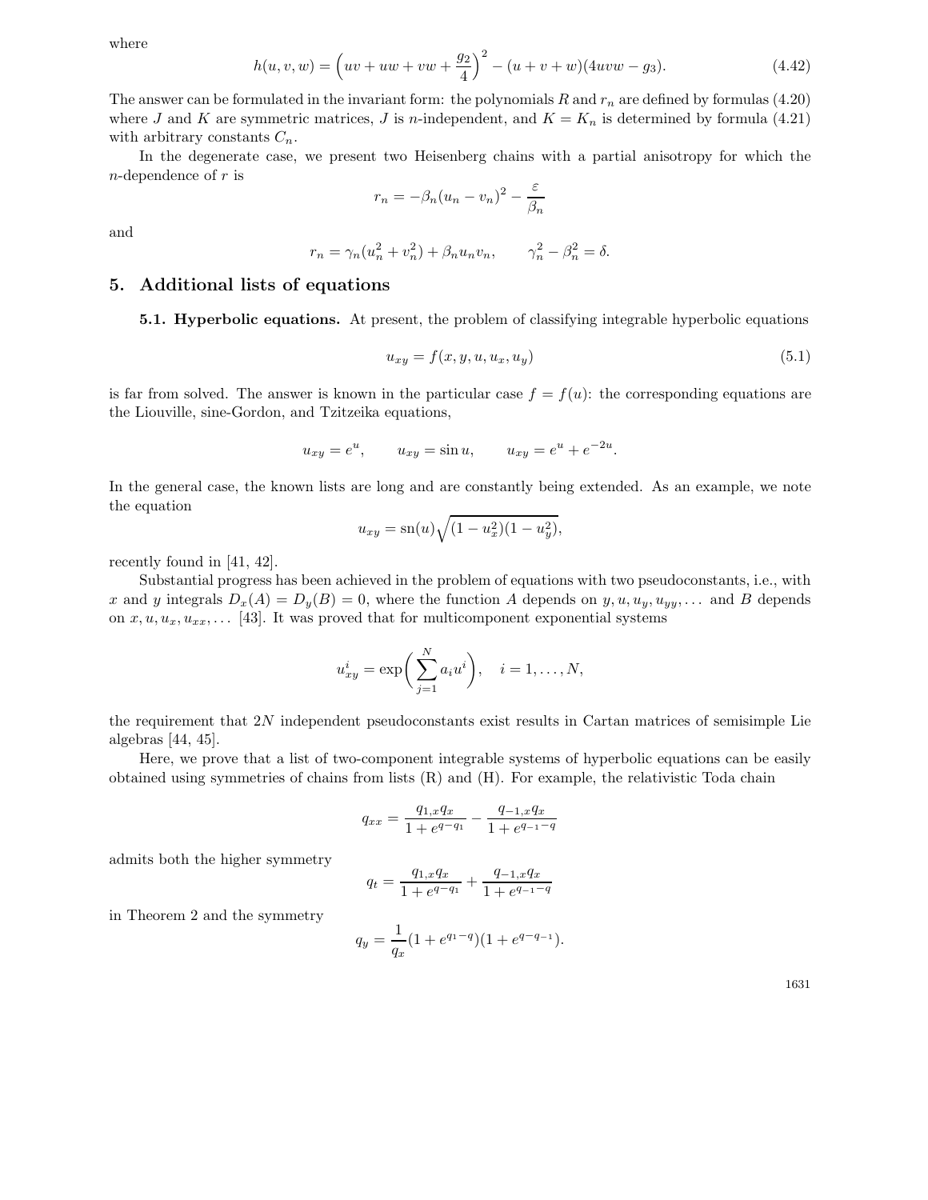where

$$h(u,v,w) = \Big(uv + uw + vw + \frac{g_2}{4}\Big)^2 - (u+v+w)(4uvw - g_3). \tag{4.42}$$

The answer can be formulated in the invariant form: the polynomials $R$ and $r_n$ are defined by formulas (4.20) where $J$ and $K$ are symmetric matrices, $J$ is $n$-independent, and $K = K_n$ is determined by formula (4.21) with arbitrary constants $C_n$.

In the degenerate case, we present two Heisenberg chains with a partial anisotropy for which the $n$-dependence of $r$ is

$$r_n = -\beta_n(u_n - v_n)^2 - \frac{\varepsilon}{\beta_n}$$

and

$$r_n = \gamma_n(u_n^2 + v_n^2) + \beta_n u_n v_n, \qquad \gamma_n^2 - \beta_n^2 = \delta.$$

## 5. Additional lists of equations

**5.1. Hyperbolic equations.** At present, the problem of classifying integrable hyperbolic equations

$$u_{xy} = f(x, y, u, u_x, u_y) \tag{5.1}$$

is far from solved. The answer is known in the particular case $f = f(u)$: the corresponding equations are the Liouville, sine-Gordon, and Tzitzeika equations,

$$u_{xy} = e^u, \qquad u_{xy} = \sin u, \qquad u_{xy} = e^u + e^{-2u}.$$

In the general case, the known lists are long and are constantly being extended. As an example, we note the equation

$$u_{xy} = \mathrm{sn}(u)\sqrt{(1-u_x^2)(1-u_y^2)},$$

recently found in [41, 42].

Substantial progress has been achieved in the problem of equations with two pseudoconstants, i.e., with $x$ and $y$ integrals $D_x(A) = D_y(B) = 0$, where the function $A$ depends on $y, u, u_y, u_{yy}, \ldots$ and $B$ depends on $x, u, u_x, u_{xx}, \ldots$ [43]. It was proved that for multicomponent exponential systems

$$u^i_{xy} = \exp\Big(\sum_{j=1}^{N} a_i u^i\Big), \quad i = 1, \ldots, N,$$

the requirement that $2N$ independent pseudoconstants exist results in Cartan matrices of semisimple Lie algebras [44, 45].

Here, we prove that a list of two-component integrable systems of hyperbolic equations can be easily obtained using symmetries of chains from lists (R) and (H). For example, the relativistic Toda chain

$$q_{xx} = \frac{q_{1,x}q_x}{1+e^{q-q_1}} - \frac{q_{-1,x}q_x}{1+e^{q_{-1}-q}}$$

admits both the higher symmetry

$$q_t = \frac{q_{1,x}q_x}{1+e^{q-q_1}} + \frac{q_{-1,x}q_x}{1+e^{q_{-1}-q}}$$

in Theorem 2 and the symmetry

$$q_y = \frac{1}{q_x}(1+e^{q_1-q})(1+e^{q-q_{-1}}).$$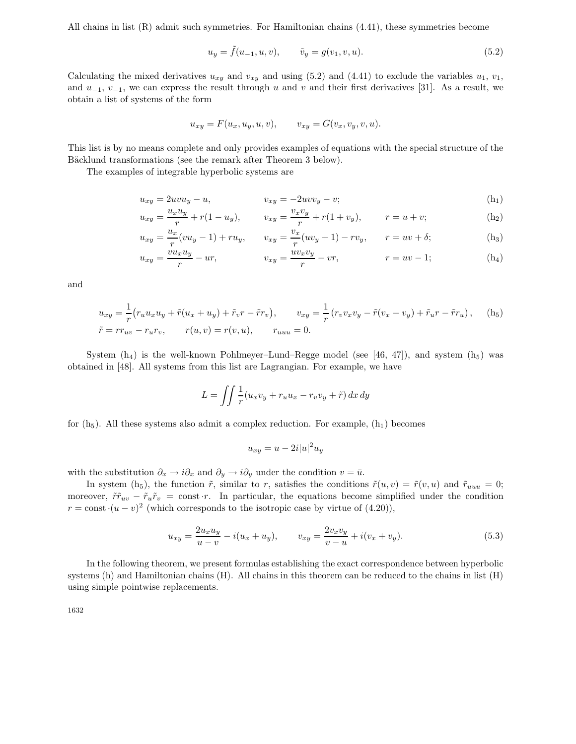All chains in list (R) admit such symmetries. For Hamiltonian chains (4.41), these symmetries become

$$u_y = \tilde{f}(u_{-1}, u, v), \qquad \tilde{v}_y = g(v_1, v, u). \tag{5.2}$$

Calculating the mixed derivatives $u_{xy}$ and $v_{xy}$ and using (5.2) and (4.41) to exclude the variables $u_1$, $v_1$, and $u_{-1}$, $v_{-1}$, we can express the result through $u$ and $v$ and their first derivatives [31]. As a result, we obtain a list of systems of the form

$$u_{xy} = F(u_x, u_y, u, v), \qquad v_{xy} = G(v_x, v_y, v, u).$$

This list is by no means complete and only provides examples of equations with the special structure of the Bäcklund transformations (see the remark after Theorem 3 below).

The examples of integrable hyperbolic systems are

$$u_{xy} = 2uvu_y - u, \qquad v_{xy} = -2uvv_y - v; \tag{h$_1$}$$

$$u_{xy} = \frac{u_x u_y}{r} + r(1 - u_y), \qquad v_{xy} = \frac{v_x v_y}{r} + r(1 + v_y), \qquad r = u + v; \tag{h$_2$}$$

$$u_{xy} = \frac{u_x}{r}(vu_y - 1) + ru_y, \qquad v_{xy} = \frac{v_x}{r}(uv_y + 1) - rv_y, \qquad r = uv + \delta; \tag{h$_3$}$$

$$u_{xy} = \frac{vu_x u_y}{r} - ur, \qquad v_{xy} = \frac{uv_x v_y}{r} - vr, \qquad r = uv - 1; \tag{h$_4$}$$

and

$$u_{xy} = \frac{1}{r}\big(r_u u_x u_y + \tilde{r}(u_x + u_y) + \tilde{r}_v r - \tilde{r} r_v\big), \qquad v_{xy} = \frac{1}{r}\left(r_v v_x v_y - \tilde{r}(v_x + v_y) + \tilde{r}_u r - \tilde{r} r_u\right), \tag{h$_5$}$$
$$\tilde{r} = r r_{uv} - r_u r_v, \qquad r(u,v) = r(v,u), \qquad r_{uuu} = 0.$$

System (h$_4$) is the well-known Pohlmeyer–Lund–Regge model (see [46, 47]), and system (h$_5$) was obtained in [48]. All systems from this list are Lagrangian. For example, we have

$$L = \iint \frac{1}{r}(u_x v_y + r_u u_x - r_v v_y + \tilde{r})\,dx\,dy$$

for (h$_5$). All these systems also admit a complex reduction. For example, (h$_1$) becomes

$$u_{xy} = u - 2i|u|^2 u_y$$

with the substitution $\partial_x \to i\partial_x$ and $\partial_y \to i\partial_y$ under the condition $v = \bar{u}$.

In system (h$_5$), the function $\tilde{r}$, similar to $r$, satisfies the conditions $\tilde{r}(u,v) = \tilde{r}(v,u)$ and $\tilde{r}_{uuu} = 0$; moreover, $\tilde{r}\tilde{r}_{uv} - \tilde{r}_u \tilde{r}_v = \text{const}\cdot r$. In particular, the equations become simplified under the condition $r = \text{const}\cdot(u - v)^2$ (which corresponds to the isotropic case by virtue of (4.20)),

$$u_{xy} = \frac{2u_x u_y}{u - v} - i(u_x + u_y), \qquad v_{xy} = \frac{2v_x v_y}{v - u} + i(v_x + v_y). \tag{5.3}$$

In the following theorem, we present formulas establishing the exact correspondence between hyperbolic systems (h) and Hamiltonian chains (H). All chains in this theorem can be reduced to the chains in list (H) using simple pointwise replacements.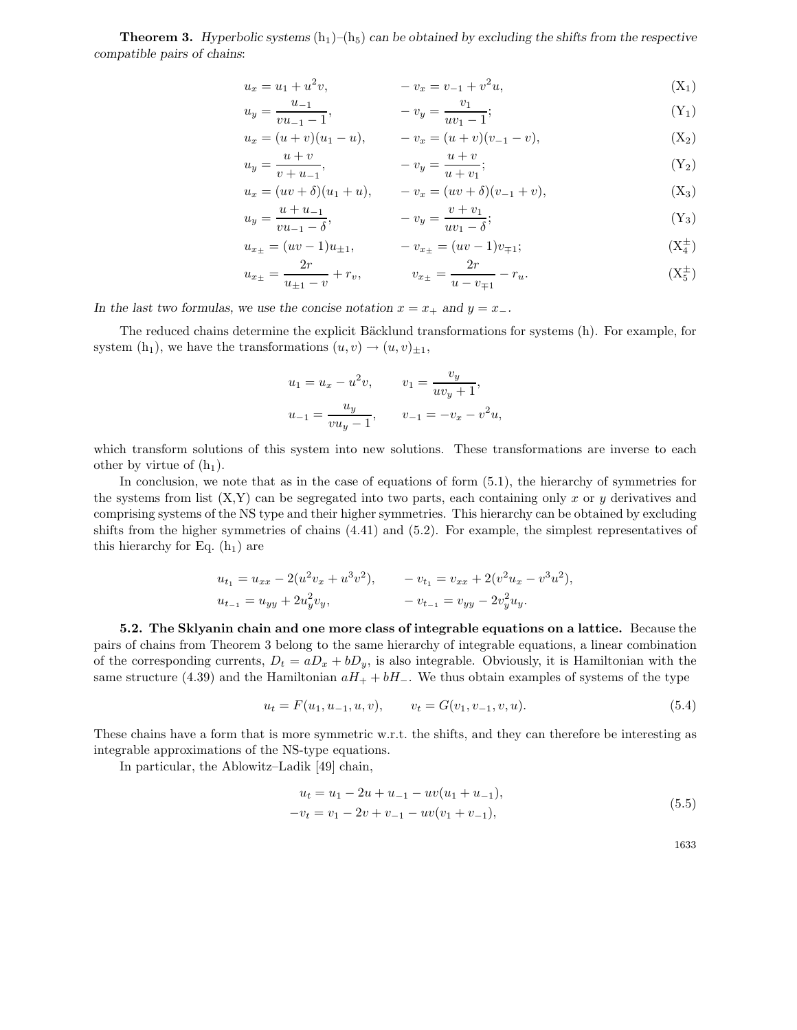**Theorem 3.** *Hyperbolic systems* $(\mathrm{h}_1)$–$(\mathrm{h}_5)$ *can be obtained by excluding the shifts from the respective compatible pairs of chains*:

$$u_x = u_1 + u^2 v, \qquad -v_x = v_{-1} + v^2 u, \tag{X$_1$}$$

$$u_y = \frac{u_{-1}}{vu_{-1} - 1}, \qquad -v_y = \frac{v_1}{uv_1 - 1}; \tag{Y$_1$}$$

$$u_x = (u+v)(u_1 - u), \qquad -v_x = (u+v)(v_{-1} - v), \tag{X$_2$}$$

$$u_y = \frac{u+v}{v + u_{-1}}, \qquad -v_y = \frac{u+v}{u + v_1}; \tag{Y$_2$}$$

$$u_x = (uv + \delta)(u_1 + u), \qquad -v_x = (uv+\delta)(v_{-1} + v), \tag{X$_3$}$$

$$u_y = \frac{u + u_{-1}}{vu_{-1} - \delta}, \qquad -v_y = \frac{v + v_1}{uv_1 - \delta}; \tag{Y$_3$}$$

$$u_{x_\pm} = (uv - 1)u_{\pm 1}, \qquad -v_{x_\pm} = (uv-1)v_{\mp 1}; \tag{X$_4^\pm$}$$

$$u_{x_\pm} = \frac{2r}{u_{\pm 1} - v} + r_v, \qquad v_{x_\pm} = \frac{2r}{u - v_{\mp 1}} - r_u. \tag{X$_5^\pm$}$$

*In the last two formulas, we use the concise notation* $x = x_+$ *and* $y = x_-$.

The reduced chains determine the explicit Bäcklund transformations for systems (h). For example, for system $(\mathrm{h}_1)$, we have the transformations $(u, v) \to (u, v)_{\pm 1}$,

$$u_1 = u_x - u^2 v, \qquad v_1 = \frac{v_y}{uv_y + 1},$$
$$u_{-1} = \frac{u_y}{vu_y - 1}, \qquad v_{-1} = -v_x - v^2 u,$$

which transform solutions of this system into new solutions. These transformations are inverse to each other by virtue of $(\mathrm{h}_1)$.

In conclusion, we note that as in the case of equations of form (5.1), the hierarchy of symmetries for the systems from list (X,Y) can be segregated into two parts, each containing only $x$ or $y$ derivatives and comprising systems of the NS type and their higher symmetries. This hierarchy can be obtained by excluding shifts from the higher symmetries of chains (4.41) and (5.2). For example, the simplest representatives of this hierarchy for Eq. $(\mathrm{h}_1)$ are

$$u_{t_1} = u_{xx} - 2(u^2 v_x + u^3 v^2), \qquad -v_{t_1} = v_{xx} + 2(v^2 u_x - v^3 u^2),$$
$$u_{t_{-1}} = u_{yy} + 2u_y^2 v_y, \qquad -v_{t_{-1}} = v_{yy} - 2v_y^2 u_y.$$

**5.2. The Sklyanin chain and one more class of integrable equations on a lattice.** Because the pairs of chains from Theorem 3 belong to the same hierarchy of integrable equations, a linear combination of the corresponding currents, $D_t = aD_x + bD_y$, is also integrable. Obviously, it is Hamiltonian with the same structure (4.39) and the Hamiltonian $aH_+ + bH_-$. We thus obtain examples of systems of the type

$$u_t = F(u_1, u_{-1}, u, v), \qquad v_t = G(v_1, v_{-1}, v, u). \tag{5.4}$$

These chains have a form that is more symmetric w.r.t. the shifts, and they can therefore be interesting as integrable approximations of the NS-type equations.

In particular, the Ablowitz–Ladik [49] chain,

$$\begin{aligned} u_t &= u_1 - 2u + u_{-1} - uv(u_1 + u_{-1}), \\ -v_t &= v_1 - 2v + v_{-1} - uv(v_1 + v_{-1}), \end{aligned} \tag{5.5}$$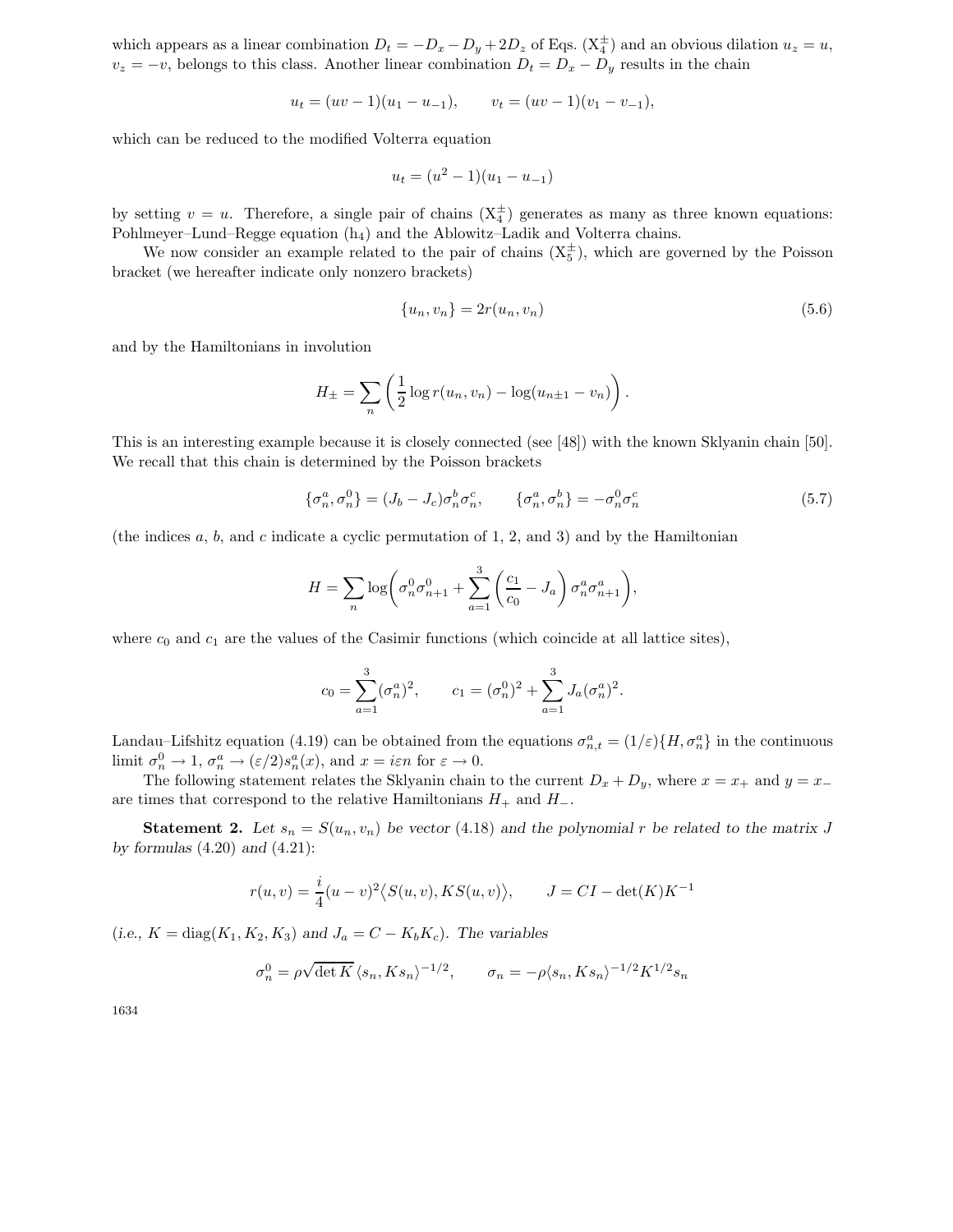which appears as a linear combination $D_t = -D_x - D_y + 2D_z$ of Eqs. ($\mathrm{X}_4^{\pm}$) and an obvious dilation $u_z = u$, $v_z = -v$, belongs to this class. Another linear combination $D_t = D_x - D_y$ results in the chain

$$u_t = (uv - 1)(u_1 - u_{-1}), \qquad v_t = (uv - 1)(v_1 - v_{-1}),$$

which can be reduced to the modified Volterra equation

$$u_t = (u^2 - 1)(u_1 - u_{-1})$$

by setting $v = u$. Therefore, a single pair of chains ($\mathrm{X}_4^{\pm}$) generates as many as three known equations: Pohlmeyer–Lund–Regge equation ($\mathrm{h}_4$) and the Ablowitz–Ladik and Volterra chains.

We now consider an example related to the pair of chains ($\mathrm{X}_5^{\pm}$), which are governed by the Poisson bracket (we hereafter indicate only nonzero brackets)

$$\{u_n, v_n\} = 2r(u_n, v_n) \tag{5.6}$$

and by the Hamiltonians in involution

$$H_{\pm} = \sum_n \left( \frac{1}{2} \log r(u_n, v_n) - \log(u_{n\pm1} - v_n) \right).$$

This is an interesting example because it is closely connected (see [48]) with the known Sklyanin chain [50]. We recall that this chain is determined by the Poisson brackets

$$\{\sigma_n^a, \sigma_n^0\} = (J_b - J_c)\sigma_n^b \sigma_n^c, \qquad \{\sigma_n^a, \sigma_n^b\} = -\sigma_n^0 \sigma_n^c \tag{5.7}$$

(the indices $a$, $b$, and $c$ indicate a cyclic permutation of 1, 2, and 3) and by the Hamiltonian

$$H = \sum_n \log\!\left( \sigma_n^0 \sigma_{n+1}^0 + \sum_{a=1}^{3} \left( \frac{c_1}{c_0} - J_a \right) \sigma_n^a \sigma_{n+1}^a \right),$$

where $c_0$ and $c_1$ are the values of the Casimir functions (which coincide at all lattice sites),

$$c_0 = \sum_{a=1}^{3} (\sigma_n^a)^2, \qquad c_1 = (\sigma_n^0)^2 + \sum_{a=1}^{3} J_a (\sigma_n^a)^2.$$

Landau–Lifshitz equation (4.19) can be obtained from the equations $\sigma_{n,t}^a = (1/\varepsilon)\{H, \sigma_n^a\}$ in the continuous limit $\sigma_n^0 \to 1$, $\sigma_n^a \to (\varepsilon/2) s_n^a(x)$, and $x = i\varepsilon n$ for $\varepsilon \to 0$.

The following statement relates the Sklyanin chain to the current $D_x + D_y$, where $x = x_+$ and $y = x_-$ are times that correspond to the relative Hamiltonians $H_+$ and $H_-$.

**Statement 2.** *Let $s_n = S(u_n, v_n)$ be vector* (4.18) *and the polynomial $r$ be related to the matrix $J$ by formulas* (4.20) *and* (4.21):

$$r(u, v) = \frac{i}{4}(u - v)^2 \langle S(u, v), KS(u, v) \rangle, \qquad J = CI - \det(K)K^{-1}$$

(*i.e.*, $K = \operatorname{diag}(K_1, K_2, K_3)$ *and* $J_a = C - K_b K_c$). *The variables*

$$\sigma_n^0 = \rho \sqrt{\det K}\, \langle s_n, K s_n \rangle^{-1/2}, \qquad \sigma_n = -\rho \langle s_n, K s_n \rangle^{-1/2} K^{1/2} s_n$$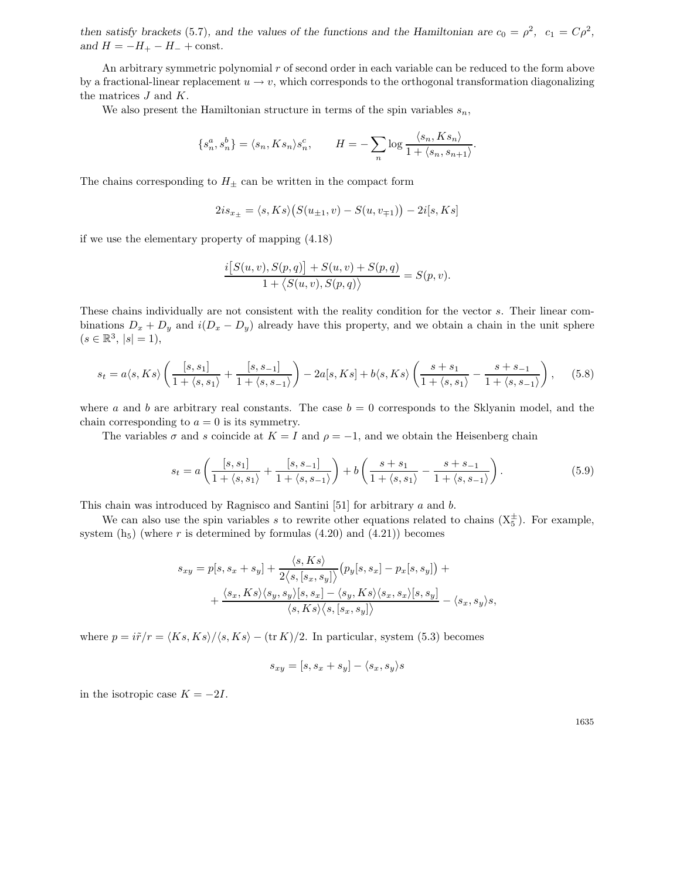*then satisfy brackets* (5.7)*, and the values of the functions and the Hamiltonian are* $c_0 = \rho^2$, $c_1 = C\rho^2$, *and* $H = -H_+ - H_- + \text{const}$.

An arbitrary symmetric polynomial $r$ of second order in each variable can be reduced to the form above by a fractional-linear replacement $u \to v$, which corresponds to the orthogonal transformation diagonalizing the matrices $J$ and $K$.

We also present the Hamiltonian structure in terms of the spin variables $s_n$,

$$\{s_n^a, s_n^b\} = \langle s_n, K s_n \rangle s_n^c, \qquad H = -\sum_n \log \frac{\langle s_n, K s_n\rangle}{1 + \langle s_n, s_{n+1}\rangle}.$$

The chains corresponding to $H_\pm$ can be written in the compact form

$$2i s_{x_\pm} = \langle s, Ks\rangle \big(S(u_{\pm 1}, v) - S(u, v_{\mp 1})\big) - 2i[s, Ks]$$

if we use the elementary property of mapping (4.18)

$$\frac{i\big[S(u,v), S(p,q)\big] + S(u,v) + S(p,q)}{1 + \big\langle S(u,v), S(p,q)\big\rangle} = S(p,v).$$

These chains individually are not consistent with the reality condition for the vector $s$. Their linear combinations $D_x + D_y$ and $i(D_x - D_y)$ already have this property, and we obtain a chain in the unit sphere ($s \in \mathbb{R}^3$, $|s| = 1$),

$$s_t = a\langle s, Ks\rangle \left(\frac{[s, s_1]}{1 + \langle s, s_1\rangle} + \frac{[s, s_{-1}]}{1 + \langle s, s_{-1}\rangle}\right) - 2a[s, Ks] + b\langle s, Ks\rangle \left(\frac{s + s_1}{1 + \langle s, s_1\rangle} - \frac{s + s_{-1}}{1 + \langle s, s_{-1}\rangle}\right), \qquad (5.8)$$

where $a$ and $b$ are arbitrary real constants. The case $b = 0$ corresponds to the Sklyanin model, and the chain corresponding to $a = 0$ is its symmetry.

The variables $\sigma$ and $s$ coincide at $K = I$ and $\rho = -1$, and we obtain the Heisenberg chain

$$s_t = a\left(\frac{[s, s_1]}{1 + \langle s, s_1\rangle} + \frac{[s, s_{-1}]}{1 + \langle s, s_{-1}\rangle}\right) + b\left(\frac{s + s_1}{1 + \langle s, s_1\rangle} - \frac{s + s_{-1}}{1 + \langle s, s_{-1}\rangle}\right). \qquad (5.9)$$

This chain was introduced by Ragnisco and Santini [51] for arbitrary $a$ and $b$.

We can also use the spin variables $s$ to rewrite other equations related to chains ($\mathrm{X}_5^\pm$). For example, system ($\mathrm{h}_5$) (where $r$ is determined by formulas (4.20) and (4.21)) becomes

$$\begin{aligned} s_{xy} = p[s, s_x + s_y] &+ \frac{\langle s, Ks\rangle}{2\big\langle s, [s_x, s_y]\big\rangle}\big(p_y[s, s_x] - p_x[s, s_y]\big) + \\ &+ \frac{\langle s_x, Ks\rangle \langle s_y, s_y\rangle [s, s_x] - \langle s_y, Ks\rangle\langle s_x, s_x\rangle [s, s_y]}{\langle s, Ks\rangle \langle s, [s_x, s_y]\rangle} - \langle s_x, s_y\rangle s, \end{aligned}$$

where $p = i\tilde{r}/r = \langle Ks, Ks\rangle / \langle s, Ks\rangle - (\operatorname{tr} K)/2$. In particular, system (5.3) becomes

$$s_{xy} = [s, s_x + s_y] - \langle s_x, s_y\rangle s$$

in the isotropic case $K = -2I$.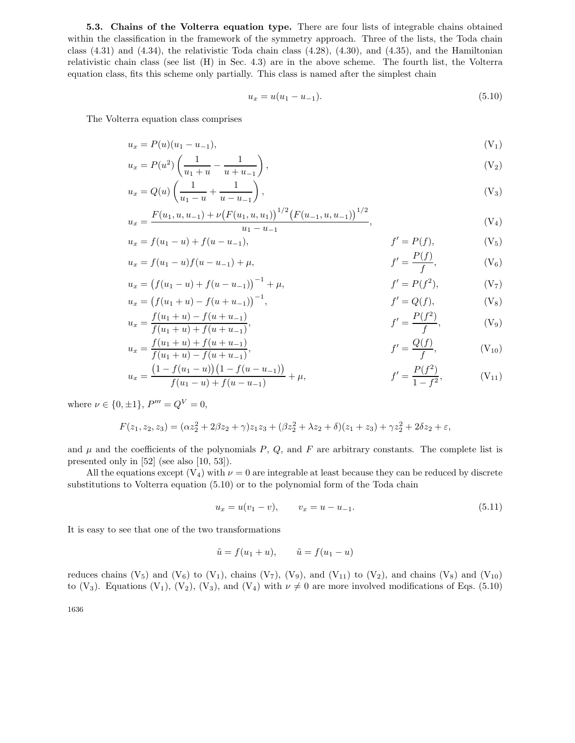**5.3. Chains of the Volterra equation type.** There are four lists of integrable chains obtained within the classification in the framework of the symmetry approach. Three of the lists, the Toda chain class (4.31) and (4.34), the relativistic Toda chain class (4.28), (4.30), and (4.35), and the Hamiltonian relativistic chain class (see list (H) in Sec. 4.3) are in the above scheme. The fourth list, the Volterra equation class, fits this scheme only partially. This class is named after the simplest chain

$$u_x = u(u_1 - u_{-1}). \tag{5.10}$$

The Volterra equation class comprises

$$u_x = P(u)(u_1 - u_{-1}), \tag{V$_1$}$$

$$u_x = P(u^2)\left(\frac{1}{u_1 + u} - \frac{1}{u + u_{-1}}\right), \tag{V$_2$}$$

$$u_x = Q(u)\left(\frac{1}{u_1 - u} + \frac{1}{u - u_{-1}}\right), \tag{V$_3$}$$

$$u_x = \frac{F(u_1, u, u_{-1}) + \nu\big(F(u_1, u, u_1)\big)^{1/2}\big(F(u_{-1}, u, u_{-1})\big)^{1/2}}{u_1 - u_{-1}}, \tag{V$_4$}$$

$$u_x = f(u_1 - u) + f(u - u_{-1}), \qquad f' = P(f), \tag{V$_5$}$$

$$u_x = f(u_1 - u)f(u - u_{-1}) + \mu, \qquad f' = \frac{P(f)}{f}, \tag{V$_6$}$$

$$u_x = \big(f(u_1 - u) + f(u - u_{-1})\big)^{-1} + \mu, \qquad f' = P(f^2), \tag{V$_7$}$$

$$u_x = \big(f(u_1 + u) - f(u + u_{-1})\big)^{-1}, \qquad f' = Q(f), \tag{V$_8$}$$

$$u_x = \frac{f(u_1 + u) - f(u + u_{-1})}{f(u_1 + u) + f(u + u_{-1})}, \qquad f' = \frac{P(f^2)}{f}, \tag{V$_9$}$$

$$u_x = \frac{f(u_1 + u) + f(u + u_{-1})}{f(u_1 + u) - f(u + u_{-1})}, \qquad f' = \frac{Q(f)}{f}, \tag{V$_{10}$}$$

$$u_x = \frac{\big(1 - f(u_1 - u)\big)\big(1 - f(u - u_{-1})\big)}{f(u_1 - u) + f(u - u_{-1})} + \mu, \qquad f' = \frac{P(f^2)}{1 - f^2}, \tag{V$_{11}$}$$

where $\nu \in \{0, \pm 1\}$, $P''' = Q^V = 0$,

$$F(z_1, z_2, z_3) = (\alpha z_2^2 + 2\beta z_2 + \gamma)z_1 z_3 + (\beta z_2^2 + \lambda z_2 + \delta)(z_1 + z_3) + \gamma z_2^2 + 2\delta z_2 + \varepsilon,$$

and $\mu$ and the coefficients of the polynomials $P$, $Q$, and $F$ are arbitrary constants. The complete list is presented only in [52] (see also [10, 53]).

All the equations except (V$_4$) with $\nu = 0$ are integrable at least because they can be reduced by discrete substitutions to Volterra equation (5.10) or to the polynomial form of the Toda chain

$$u_x = u(v_1 - v), \qquad v_x = u - u_{-1}. \tag{5.11}$$

It is easy to see that one of the two transformations

$$\tilde{u} = f(u_1 + u), \qquad \tilde{u} = f(u_1 - u)$$

reduces chains (V$_5$) and (V$_6$) to (V$_1$), chains (V$_7$), (V$_9$), and (V$_{11}$) to (V$_2$), and chains (V$_8$) and (V$_{10}$) to (V$_3$). Equations (V$_1$), (V$_2$), (V$_3$), and (V$_4$) with $\nu \neq 0$ are more involved modifications of Eqs. (5.10)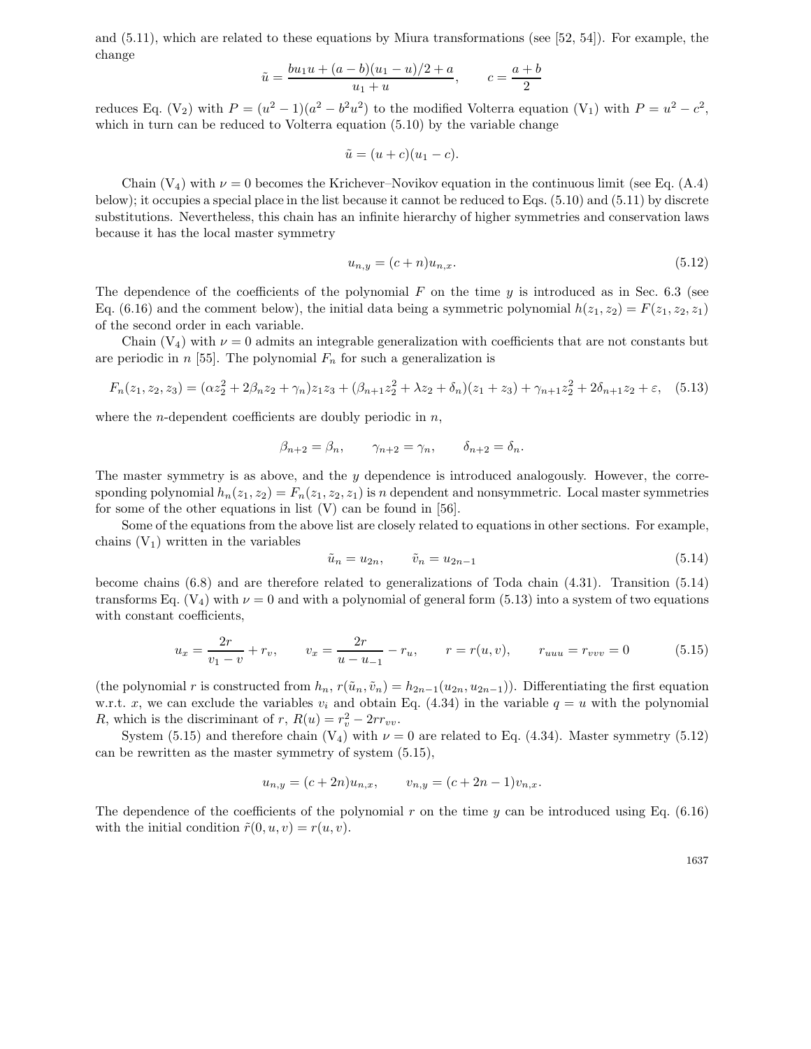and (5.11), which are related to these equations by Miura transformations (see [52, 54]). For example, the change

$$\tilde{u} = \frac{bu_1 u + (a-b)(u_1 - u)/2 + a}{u_1 + u}, \qquad c = \frac{a+b}{2}$$

reduces Eq. ($V_2$) with $P = (u^2 - 1)(a^2 - b^2 u^2)$ to the modified Volterra equation ($V_1$) with $P = u^2 - c^2$, which in turn can be reduced to Volterra equation (5.10) by the variable change

$$\tilde{u} = (u + c)(u_1 - c).$$

Chain ($V_4$) with $\nu = 0$ becomes the Krichever–Novikov equation in the continuous limit (see Eq. (A.4) below); it occupies a special place in the list because it cannot be reduced to Eqs. (5.10) and (5.11) by discrete substitutions. Nevertheless, this chain has an infinite hierarchy of higher symmetries and conservation laws because it has the local master symmetry

$$u_{n,y} = (c + n)u_{n,x}. \tag{5.12}$$

The dependence of the coefficients of the polynomial $F$ on the time $y$ is introduced as in Sec. 6.3 (see Eq. (6.16) and the comment below), the initial data being a symmetric polynomial $h(z_1, z_2) = F(z_1, z_2, z_1)$ of the second order in each variable.

Chain ($V_4$) with $\nu = 0$ admits an integrable generalization with coefficients that are not constants but are periodic in $n$ [55]. The polynomial $F_n$ for such a generalization is

$$F_n(z_1, z_2, z_3) = (\alpha z_2^2 + 2\beta_n z_2 + \gamma_n)z_1 z_3 + (\beta_{n+1} z_2^2 + \lambda z_2 + \delta_n)(z_1 + z_3) + \gamma_{n+1} z_2^2 + 2\delta_{n+1} z_2 + \varepsilon, \tag{5.13}$$

where the $n$-dependent coefficients are doubly periodic in $n$,

$$\beta_{n+2} = \beta_n, \qquad \gamma_{n+2} = \gamma_n, \qquad \delta_{n+2} = \delta_n.$$

The master symmetry is as above, and the $y$ dependence is introduced analogously. However, the corresponding polynomial $h_n(z_1, z_2) = F_n(z_1, z_2, z_1)$ is $n$ dependent and nonsymmetric. Local master symmetries for some of the other equations in list (V) can be found in [56].

Some of the equations from the above list are closely related to equations in other sections. For example, chains ($V_1$) written in the variables

$$\tilde{u}_n = u_{2n}, \qquad \tilde{v}_n = u_{2n-1} \tag{5.14}$$

become chains (6.8) and are therefore related to generalizations of Toda chain (4.31). Transition (5.14) transforms Eq. ($V_4$) with $\nu = 0$ and with a polynomial of general form (5.13) into a system of two equations with constant coefficients,

$$u_x = \frac{2r}{v_1 - v} + r_v, \qquad v_x = \frac{2r}{u - u_{-1}} - r_u, \qquad r = r(u, v), \qquad r_{uuu} = r_{vvv} = 0 \tag{5.15}$$

(the polynomial $r$ is constructed from $h_n$, $r(\tilde{u}_n, \tilde{v}_n) = h_{2n-1}(u_{2n}, u_{2n-1})$). Differentiating the first equation w.r.t. $x$, we can exclude the variables $v_i$ and obtain Eq. (4.34) in the variable $q = u$ with the polynomial $R$, which is the discriminant of $r$, $R(u) = r_v^2 - 2rr_{vv}$.

System (5.15) and therefore chain ($V_4$) with $\nu = 0$ are related to Eq. (4.34). Master symmetry (5.12) can be rewritten as the master symmetry of system (5.15),

$$u_{n,y} = (c + 2n)u_{n,x}, \qquad v_{n,y} = (c + 2n - 1)v_{n,x}.$$

The dependence of the coefficients of the polynomial $r$ on the time $y$ can be introduced using Eq. (6.16) with the initial condition $\tilde{r}(0, u, v) = r(u, v)$.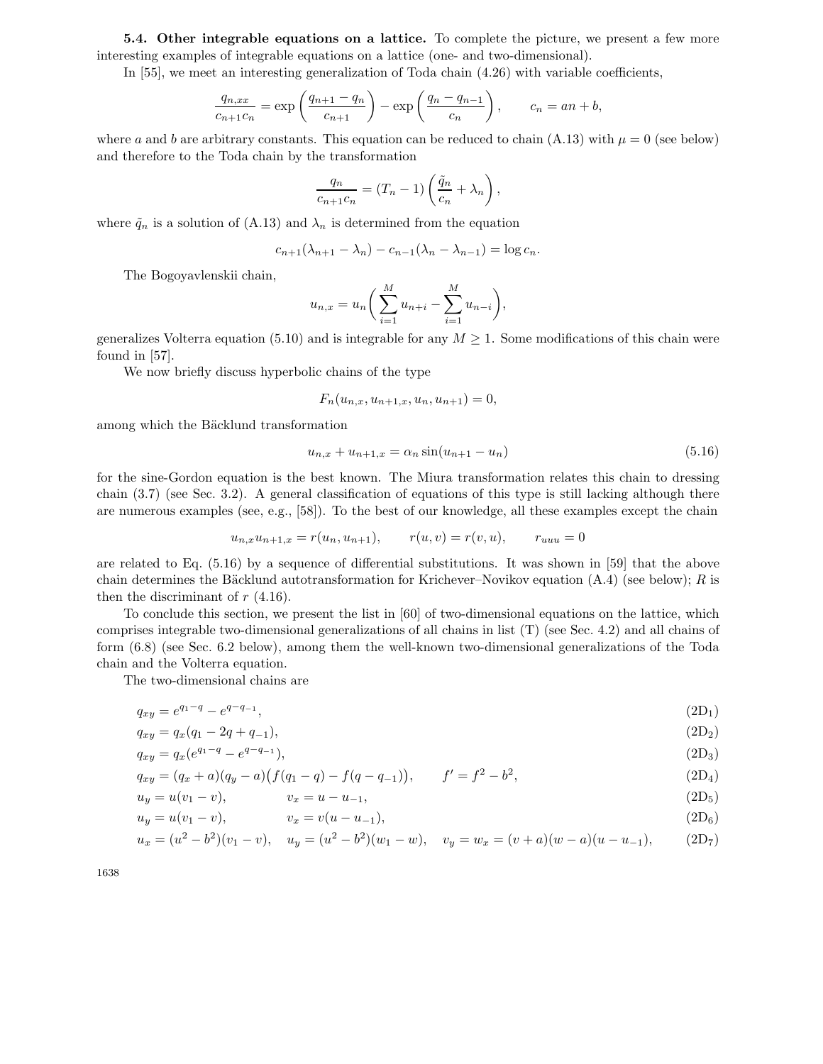**5.4. Other integrable equations on a lattice.** To complete the picture, we present a few more interesting examples of integrable equations on a lattice (one- and two-dimensional).

In [55], we meet an interesting generalization of Toda chain (4.26) with variable coefficients,

$$\frac{q_{n,xx}}{c_{n+1}c_n} = \exp\left(\frac{q_{n+1}-q_n}{c_{n+1}}\right) - \exp\left(\frac{q_n - q_{n-1}}{c_n}\right), \qquad c_n = an+b,$$

where $a$ and $b$ are arbitrary constants. This equation can be reduced to chain (A.13) with $\mu = 0$ (see below) and therefore to the Toda chain by the transformation

$$\frac{q_n}{c_{n+1}c_n} = (T_n - 1)\left(\frac{\tilde{q}_n}{c_n} + \lambda_n\right),$$

where $\tilde{q}_n$ is a solution of (A.13) and $\lambda_n$ is determined from the equation

$$c_{n+1}(\lambda_{n+1} - \lambda_n) - c_{n-1}(\lambda_n - \lambda_{n-1}) = \log c_n.$$

The Bogoyavlenskii chain,

$$u_{n,x} = u_n\biggl(\sum_{i=1}^{M} u_{n+i} - \sum_{i=1}^{M} u_{n-i}\biggr),$$

generalizes Volterra equation (5.10) and is integrable for any $M \geq 1$. Some modifications of this chain were found in [57].

We now briefly discuss hyperbolic chains of the type

$$F_n(u_{n,x}, u_{n+1,x}, u_n, u_{n+1}) = 0,$$

among which the Bäcklund transformation

$$u_{n,x} + u_{n+1,x} = \alpha_n \sin(u_{n+1} - u_n) \tag{5.16}$$

for the sine-Gordon equation is the best known. The Miura transformation relates this chain to dressing chain (3.7) (see Sec. 3.2). A general classification of equations of this type is still lacking although there are numerous examples (see, e.g., [58]). To the best of our knowledge, all these examples except the chain

$$u_{n,x}u_{n+1,x} = r(u_n, u_{n+1}), \qquad r(u,v) = r(v,u), \qquad r_{uuu} = 0$$

are related to Eq. (5.16) by a sequence of differential substitutions. It was shown in [59] that the above chain determines the Bäcklund autotransformation for Krichever–Novikov equation (A.4) (see below); $R$ is then the discriminant of $r$ (4.16).

To conclude this section, we present the list in [60] of two-dimensional equations on the lattice, which comprises integrable two-dimensional generalizations of all chains in list (T) (see Sec. 4.2) and all chains of form (6.8) (see Sec. 6.2 below), among them the well-known two-dimensional generalizations of the Toda chain and the Volterra equation.

The two-dimensional chains are

$$q_{xy} = e^{q_1 - q} - e^{q - q_{-1}}, \tag{2D$_1$}$$

$$q_{xy} = q_x(q_1 - 2q + q_{-1}), \tag{2D$_2$}$$

$$q_{xy} = q_x(e^{q_1 - q} - e^{q - q_{-1}}), \tag{2D$_3$}$$

$$q_{xy} = (q_x + a)(q_y - a)\bigl(f(q_1 - q) - f(q - q_{-1})\bigr), \qquad f' = f^2 - b^2, \tag{2D$_4$}$$

$$u_y = u(v_1 - v), \qquad v_x = u - u_{-1}, \tag{2D$_5$}$$

$$u_y = u(v_1 - v), \qquad v_x = v(u - u_{-1}), \tag{2D$_6$}$$

$$u_x = (u^2 - b^2)(v_1 - v), \quad u_y = (u^2 - b^2)(w_1 - w), \quad v_y = w_x = (v + a)(w - a)(u - u_{-1}), \tag{2D$_7$}$$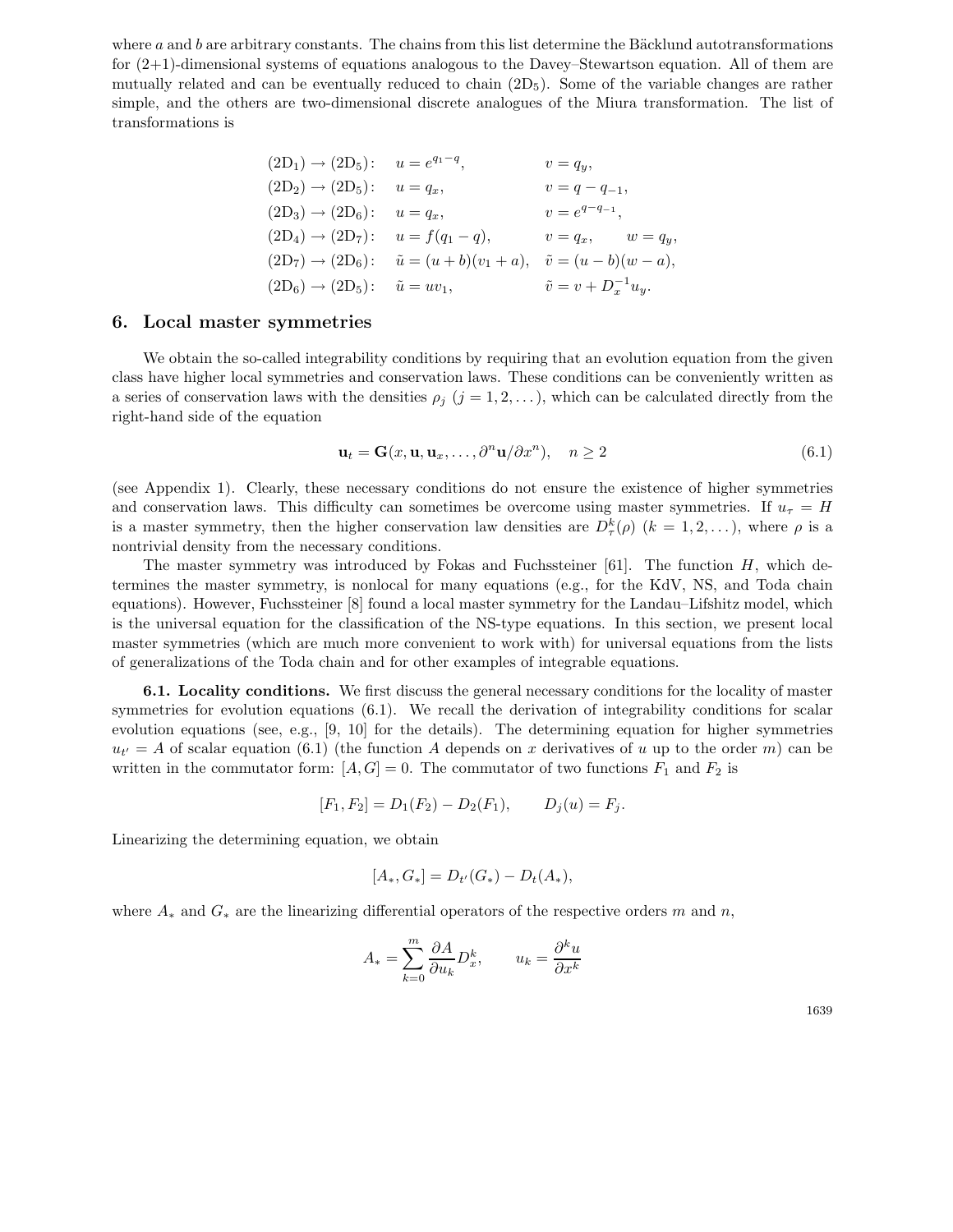where $a$ and $b$ are arbitrary constants. The chains from this list determine the Bäcklund autotransformations for (2+1)-dimensional systems of equations analogous to the Davey–Stewartson equation. All of them are mutually related and can be eventually reduced to chain (2D$_5$). Some of the variable changes are rather simple, and the others are two-dimensional discrete analogues of the Miura transformation. The list of transformations is

$$
\begin{array}{lll}
(2\mathrm{D}_1) \to (2\mathrm{D}_5): & u = e^{q_1 - q}, & v = q_y, \\
(2\mathrm{D}_2) \to (2\mathrm{D}_5): & u = q_x, & v = q - q_{-1}, \\
(2\mathrm{D}_3) \to (2\mathrm{D}_6): & u = q_x, & v = e^{q - q_{-1}}, \\
(2\mathrm{D}_4) \to (2\mathrm{D}_7): & u = f(q_1 - q), & v = q_x, \qquad w = q_y, \\
(2\mathrm{D}_7) \to (2\mathrm{D}_6): & \tilde{u} = (u + b)(v_1 + a), & \tilde{v} = (u - b)(w - a), \\
(2\mathrm{D}_6) \to (2\mathrm{D}_5): & \tilde{u} = u v_1, & \tilde{v} = v + D_x^{-1} u_y.
\end{array}
$$

## 6. Local master symmetries

We obtain the so-called integrability conditions by requiring that an evolution equation from the given class have higher local symmetries and conservation laws. These conditions can be conveniently written as a series of conservation laws with the densities $\rho_j$ ($j = 1, 2, \dots$), which can be calculated directly from the right-hand side of the equation

$$
\mathbf{u}_t = \mathbf{G}(x, \mathbf{u}, \mathbf{u}_x, \dots, \partial^n \mathbf{u}/\partial x^n), \quad n \geq 2 \tag{6.1}
$$

(see Appendix 1). Clearly, these necessary conditions do not ensure the existence of higher symmetries and conservation laws. This difficulty can sometimes be overcome using master symmetries. If $u_\tau = H$ is a master symmetry, then the higher conservation law densities are $D_\tau^k(\rho)$ ($k = 1, 2, \dots$), where $\rho$ is a nontrivial density from the necessary conditions.

The master symmetry was introduced by Fokas and Fuchssteiner [61]. The function $H$, which determines the master symmetry, is nonlocal for many equations (e.g., for the KdV, NS, and Toda chain equations). However, Fuchssteiner [8] found a local master symmetry for the Landau–Lifshitz model, which is the universal equation for the classification of the NS-type equations. In this section, we present local master symmetries (which are much more convenient to work with) for universal equations from the lists of generalizations of the Toda chain and for other examples of integrable equations.

**6.1. Locality conditions.** We first discuss the general necessary conditions for the locality of master symmetries for evolution equations (6.1). We recall the derivation of integrability conditions for scalar evolution equations (see, e.g., [9, 10] for the details). The determining equation for higher symmetries $u_{t'} = A$ of scalar equation (6.1) (the function $A$ depends on $x$ derivatives of $u$ up to the order $m$) can be written in the commutator form: $[A, G] = 0$. The commutator of two functions $F_1$ and $F_2$ is

$$
[F_1, F_2] = D_1(F_2) - D_2(F_1), \qquad D_j(u) = F_j.
$$

Linearizing the determining equation, we obtain

$$
[A_*, G_*] = D_{t'}(G_*) - D_t(A_*),
$$

where $A_*$ and $G_*$ are the linearizing differential operators of the respective orders $m$ and $n$,

$$
A_* = \sum_{k=0}^{m} \frac{\partial A}{\partial u_k} D_x^k, \qquad u_k = \frac{\partial^k u}{\partial x^k}
$$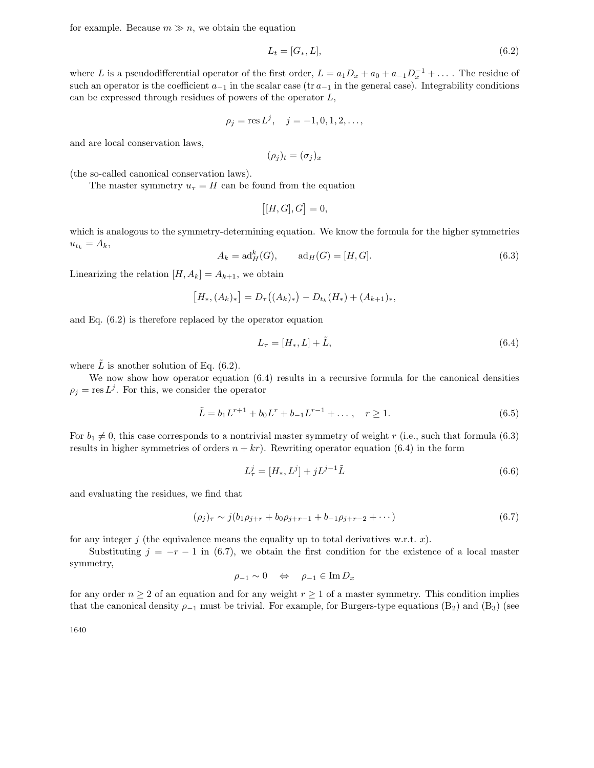for example. Because $m \gg n$, we obtain the equation

$$L_t = [G_*, L], \tag{6.2}$$

where $L$ is a pseudodifferential operator of the first order, $L = a_1 D_x + a_0 + a_{-1} D_x^{-1} + \dots$ . The residue of such an operator is the coefficient $a_{-1}$ in the scalar case ($\operatorname{tr} a_{-1}$ in the general case). Integrability conditions can be expressed through residues of powers of the operator $L$,

$$\rho_j = \operatorname{res} L^j, \quad j = -1, 0, 1, 2, \dots,$$

and are local conservation laws,

$$(\rho_j)_t = (\sigma_j)_x$$

(the so-called canonical conservation laws).

The master symmetry $u_\tau = H$ can be found from the equation

$$\big[[H, G], G\big] = 0,$$

which is analogous to the symmetry-determining equation. We know the formula for the higher symmetries $u_{t_k} = A_k$,

$$A_k = \operatorname{ad}_H^k(G), \qquad \operatorname{ad}_H(G) = [H, G]. \tag{6.3}$$

Linearizing the relation $[H, A_k] = A_{k+1}$, we obtain

$$\big[H_*, (A_k)_*\big] = D_\tau\big((A_k)_*\big) - D_{t_k}(H_*) + (A_{k+1})_*,$$

and Eq. (6.2) is therefore replaced by the operator equation

$$L_\tau = [H_*, L] + \tilde{L}, \tag{6.4}$$

where $\tilde{L}$ is another solution of Eq. (6.2).

We now show how operator equation (6.4) results in a recursive formula for the canonical densities $\rho_j = \operatorname{res} L^j$. For this, we consider the operator

$$\tilde{L} = b_1 L^{r+1} + b_0 L^r + b_{-1} L^{r-1} + \dots, \quad r \geq 1. \tag{6.5}$$

For $b_1 \neq 0$, this case corresponds to a nontrivial master symmetry of weight $r$ (i.e., such that formula (6.3) results in higher symmetries of orders $n + kr$). Rewriting operator equation (6.4) in the form

$$L^j_\tau = [H_*, L^j] + j L^{j-1} \tilde{L} \tag{6.6}$$

and evaluating the residues, we find that

$$(\rho_j)_\tau \sim j(b_1 \rho_{j+r} + b_0 \rho_{j+r-1} + b_{-1} \rho_{j+r-2} + \cdots) \tag{6.7}$$

for any integer $j$ (the equivalence means the equality up to total derivatives w.r.t. $x$).

Substituting $j = -r - 1$ in (6.7), we obtain the first condition for the existence of a local master symmetry,

$$\rho_{-1} \sim 0 \quad \Leftrightarrow \quad \rho_{-1} \in \operatorname{Im} D_x$$

for any order $n \geq 2$ of an equation and for any weight $r \geq 1$ of a master symmetry. This condition implies that the canonical density $\rho_{-1}$ must be trivial. For example, for Burgers-type equations ($B_2$) and ($B_3$) (see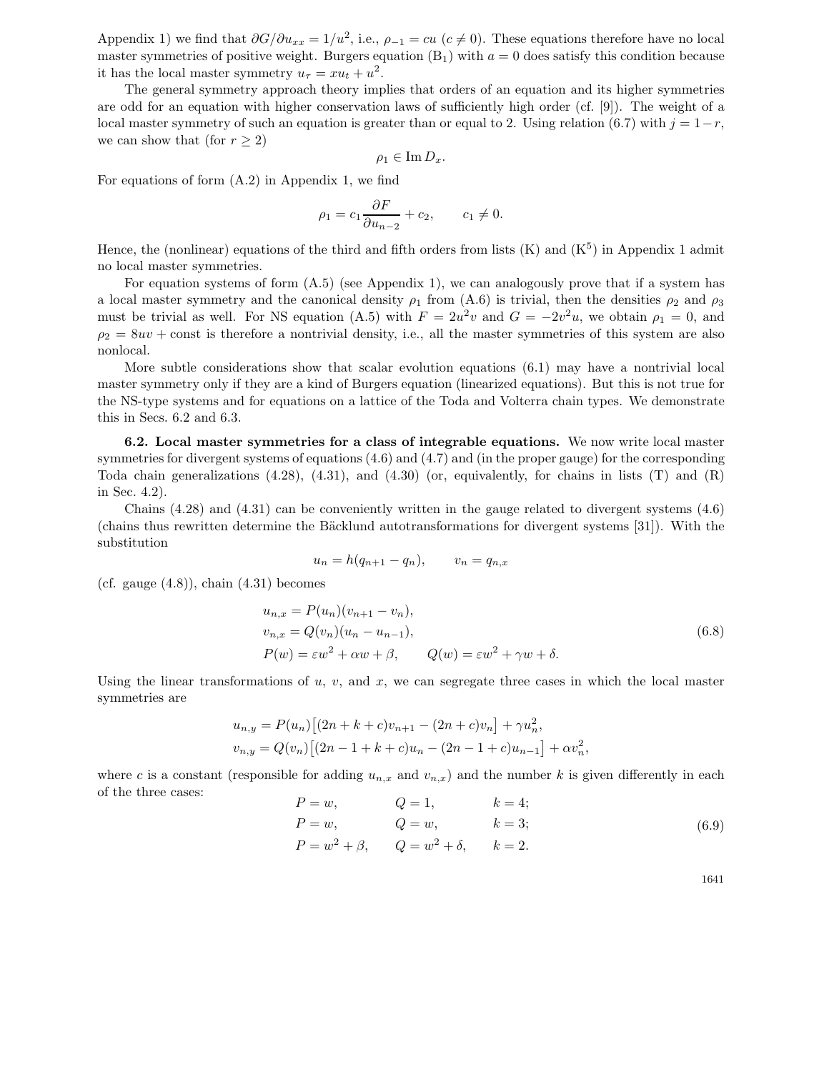Appendix 1) we find that $\partial G/\partial u_{xx} = 1/u^2$, i.e., $\rho_{-1} = cu$ ($c \neq 0$). These equations therefore have no local master symmetries of positive weight. Burgers equation (B$_1$) with $a = 0$ does satisfy this condition because it has the local master symmetry $u_\tau = xu_t + u^2$.

The general symmetry approach theory implies that orders of an equation and its higher symmetries are odd for an equation with higher conservation laws of sufficiently high order (cf. [9]). The weight of a local master symmetry of such an equation is greater than or equal to 2. Using relation (6.7) with $j = 1-r$, we can show that (for $r \geq 2$)

$$\rho_1 \in \operatorname{Im} D_x.$$

For equations of form (A.2) in Appendix 1, we find

$$\rho_1 = c_1 \frac{\partial F}{\partial u_{n-2}} + c_2, \qquad c_1 \neq 0.$$

Hence, the (nonlinear) equations of the third and fifth orders from lists (K) and (K$^5$) in Appendix 1 admit no local master symmetries.

For equation systems of form (A.5) (see Appendix 1), we can analogously prove that if a system has a local master symmetry and the canonical density $\rho_1$ from (A.6) is trivial, then the densities $\rho_2$ and $\rho_3$ must be trivial as well. For NS equation (A.5) with $F = 2u^2v$ and $G = -2v^2u$, we obtain $\rho_1 = 0$, and $\rho_2 = 8uv + \text{const}$ is therefore a nontrivial density, i.e., all the master symmetries of this system are also nonlocal.

More subtle considerations show that scalar evolution equations (6.1) may have a nontrivial local master symmetry only if they are a kind of Burgers equation (linearized equations). But this is not true for the NS-type systems and for equations on a lattice of the Toda and Volterra chain types. We demonstrate this in Secs. 6.2 and 6.3.

**6.2. Local master symmetries for a class of integrable equations.** We now write local master symmetries for divergent systems of equations (4.6) and (4.7) and (in the proper gauge) for the corresponding Toda chain generalizations (4.28), (4.31), and (4.30) (or, equivalently, for chains in lists (T) and (R) in Sec. 4.2).

Chains (4.28) and (4.31) can be conveniently written in the gauge related to divergent systems (4.6) (chains thus rewritten determine the Bäcklund autotransformations for divergent systems [31]). With the substitution

$$u_n = h(q_{n+1} - q_n), \qquad v_n = q_{n,x}$$

(cf. gauge (4.8)), chain (4.31) becomes

$$\begin{aligned} u_{n,x} &= P(u_n)(v_{n+1} - v_n), \\ v_{n,x} &= Q(v_n)(u_n - u_{n-1}), \\ P(w) &= \varepsilon w^2 + \alpha w + \beta, \qquad Q(w) = \varepsilon w^2 + \gamma w + \delta. \end{aligned} \tag{6.8}$$

Using the linear transformations of $u$, $v$, and $x$, we can segregate three cases in which the local master symmetries are

$$\begin{aligned} u_{n,y} &= P(u_n)\big[(2n + k + c)v_{n+1} - (2n + c)v_n\big] + \gamma u_n^2, \\ v_{n,y} &= Q(v_n)\big[(2n - 1 + k + c)u_n - (2n - 1 + c)u_{n-1}\big] + \alpha v_n^2, \end{aligned}$$

where $c$ is a constant (responsible for adding $u_{n,x}$ and $v_{n,x}$) and the number $k$ is given differently in each of the three cases:

$$\begin{aligned} &P = w, && Q = 1, && k = 4; \\ &P = w, && Q = w, && k = 3; \\ &P = w^2 + \beta, && Q = w^2 + \delta, && k = 2. \end{aligned} \tag{6.9}$$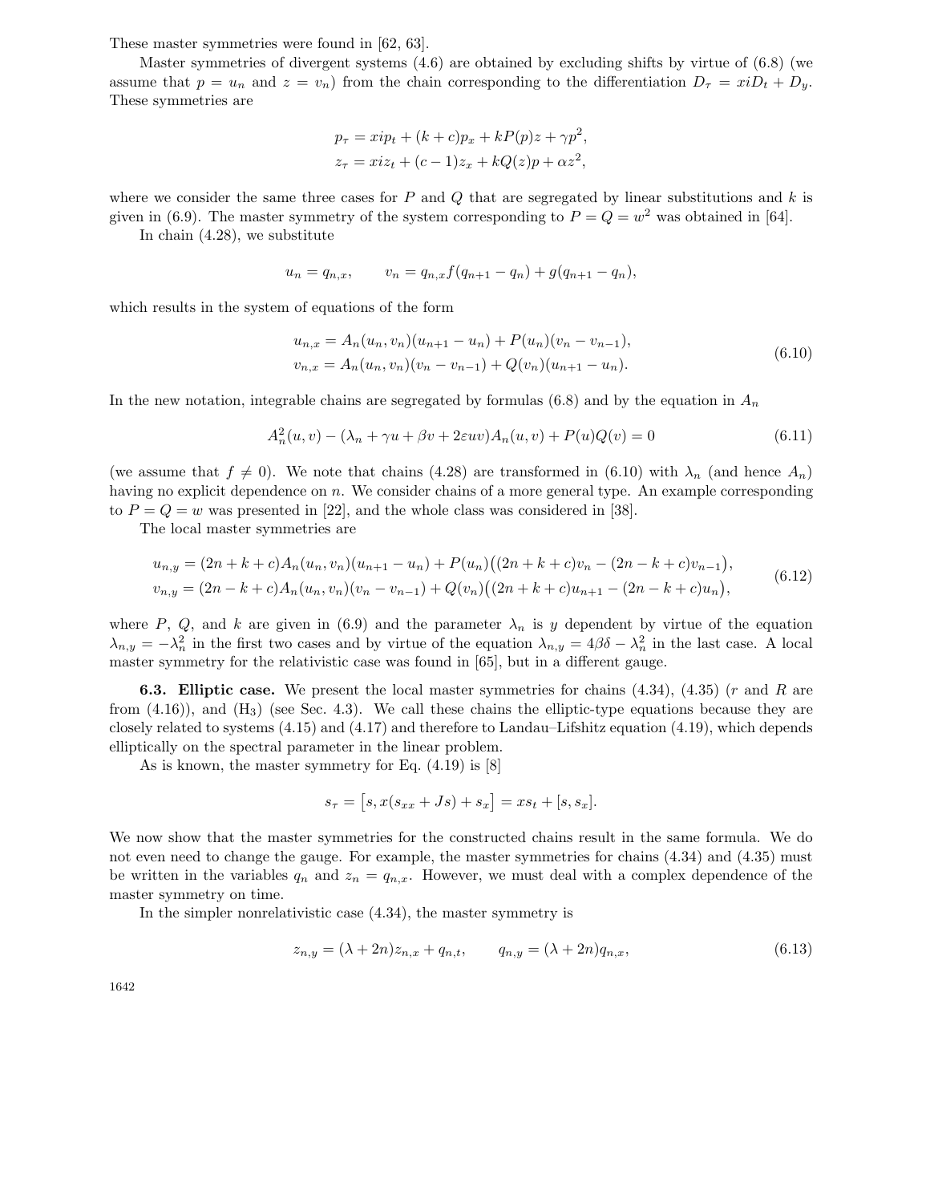These master symmetries were found in [62, 63].

Master symmetries of divergent systems (4.6) are obtained by excluding shifts by virtue of (6.8) (we assume that $p = u_n$ and $z = v_n$) from the chain corresponding to the differentiation $D_\tau = xiD_t + D_y$. These symmetries are

$$
p_\tau = xip_t + (k+c)p_x + kP(p)z + \gamma p^2,
$$
$$
z_\tau = xiz_t + (c-1)z_x + kQ(z)p + \alpha z^2,
$$

where we consider the same three cases for $P$ and $Q$ that are segregated by linear substitutions and $k$ is given in (6.9). The master symmetry of the system corresponding to $P = Q = w^2$ was obtained in [64].

In chain (4.28), we substitute

$$
u_n = q_{n,x}, \qquad v_n = q_{n,x} f(q_{n+1} - q_n) + g(q_{n+1} - q_n),
$$

which results in the system of equations of the form

$$
\begin{aligned}
u_{n,x} &= A_n(u_n, v_n)(u_{n+1} - u_n) + P(u_n)(v_n - v_{n-1}),\\
v_{n,x} &= A_n(u_n, v_n)(v_n - v_{n-1}) + Q(v_n)(u_{n+1} - u_n).
\end{aligned}
\tag{6.10}
$$

In the new notation, integrable chains are segregated by formulas (6.8) and by the equation in $A_n$

$$
A_n^2(u,v) - (\lambda_n + \gamma u + \beta v + 2\varepsilon uv)A_n(u,v) + P(u)Q(v) = 0 \tag{6.11}
$$

(we assume that $f \neq 0$). We note that chains (4.28) are transformed in (6.10) with $\lambda_n$ (and hence $A_n$) having no explicit dependence on $n$. We consider chains of a more general type. An example corresponding to $P = Q = w$ was presented in [22], and the whole class was considered in [38].

The local master symmetries are

$$
\begin{aligned}
u_{n,y} &= (2n+k+c)A_n(u_n, v_n)(u_{n+1} - u_n) + P(u_n)\big((2n+k+c)v_n - (2n-k+c)v_{n-1}\big),\\
v_{n,y} &= (2n-k+c)A_n(u_n, v_n)(v_n - v_{n-1}) + Q(v_n)\big((2n+k+c)u_{n+1} - (2n-k+c)u_n\big),
\end{aligned}
\tag{6.12}
$$

where $P$, $Q$, and $k$ are given in (6.9) and the parameter $\lambda_n$ is $y$ dependent by virtue of the equation $\lambda_{n,y} = -\lambda_n^2$ in the first two cases and by virtue of the equation $\lambda_{n,y} = 4\beta\delta - \lambda_n^2$ in the last case. A local master symmetry for the relativistic case was found in [65], but in a different gauge.

**6.3. Elliptic case.** We present the local master symmetries for chains (4.34), (4.35) ($r$ and $R$ are from (4.16)), and ($\mathrm{H}_3$) (see Sec. 4.3). We call these chains the elliptic-type equations because they are closely related to systems (4.15) and (4.17) and therefore to Landau–Lifshitz equation (4.19), which depends elliptically on the spectral parameter in the linear problem.

As is known, the master symmetry for Eq. (4.19) is [8]

$$
s_\tau = \big[s, x(s_{xx} + Js) + s_x\big] = xs_t + [s, s_x].
$$

We now show that the master symmetries for the constructed chains result in the same formula. We do not even need to change the gauge. For example, the master symmetries for chains (4.34) and (4.35) must be written in the variables $q_n$ and $z_n = q_{n,x}$. However, we must deal with a complex dependence of the master symmetry on time.

In the simpler nonrelativistic case (4.34), the master symmetry is

$$
z_{n,y} = (\lambda + 2n)z_{n,x} + q_{n,t}, \qquad q_{n,y} = (\lambda + 2n)q_{n,x}, \tag{6.13}
$$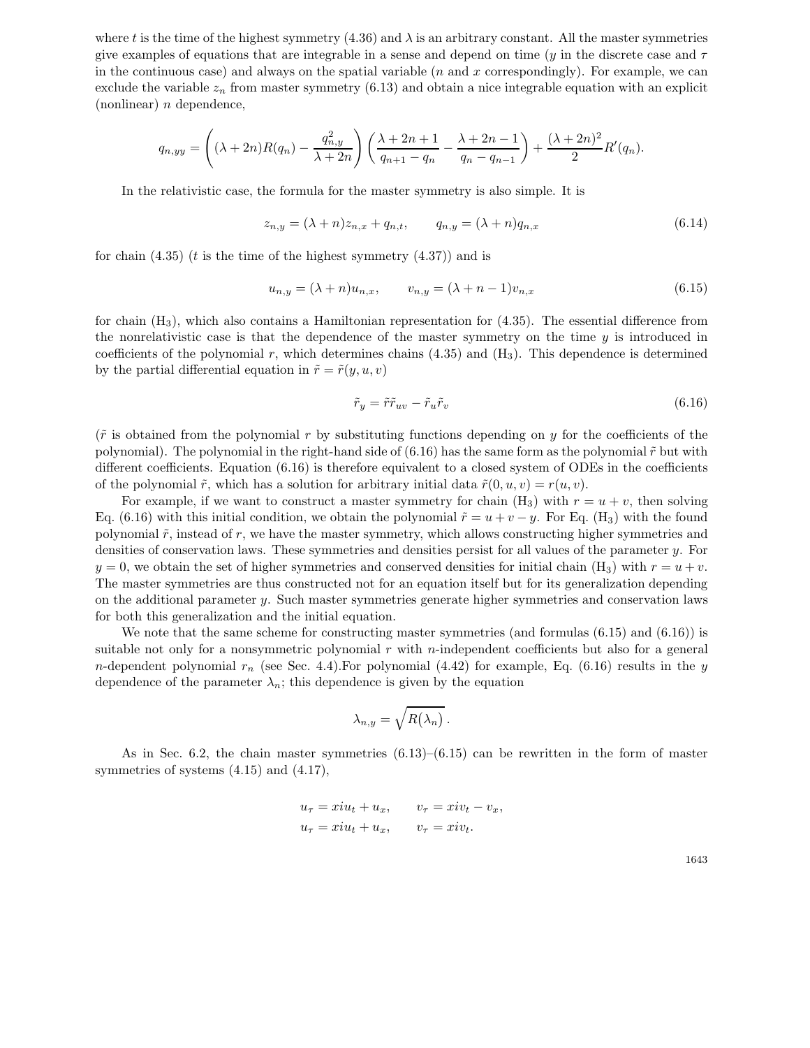where $t$ is the time of the highest symmetry (4.36) and $\lambda$ is an arbitrary constant. All the master symmetries give examples of equations that are integrable in a sense and depend on time ($y$ in the discrete case and $\tau$ in the continuous case) and always on the spatial variable ($n$ and $x$ correspondingly). For example, we can exclude the variable $z_n$ from master symmetry (6.13) and obtain a nice integrable equation with an explicit (nonlinear) $n$ dependence,

$$q_{n,yy} = \left((\lambda + 2n)R(q_n) - \frac{q_{n,y}^2}{\lambda + 2n}\right)\left(\frac{\lambda + 2n + 1}{q_{n+1} - q_n} - \frac{\lambda + 2n - 1}{q_n - q_{n-1}}\right) + \frac{(\lambda + 2n)^2}{2}R'(q_n).$$

In the relativistic case, the formula for the master symmetry is also simple. It is

$$z_{n,y} = (\lambda + n)z_{n,x} + q_{n,t}, \qquad q_{n,y} = (\lambda + n)q_{n,x} \tag{6.14}$$

for chain (4.35) ($t$ is the time of the highest symmetry (4.37)) and is

$$u_{n,y} = (\lambda + n)u_{n,x}, \qquad v_{n,y} = (\lambda + n - 1)v_{n,x} \tag{6.15}$$

for chain ($\mathrm{H}_3$), which also contains a Hamiltonian representation for (4.35). The essential difference from the nonrelativistic case is that the dependence of the master symmetry on the time $y$ is introduced in coefficients of the polynomial $r$, which determines chains (4.35) and ($\mathrm{H}_3$). This dependence is determined by the partial differential equation in $\tilde{r} = \tilde{r}(y, u, v)$

$$\tilde{r}_y = \tilde{r}\tilde{r}_{uv} - \tilde{r}_u\tilde{r}_v \tag{6.16}$$

($\tilde{r}$ is obtained from the polynomial $r$ by substituting functions depending on $y$ for the coefficients of the polynomial). The polynomial in the right-hand side of (6.16) has the same form as the polynomial $\tilde{r}$ but with different coefficients. Equation (6.16) is therefore equivalent to a closed system of ODEs in the coefficients of the polynomial $\tilde{r}$, which has a solution for arbitrary initial data $\tilde{r}(0, u, v) = r(u, v)$.

For example, if we want to construct a master symmetry for chain ($\mathrm{H}_3$) with $r = u + v$, then solving Eq. (6.16) with this initial condition, we obtain the polynomial $\tilde{r} = u + v - y$. For Eq. ($\mathrm{H}_3$) with the found polynomial $\tilde{r}$, instead of $r$, we have the master symmetry, which allows constructing higher symmetries and densities of conservation laws. These symmetries and densities persist for all values of the parameter $y$. For $y = 0$, we obtain the set of higher symmetries and conserved densities for initial chain ($\mathrm{H}_3$) with $r = u + v$. The master symmetries are thus constructed not for an equation itself but for its generalization depending on the additional parameter $y$. Such master symmetries generate higher symmetries and conservation laws for both this generalization and the initial equation.

We note that the same scheme for constructing master symmetries (and formulas (6.15) and (6.16)) is suitable not only for a nonsymmetric polynomial $r$ with $n$-independent coefficients but also for a general $n$-dependent polynomial $r_n$ (see Sec. 4.4).For polynomial (4.42) for example, Eq. (6.16) results in the $y$ dependence of the parameter $\lambda_n$; this dependence is given by the equation

$$\lambda_{n,y} = \sqrt{R(\lambda_n)}\,.$$

As in Sec. 6.2, the chain master symmetries (6.13)–(6.15) can be rewritten in the form of master symmetries of systems (4.15) and (4.17),

$$u_\tau = xiu_t + u_x, \qquad v_\tau = xiv_t - v_x,$$
$$u_\tau = xiu_t + u_x, \qquad v_\tau = xiv_t.$$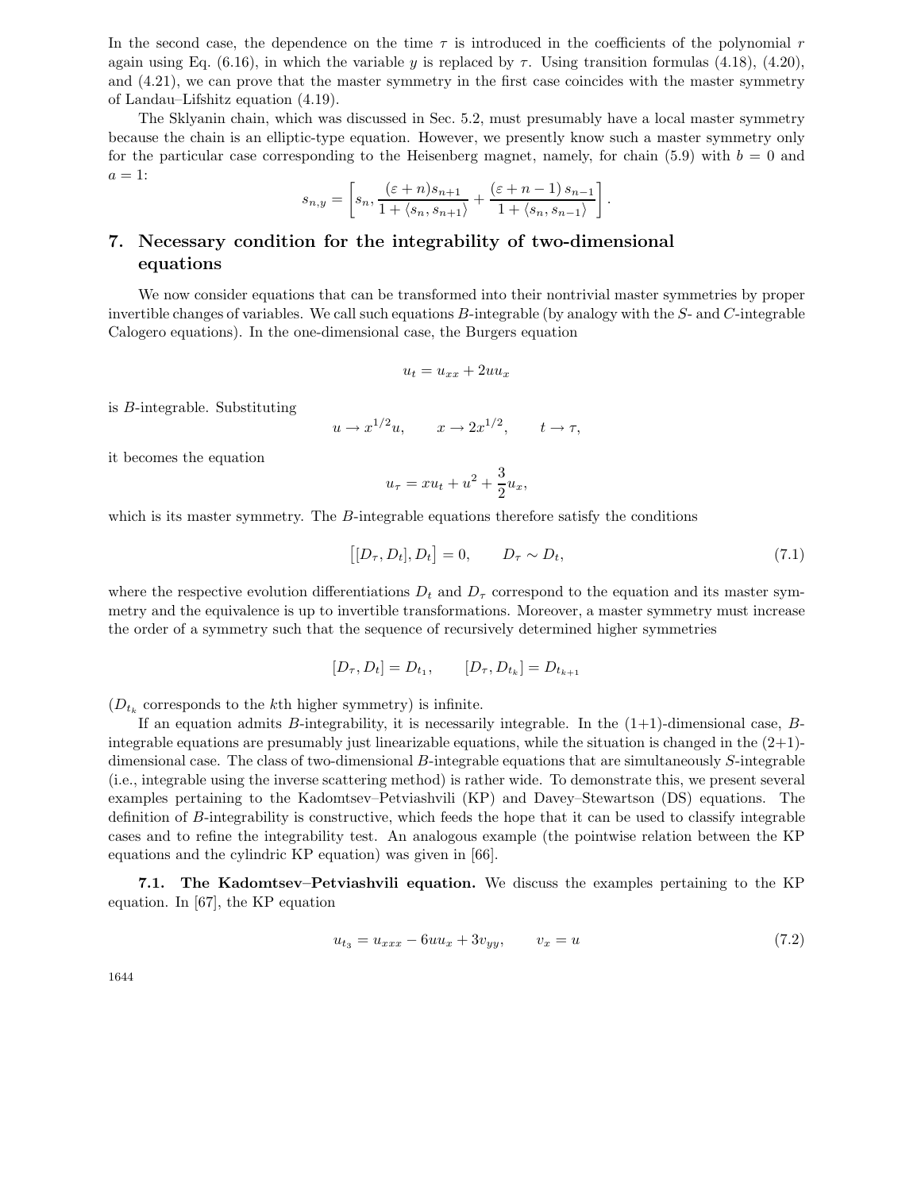In the second case, the dependence on the time $\tau$ is introduced in the coefficients of the polynomial $r$ again using Eq. (6.16), in which the variable $y$ is replaced by $\tau$. Using transition formulas (4.18), (4.20), and (4.21), we can prove that the master symmetry in the first case coincides with the master symmetry of Landau–Lifshitz equation (4.19).

The Sklyanin chain, which was discussed in Sec. 5.2, must presumably have a local master symmetry because the chain is an elliptic-type equation. However, we presently know such a master symmetry only for the particular case corresponding to the Heisenberg magnet, namely, for chain (5.9) with $b = 0$ and $a = 1$:

$$s_{n,y} = \left[ s_n, \frac{(\varepsilon + n) s_{n+1}}{1 + \langle s_n, s_{n+1} \rangle} + \frac{(\varepsilon + n - 1)\, s_{n-1}}{1 + \langle s_n, s_{n-1} \rangle} \right].$$

## 7. Necessary condition for the integrability of two-dimensional equations

We now consider equations that can be transformed into their nontrivial master symmetries by proper invertible changes of variables. We call such equations $B$-integrable (by analogy with the $S$- and $C$-integrable Calogero equations). In the one-dimensional case, the Burgers equation

$$u_t = u_{xx} + 2uu_x$$

is $B$-integrable. Substituting

$$u \to x^{1/2} u, \qquad x \to 2x^{1/2}, \qquad t \to \tau,$$

it becomes the equation

$$u_\tau = xu_t + u^2 + \frac{3}{2} u_x,$$

which is its master symmetry. The $B$-integrable equations therefore satisfy the conditions

$$\big[[D_\tau, D_t], D_t\big] = 0, \qquad D_\tau \sim D_t, \tag{7.1}$$

where the respective evolution differentiations $D_t$ and $D_\tau$ correspond to the equation and its master symmetry and the equivalence is up to invertible transformations. Moreover, a master symmetry must increase the order of a symmetry such that the sequence of recursively determined higher symmetries

$$[D_\tau, D_t] = D_{t_1}, \qquad [D_\tau, D_{t_k}] = D_{t_{k+1}}$$

($D_{t_k}$ corresponds to the $k$th higher symmetry) is infinite.

If an equation admits $B$-integrability, it is necessarily integrable. In the (1+1)-dimensional case, $B$-integrable equations are presumably just linearizable equations, while the situation is changed in the (2+1)-dimensional case. The class of two-dimensional $B$-integrable equations that are simultaneously $S$-integrable (i.e., integrable using the inverse scattering method) is rather wide. To demonstrate this, we present several examples pertaining to the Kadomtsev–Petviashvili (KP) and Davey–Stewartson (DS) equations. The definition of $B$-integrability is constructive, which feeds the hope that it can be used to classify integrable cases and to refine the integrability test. An analogous example (the pointwise relation between the KP equations and the cylindric KP equation) was given in [66].

**7.1. The Kadomtsev–Petviashvili equation.** We discuss the examples pertaining to the KP equation. In [67], the KP equation

$$u_{t_3} = u_{xxx} - 6uu_x + 3v_{yy}, \qquad v_x = u \tag{7.2}$$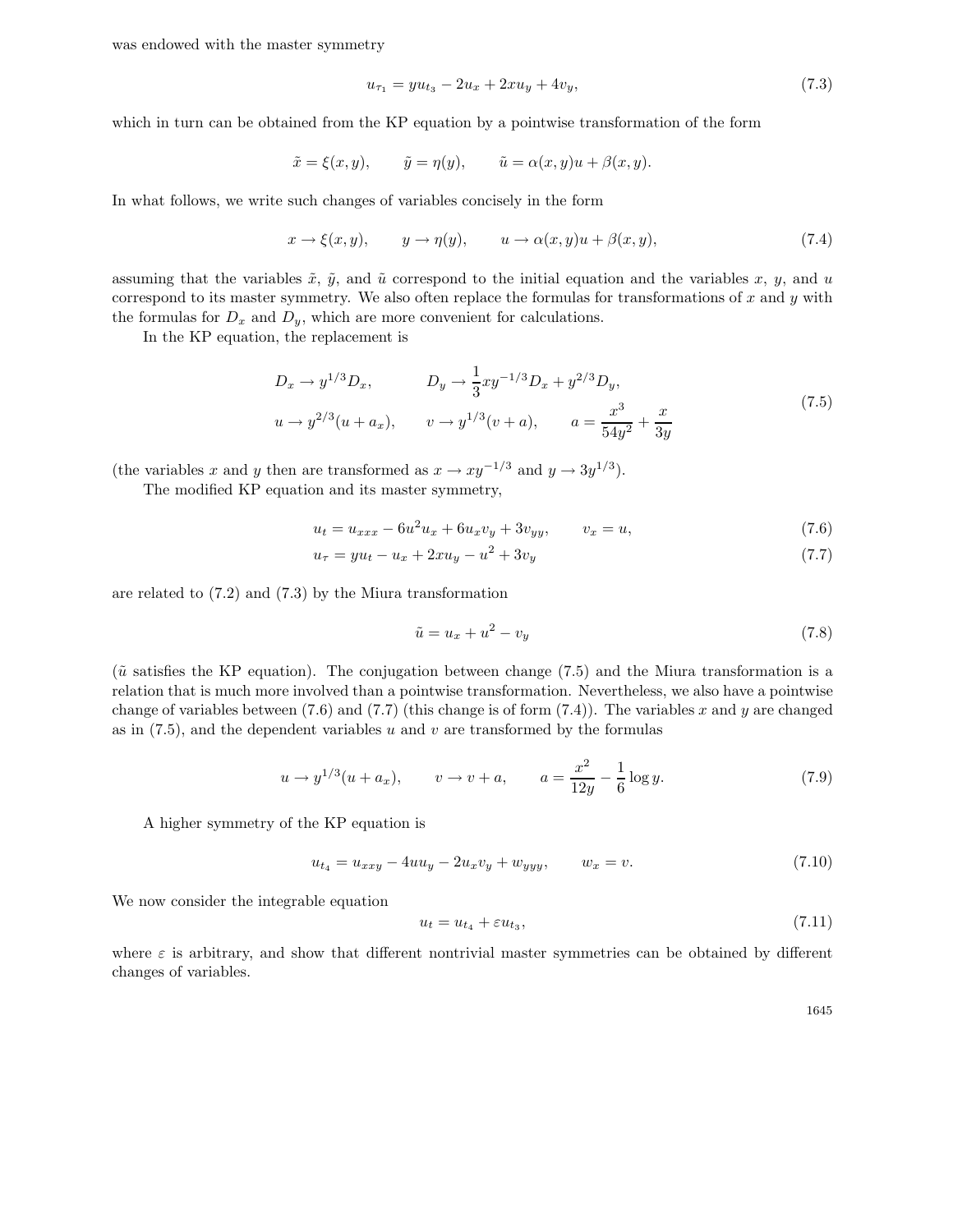was endowed with the master symmetry

$$u_{\tau_1} = yu_{t_3} - 2u_x + 2xu_y + 4v_y, \tag{7.3}$$

which in turn can be obtained from the KP equation by a pointwise transformation of the form

$$\tilde{x} = \xi(x, y), \qquad \tilde{y} = \eta(y), \qquad \tilde{u} = \alpha(x, y)u + \beta(x, y).$$

In what follows, we write such changes of variables concisely in the form

$$x \to \xi(x, y), \qquad y \to \eta(y), \qquad u \to \alpha(x, y)u + \beta(x, y), \tag{7.4}$$

assuming that the variables $\tilde{x}$, $\tilde{y}$, and $\tilde{u}$ correspond to the initial equation and the variables $x$, $y$, and $u$ correspond to its master symmetry. We also often replace the formulas for transformations of $x$ and $y$ with the formulas for $D_x$ and $D_y$, which are more convenient for calculations.

In the KP equation, the replacement is

$$\begin{aligned} &D_x \to y^{1/3} D_x, \qquad\qquad D_y \to \frac{1}{3} x y^{-1/3} D_x + y^{2/3} D_y, \\ &u \to y^{2/3}(u + a_x), \qquad v \to y^{1/3}(v + a), \qquad a = \frac{x^3}{54 y^2} + \frac{x}{3y} \end{aligned} \tag{7.5}$$

(the variables $x$ and $y$ then are transformed as $x \to x y^{-1/3}$ and $y \to 3y^{1/3}$).

The modified KP equation and its master symmetry,

$$u_t = u_{xxx} - 6u^2 u_x + 6u_x v_y + 3v_{yy}, \qquad v_x = u, \tag{7.6}$$

$$u_\tau = yu_t - u_x + 2xu_y - u^2 + 3v_y \tag{7.7}$$

are related to (7.2) and (7.3) by the Miura transformation

$$\tilde{u} = u_x + u^2 - v_y \tag{7.8}$$

($\tilde{u}$ satisfies the KP equation). The conjugation between change (7.5) and the Miura transformation is a relation that is much more involved than a pointwise transformation. Nevertheless, we also have a pointwise change of variables between (7.6) and (7.7) (this change is of form (7.4)). The variables $x$ and $y$ are changed as in (7.5), and the dependent variables $u$ and $v$ are transformed by the formulas

$$u \to y^{1/3}(u + a_x), \qquad v \to v + a, \qquad a = \frac{x^2}{12y} - \frac{1}{6}\log y. \tag{7.9}$$

A higher symmetry of the KP equation is

$$u_{t_4} = u_{xxy} - 4uu_y - 2u_x v_y + w_{yyy}, \qquad w_x = v. \tag{7.10}$$

We now consider the integrable equation

$$u_t = u_{t_4} + \varepsilon u_{t_3}, \tag{7.11}$$

where $\varepsilon$ is arbitrary, and show that different nontrivial master symmetries can be obtained by different changes of variables.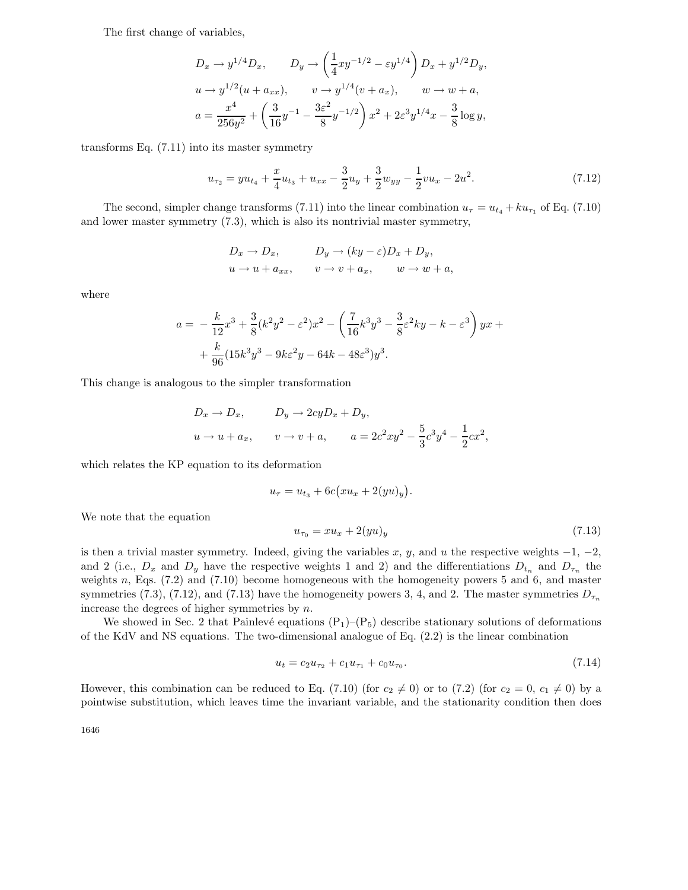The first change of variables,

$$
\begin{gathered}
D_x \to y^{1/4} D_x, \qquad D_y \to \left(\frac{1}{4} x y^{-1/2} - \varepsilon y^{1/4}\right) D_x + y^{1/2} D_y, \\
u \to y^{1/2}(u + a_{xx}), \qquad v \to y^{1/4}(v + a_x), \qquad w \to w + a, \\
a = \frac{x^4}{256 y^2} + \left(\frac{3}{16} y^{-1} - \frac{3\varepsilon^2}{8} y^{-1/2}\right) x^2 + 2\varepsilon^3 y^{1/4} x - \frac{3}{8}\log y,
\end{gathered}
$$

transforms Eq. (7.11) into its master symmetry

$$
u_{\tau_2} = y u_{t_4} + \frac{x}{4} u_{t_3} + u_{xx} - \frac{3}{2} u_y + \frac{3}{2} w_{yy} - \frac{1}{2} v u_x - 2u^2. \tag{7.12}
$$

The second, simpler change transforms (7.11) into the linear combination $u_\tau = u_{t_4} + k u_{\tau_1}$ of Eq. (7.10) and lower master symmetry (7.3), which is also its nontrivial master symmetry,

$$
\begin{gathered}
D_x \to D_x, \qquad D_y \to (ky - \varepsilon) D_x + D_y, \\
u \to u + a_{xx}, \qquad v \to v + a_x, \qquad w \to w + a,
\end{gathered}
$$

where

$$
\begin{aligned}
a = &-\frac{k}{12} x^3 + \frac{3}{8}(k^2 y^2 - \varepsilon^2) x^2 - \left(\frac{7}{16} k^3 y^3 - \frac{3}{8}\varepsilon^2 k y - k - \varepsilon^3\right) y x + \\
&+ \frac{k}{96}(15 k^3 y^3 - 9 k \varepsilon^2 y - 64 k - 48 \varepsilon^3) y^3.
\end{aligned}
$$

This change is analogous to the simpler transformation

$$
\begin{gathered}
D_x \to D_x, \qquad D_y \to 2cy D_x + D_y, \\
u \to u + a_x, \qquad v \to v + a, \qquad a = 2c^2 x y^2 - \frac{5}{3} c^3 y^4 - \frac{1}{2} c x^2,
\end{gathered}
$$

which relates the KP equation to its deformation

$$
u_\tau = u_{t_3} + 6c\big(x u_x + 2(yu)_y\big).
$$

We note that the equation

$$
u_{\tau_0} = x u_x + 2(yu)_y \tag{7.13}
$$

is then a trivial master symmetry. Indeed, giving the variables $x$, $y$, and $u$ the respective weights $-1$, $-2$, and 2 (i.e., $D_x$ and $D_y$ have the respective weights 1 and 2) and the differentiations $D_{t_n}$ and $D_{\tau_n}$ the weights $n$, Eqs. (7.2) and (7.10) become homogeneous with the homogeneity powers 5 and 6, and master symmetries (7.3), (7.12), and (7.13) have the homogeneity powers 3, 4, and 2. The master symmetries $D_{\tau_n}$ increase the degrees of higher symmetries by $n$.

We showed in Sec. 2 that Painlevé equations ($\mathrm{P}_1$)–($\mathrm{P}_5$) describe stationary solutions of deformations of the KdV and NS equations. The two-dimensional analogue of Eq. (2.2) is the linear combination

$$
u_t = c_2 u_{\tau_2} + c_1 u_{\tau_1} + c_0 u_{\tau_0}. \tag{7.14}
$$

However, this combination can be reduced to Eq. (7.10) (for $c_2 \neq 0$) or to (7.2) (for $c_2 = 0$, $c_1 \neq 0$) by a pointwise substitution, which leaves time the invariant variable, and the stationarity condition then does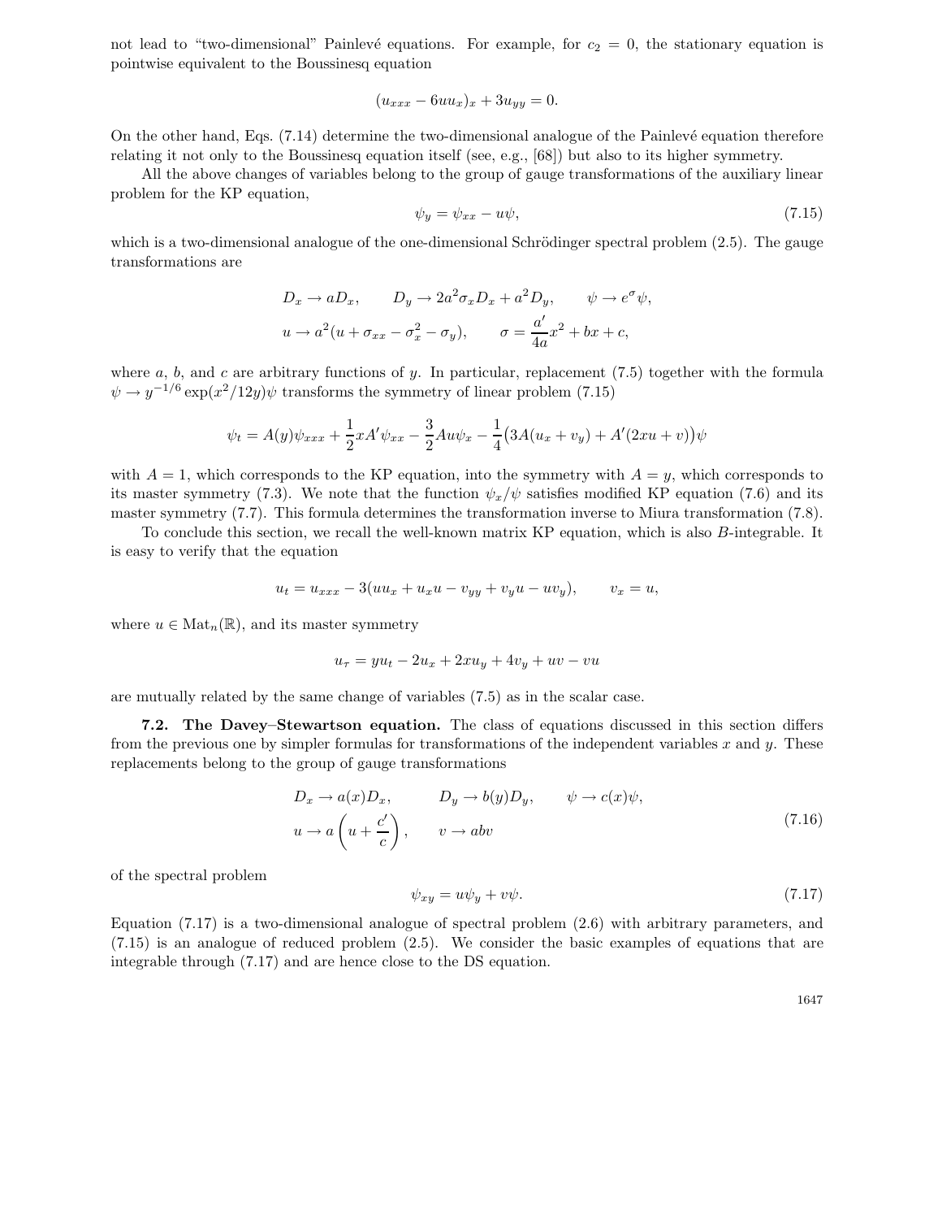not lead to "two-dimensional" Painlevé equations. For example, for $c_2 = 0$, the stationary equation is pointwise equivalent to the Boussinesq equation

$$(u_{xxx} - 6uu_x)_x + 3u_{yy} = 0.$$

On the other hand, Eqs. (7.14) determine the two-dimensional analogue of the Painlevé equation therefore relating it not only to the Boussinesq equation itself (see, e.g., [68]) but also to its higher symmetry.

All the above changes of variables belong to the group of gauge transformations of the auxiliary linear problem for the KP equation,

$$\psi_y = \psi_{xx} - u\psi, \tag{7.15}$$

which is a two-dimensional analogue of the one-dimensional Schrödinger spectral problem (2.5). The gauge transformations are

$$D_x \to aD_x, \qquad D_y \to 2a^2\sigma_x D_x + a^2 D_y, \qquad \psi \to e^{\sigma}\psi,$$
$$u \to a^2(u + \sigma_{xx} - \sigma_x^2 - \sigma_y), \qquad \sigma = \frac{a'}{4a}x^2 + bx + c,$$

where $a$, $b$, and $c$ are arbitrary functions of $y$. In particular, replacement (7.5) together with the formula $\psi \to y^{-1/6}\exp(x^2/12y)\psi$ transforms the symmetry of linear problem (7.15)

$$\psi_t = A(y)\psi_{xxx} + \frac{1}{2}xA'\psi_{xx} - \frac{3}{2}Au\psi_x - \frac{1}{4}\big(3A(u_x + v_y) + A'(2xu + v)\big)\psi$$

with $A = 1$, which corresponds to the KP equation, into the symmetry with $A = y$, which corresponds to its master symmetry (7.3). We note that the function $\psi_x/\psi$ satisfies modified KP equation (7.6) and its master symmetry (7.7). This formula determines the transformation inverse to Miura transformation (7.8).

To conclude this section, we recall the well-known matrix KP equation, which is also $B$-integrable. It is easy to verify that the equation

$$u_t = u_{xxx} - 3(uu_x + u_x u - v_{yy} + v_y u - uv_y), \qquad v_x = u,$$

where $u \in \mathrm{Mat}_n(\mathbb{R})$, and its master symmetry

$$u_\tau = yu_t - 2u_x + 2xu_y + 4v_y + uv - vu$$

are mutually related by the same change of variables (7.5) as in the scalar case.

**7.2. The Davey–Stewartson equation.** The class of equations discussed in this section differs from the previous one by simpler formulas for transformations of the independent variables $x$ and $y$. These replacements belong to the group of gauge transformations

$$D_x \to a(x)D_x, \qquad D_y \to b(y)D_y, \qquad \psi \to c(x)\psi,$$
$$u \to a\left(u + \frac{c'}{c}\right), \qquad v \to abv \tag{7.16}$$

of the spectral problem

$$\psi_{xy} = u\psi_y + v\psi. \tag{7.17}$$

Equation (7.17) is a two-dimensional analogue of spectral problem (2.6) with arbitrary parameters, and (7.15) is an analogue of reduced problem (2.5). We consider the basic examples of equations that are integrable through (7.17) and are hence close to the DS equation.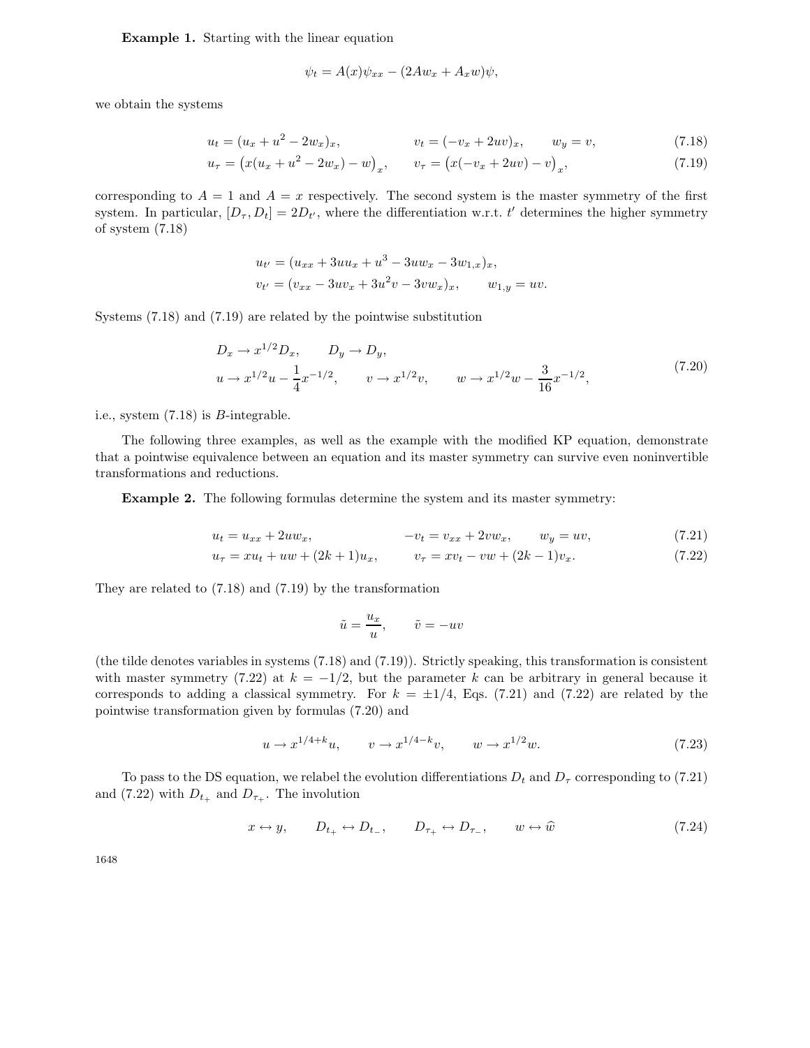**Example 1.** Starting with the linear equation

$$\psi_t = A(x)\psi_{xx} - (2Aw_x + A_x w)\psi,$$

we obtain the systems

$$u_t = (u_x + u^2 - 2w_x)_x, \qquad v_t = (-v_x + 2uv)_x, \qquad w_y = v, \tag{7.18}$$

$$u_\tau = \big(x(u_x + u^2 - 2w_x) - w\big)_x, \qquad v_\tau = \big(x(-v_x + 2uv) - v\big)_x, \tag{7.19}$$

corresponding to $A = 1$ and $A = x$ respectively. The second system is the master symmetry of the first system. In particular, $[D_\tau, D_t] = 2D_{t'}$, where the differentiation w.r.t. $t'$ determines the higher symmetry of system (7.18)

$$u_{t'} = (u_{xx} + 3uu_x + u^3 - 3uw_x - 3w_{1,x})_x,$$
$$v_{t'} = (v_{xx} - 3uv_x + 3u^2 v - 3vw_x)_x, \qquad w_{1,y} = uv.$$

Systems (7.18) and (7.19) are related by the pointwise substitution

$$D_x \to x^{1/2} D_x, \qquad D_y \to D_y,$$
$$u \to x^{1/2} u - \frac{1}{4} x^{-1/2}, \qquad v \to x^{1/2} v, \qquad w \to x^{1/2} w - \frac{3}{16} x^{-1/2}, \tag{7.20}$$

i.e., system (7.18) is $B$-integrable.

The following three examples, as well as the example with the modified KP equation, demonstrate that a pointwise equivalence between an equation and its master symmetry can survive even noninvertible transformations and reductions.

**Example 2.** The following formulas determine the system and its master symmetry:

$$u_t = u_{xx} + 2uw_x, \qquad -v_t = v_{xx} + 2vw_x, \qquad w_y = uv, \tag{7.21}$$

$$u_\tau = xu_t + uw + (2k+1)u_x, \qquad v_\tau = xv_t - vw + (2k-1)v_x. \tag{7.22}$$

They are related to (7.18) and (7.19) by the transformation

$$\tilde{u} = \frac{u_x}{u}, \qquad \tilde{v} = -uv$$

(the tilde denotes variables in systems (7.18) and (7.19)). Strictly speaking, this transformation is consistent with master symmetry (7.22) at $k = -1/2$, but the parameter $k$ can be arbitrary in general because it corresponds to adding a classical symmetry. For $k = \pm 1/4$, Eqs. (7.21) and (7.22) are related by the pointwise transformation given by formulas (7.20) and

$$u \to x^{1/4+k} u, \qquad v \to x^{1/4-k} v, \qquad w \to x^{1/2} w. \tag{7.23}$$

To pass to the DS equation, we relabel the evolution differentiations $D_t$ and $D_\tau$ corresponding to (7.21) and (7.22) with $D_{t_+}$ and $D_{\tau_+}$. The involution

$$x \leftrightarrow y, \qquad D_{t_+} \leftrightarrow D_{t_-}, \qquad D_{\tau_+} \leftrightarrow D_{\tau_-}, \qquad w \leftrightarrow \widehat{w} \tag{7.24}$$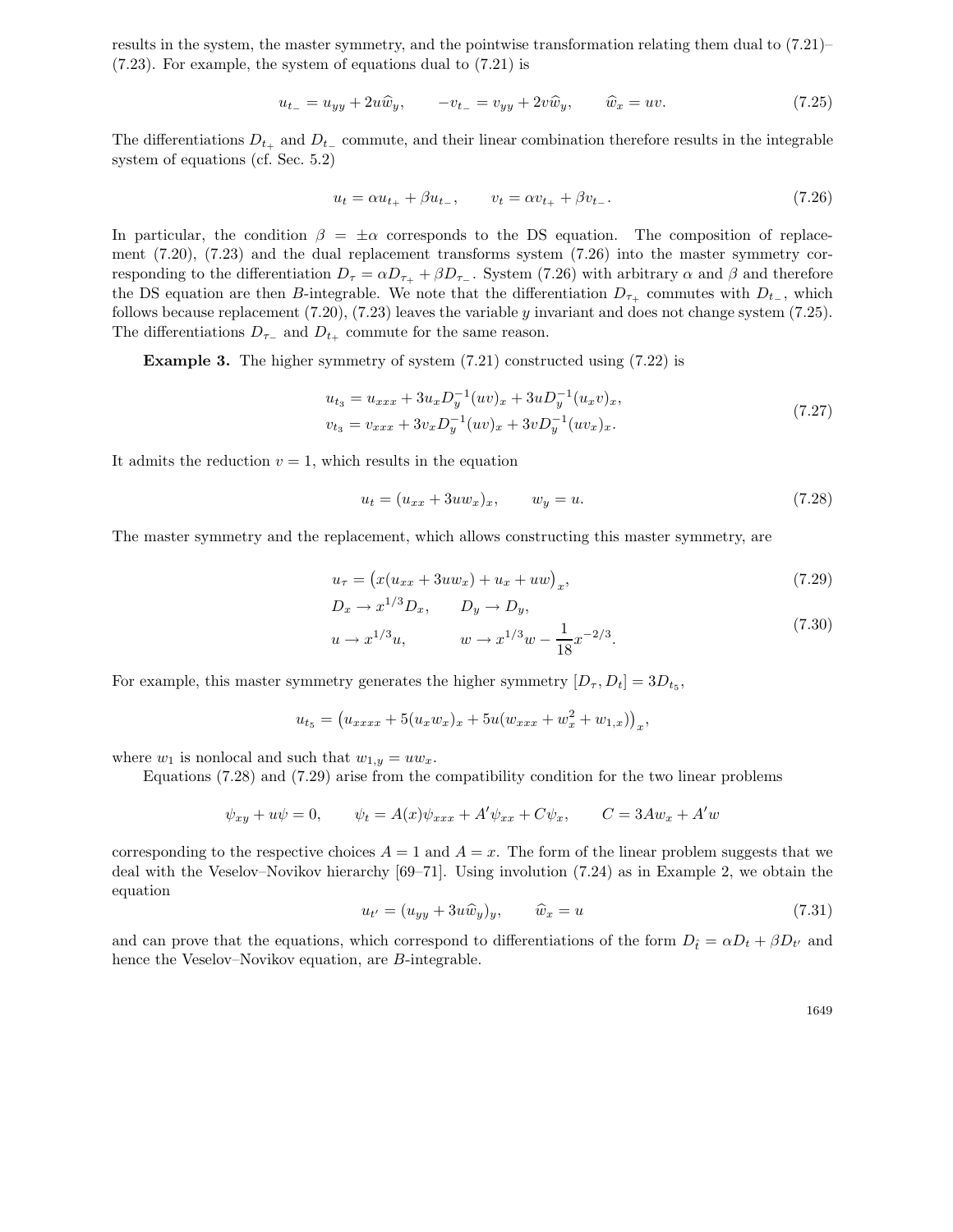results in the system, the master symmetry, and the pointwise transformation relating them dual to (7.21)–(7.23). For example, the system of equations dual to (7.21) is

$$u_{t_-} = u_{yy} + 2u\widehat{w}_y, \qquad -v_{t_-} = v_{yy} + 2v\widehat{w}_y, \qquad \widehat{w}_x = uv. \tag{7.25}$$

The differentiations $D_{t_+}$ and $D_{t_-}$ commute, and their linear combination therefore results in the integrable system of equations (cf. Sec. 5.2)

$$u_t = \alpha u_{t_+} + \beta u_{t_-}, \qquad v_t = \alpha v_{t_+} + \beta v_{t_-}. \tag{7.26}$$

In particular, the condition $\beta = \pm\alpha$ corresponds to the DS equation. The composition of replacement (7.20), (7.23) and the dual replacement transforms system (7.26) into the master symmetry corresponding to the differentiation $D_\tau = \alpha D_{\tau_+} + \beta D_{\tau_-}$. System (7.26) with arbitrary $\alpha$ and $\beta$ and therefore the DS equation are then $B$-integrable. We note that the differentiation $D_{\tau_+}$ commutes with $D_{t_-}$, which follows because replacement (7.20), (7.23) leaves the variable $y$ invariant and does not change system (7.25). The differentiations $D_{\tau_-}$ and $D_{t_+}$ commute for the same reason.

**Example 3.** The higher symmetry of system (7.21) constructed using (7.22) is

$$\begin{aligned} u_{t_3} &= u_{xxx} + 3u_x D_y^{-1}(uv)_x + 3uD_y^{-1}(u_x v)_x, \\ v_{t_3} &= v_{xxx} + 3v_x D_y^{-1}(uv)_x + 3vD_y^{-1}(uv_x)_x. \end{aligned} \tag{7.27}$$

It admits the reduction $v = 1$, which results in the equation

$$u_t = (u_{xx} + 3uw_x)_x, \qquad w_y = u. \tag{7.28}$$

The master symmetry and the replacement, which allows constructing this master symmetry, are

$$u_\tau = \big(x(u_{xx} + 3uw_x) + u_x + uw\big)_x, \tag{7.29}$$

$$\begin{aligned} &D_x \to x^{1/3} D_x, \qquad D_y \to D_y, \\ &u \to x^{1/3} u, \qquad\quad w \to x^{1/3} w - \frac{1}{18} x^{-2/3}. \end{aligned} \tag{7.30}$$

For example, this master symmetry generates the higher symmetry $[D_\tau, D_t] = 3D_{t_5}$,

$$u_{t_5} = \big(u_{xxxx} + 5(u_x w_x)_x + 5u(w_{xxx} + w_x^2 + w_{1,x})\big)_x,$$

where $w_1$ is nonlocal and such that $w_{1,y} = uw_x$.

Equations (7.28) and (7.29) arise from the compatibility condition for the two linear problems

$$\psi_{xy} + u\psi = 0, \qquad \psi_t = A(x)\psi_{xxx} + A'\psi_{xx} + C\psi_x, \qquad C = 3Aw_x + A'w$$

corresponding to the respective choices $A = 1$ and $A = x$. The form of the linear problem suggests that we deal with the Veselov–Novikov hierarchy [69–71]. Using involution (7.24) as in Example 2, we obtain the equation

$$u_{t'} = (u_{yy} + 3u\widehat{w}_y)_y, \qquad \widehat{w}_x = u \tag{7.31}$$

and can prove that the equations, which correspond to differentiations of the form $D_{\hat{t}} = \alpha D_t + \beta D_{t'}$ and hence the Veselov–Novikov equation, are $B$-integrable.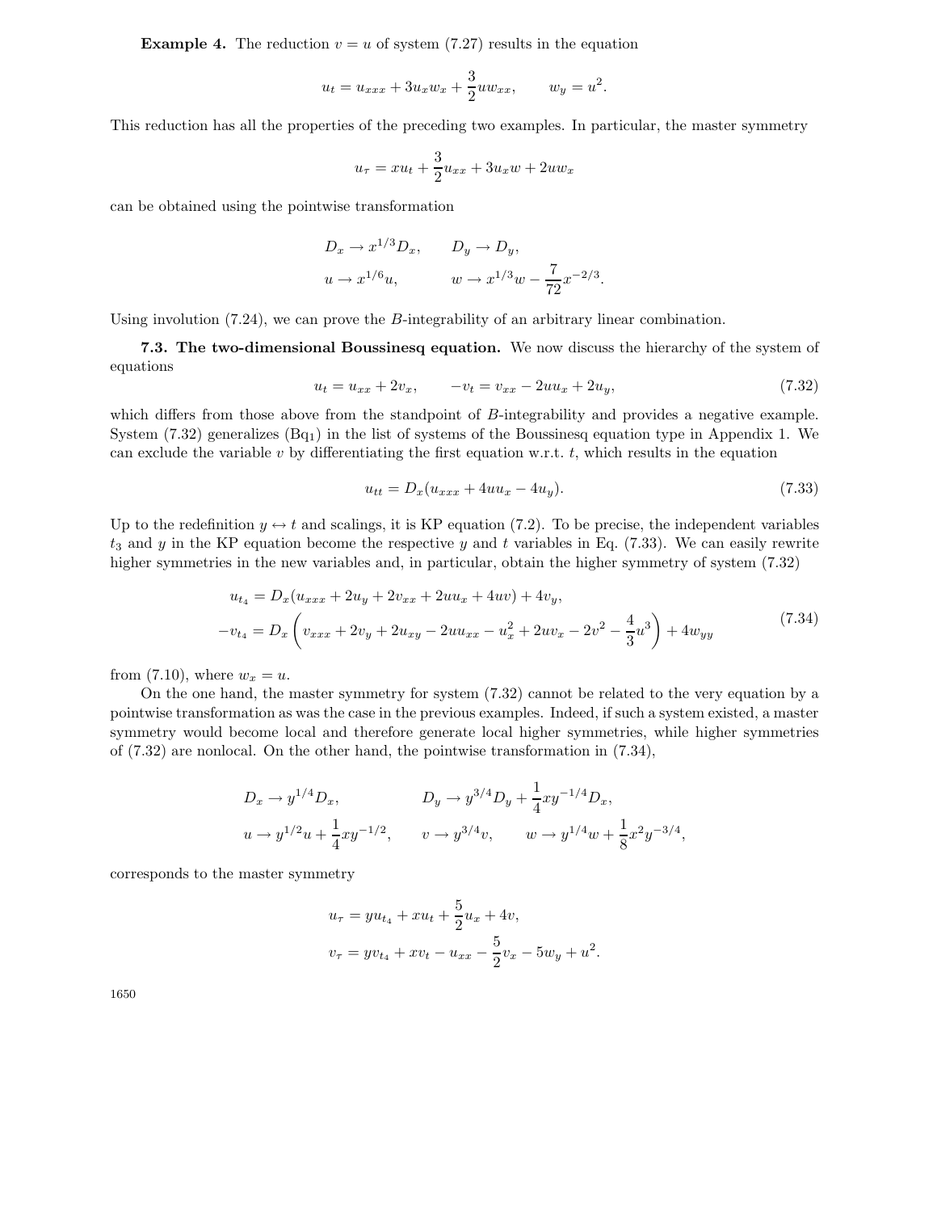**Example 4.** The reduction $v = u$ of system (7.27) results in the equation

$$u_t = u_{xxx} + 3u_x w_x + \frac{3}{2} u w_{xx}, \qquad w_y = u^2.$$

This reduction has all the properties of the preceding two examples. In particular, the master symmetry

$$u_\tau = x u_t + \frac{3}{2} u_{xx} + 3u_x w + 2u w_x$$

can be obtained using the pointwise transformation

$$\begin{aligned} &D_x \to x^{1/3} D_x, \qquad D_y \to D_y, \\ &u \to x^{1/6} u, \qquad\quad w \to x^{1/3} w - \frac{7}{72} x^{-2/3}. \end{aligned}$$

Using involution (7.24), we can prove the $B$-integrability of an arbitrary linear combination.

**7.3. The two-dimensional Boussinesq equation.** We now discuss the hierarchy of the system of equations

$$u_t = u_{xx} + 2v_x, \qquad -v_t = v_{xx} - 2u u_x + 2u_y, \tag{7.32}$$

which differs from those above from the standpoint of $B$-integrability and provides a negative example. System (7.32) generalizes ($\mathrm{Bq}_1$) in the list of systems of the Boussinesq equation type in Appendix 1. We can exclude the variable $v$ by differentiating the first equation w.r.t. $t$, which results in the equation

$$u_{tt} = D_x(u_{xxx} + 4u u_x - 4u_y). \tag{7.33}$$

Up to the redefinition $y \leftrightarrow t$ and scalings, it is KP equation (7.2). To be precise, the independent variables $t_3$ and $y$ in the KP equation become the respective $y$ and $t$ variables in Eq. (7.33). We can easily rewrite higher symmetries in the new variables and, in particular, obtain the higher symmetry of system (7.32)

$$\begin{aligned} u_{t_4} &= D_x(u_{xxx} + 2u_y + 2v_{xx} + 2u u_x + 4uv) + 4v_y, \\ -v_{t_4} &= D_x\left(v_{xxx} + 2v_y + 2u_{xy} - 2u u_{xx} - u_x^2 + 2u v_x - 2v^2 - \frac{4}{3} u^3\right) + 4w_{yy} \end{aligned} \tag{7.34}$$

from (7.10), where $w_x = u$.

On the one hand, the master symmetry for system (7.32) cannot be related to the very equation by a pointwise transformation as was the case in the previous examples. Indeed, if such a system existed, a master symmetry would become local and therefore generate local higher symmetries, while higher symmetries of (7.32) are nonlocal. On the other hand, the pointwise transformation in (7.34),

$$\begin{aligned} &D_x \to y^{1/4} D_x, \qquad\qquad D_y \to y^{3/4} D_y + \frac{1}{4} x y^{-1/4} D_x, \\ &u \to y^{1/2} u + \frac{1}{4} x y^{-1/2}, \qquad v \to y^{3/4} v, \qquad w \to y^{1/4} w + \frac{1}{8} x^2 y^{-3/4}, \end{aligned}$$

corresponds to the master symmetry

$$\begin{aligned} u_\tau &= y u_{t_4} + x u_t + \frac{5}{2} u_x + 4v, \\ v_\tau &= y v_{t_4} + x v_t - u_{xx} - \frac{5}{2} v_x - 5w_y + u^2. \end{aligned}$$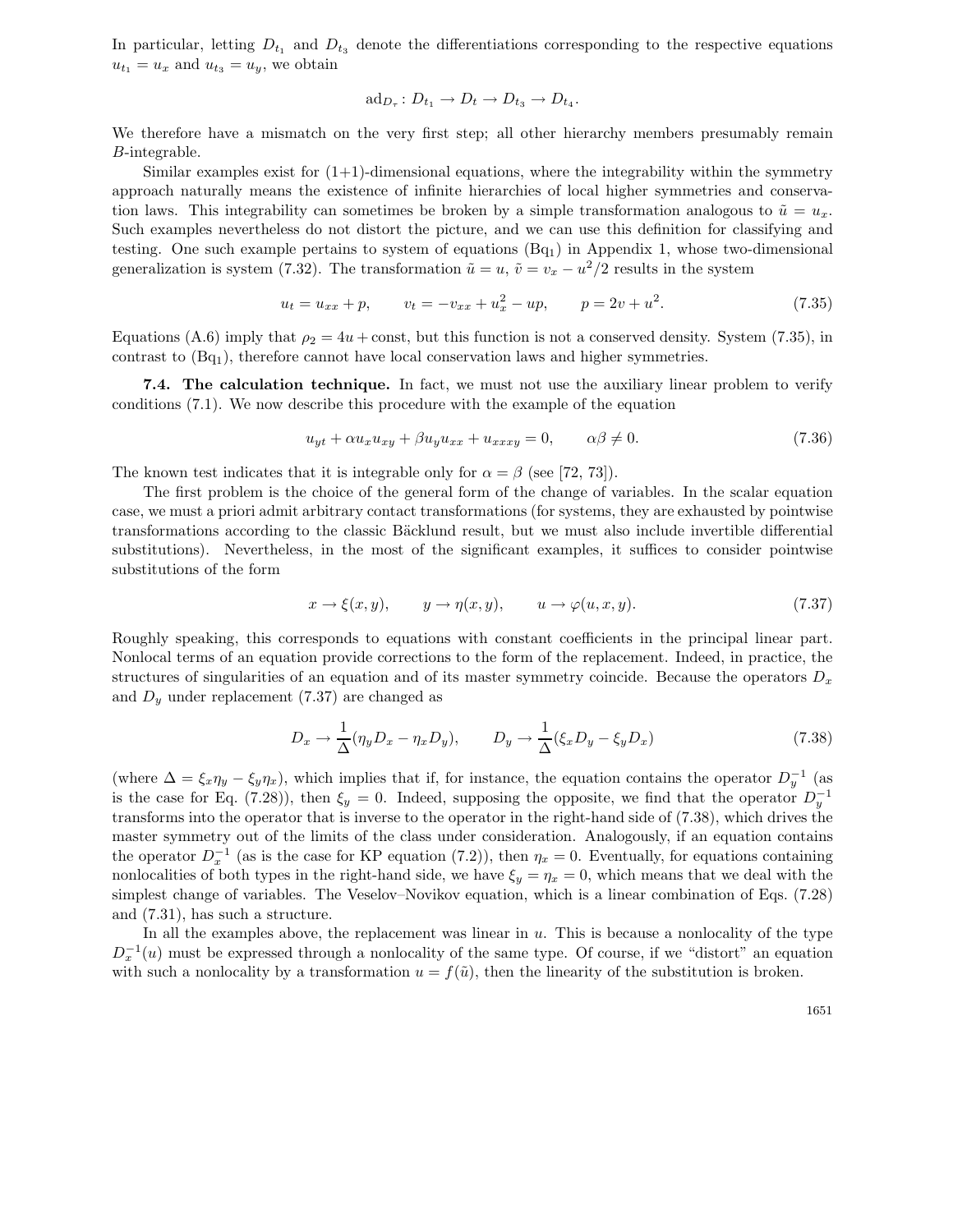In particular, letting $D_{t_1}$ and $D_{t_3}$ denote the differentiations corresponding to the respective equations $u_{t_1} = u_x$ and $u_{t_3} = u_y$, we obtain

$$\mathrm{ad}_{D_\tau} \colon D_{t_1} \to D_t \to D_{t_3} \to D_{t_4}.$$

We therefore have a mismatch on the very first step; all other hierarchy members presumably remain $B$-integrable.

Similar examples exist for (1+1)-dimensional equations, where the integrability within the symmetry approach naturally means the existence of infinite hierarchies of local higher symmetries and conservation laws. This integrability can sometimes be broken by a simple transformation analogous to $\tilde{u} = u_x$. Such examples nevertheless do not distort the picture, and we can use this definition for classifying and testing. One such example pertains to system of equations ($\mathrm{Bq}_1$) in Appendix 1, whose two-dimensional generalization is system (7.32). The transformation $\tilde{u} = u$, $\tilde{v} = v_x - u^2/2$ results in the system

$$u_t = u_{xx} + p, \qquad v_t = -v_{xx} + u_x^2 - up, \qquad p = 2v + u^2. \tag{7.35}$$

Equations (A.6) imply that $\rho_2 = 4u + \mathrm{const}$, but this function is not a conserved density. System (7.35), in contrast to ($\mathrm{Bq}_1$), therefore cannot have local conservation laws and higher symmetries.

**7.4. The calculation technique.** In fact, we must not use the auxiliary linear problem to verify conditions (7.1). We now describe this procedure with the example of the equation

$$u_{yt} + \alpha u_x u_{xy} + \beta u_y u_{xx} + u_{xxxy} = 0, \qquad \alpha\beta \neq 0. \tag{7.36}$$

The known test indicates that it is integrable only for $\alpha = \beta$ (see [72, 73]).

The first problem is the choice of the general form of the change of variables. In the scalar equation case, we must a priori admit arbitrary contact transformations (for systems, they are exhausted by pointwise transformations according to the classic Bäcklund result, but we must also include invertible differential substitutions). Nevertheless, in the most of the significant examples, it suffices to consider pointwise substitutions of the form

$$x \to \xi(x,y), \qquad y \to \eta(x,y), \qquad u \to \varphi(u,x,y). \tag{7.37}$$

Roughly speaking, this corresponds to equations with constant coefficients in the principal linear part. Nonlocal terms of an equation provide corrections to the form of the replacement. Indeed, in practice, the structures of singularities of an equation and of its master symmetry coincide. Because the operators $D_x$ and $D_y$ under replacement (7.37) are changed as

$$D_x \to \frac{1}{\Delta}(\eta_y D_x - \eta_x D_y), \qquad D_y \to \frac{1}{\Delta}(\xi_x D_y - \xi_y D_x) \tag{7.38}$$

(where $\Delta = \xi_x \eta_y - \xi_y \eta_x$), which implies that if, for instance, the equation contains the operator $D_y^{-1}$ (as is the case for Eq. (7.28)), then $\xi_y = 0$. Indeed, supposing the opposite, we find that the operator $D_y^{-1}$ transforms into the operator that is inverse to the operator in the right-hand side of (7.38), which drives the master symmetry out of the limits of the class under consideration. Analogously, if an equation contains the operator $D_x^{-1}$ (as is the case for KP equation (7.2)), then $\eta_x = 0$. Eventually, for equations containing nonlocalities of both types in the right-hand side, we have $\xi_y = \eta_x = 0$, which means that we deal with the simplest change of variables. The Veselov–Novikov equation, which is a linear combination of Eqs. (7.28) and (7.31), has such a structure.

In all the examples above, the replacement was linear in $u$. This is because a nonlocality of the type $D_x^{-1}(u)$ must be expressed through a nonlocality of the same type. Of course, if we "distort" an equation with such a nonlocality by a transformation $u = f(\tilde{u})$, then the linearity of the substitution is broken.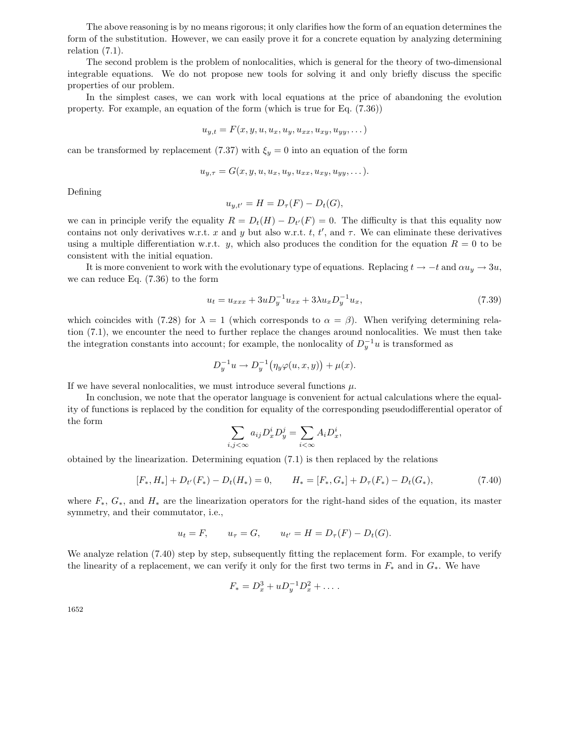The above reasoning is by no means rigorous; it only clarifies how the form of an equation determines the form of the substitution. However, we can easily prove it for a concrete equation by analyzing determining relation (7.1).

The second problem is the problem of nonlocalities, which is general for the theory of two-dimensional integrable equations. We do not propose new tools for solving it and only briefly discuss the specific properties of our problem.

In the simplest cases, we can work with local equations at the price of abandoning the evolution property. For example, an equation of the form (which is true for Eq. (7.36))

$$u_{y,t} = F(x, y, u, u_x, u_y, u_{xx}, u_{xy}, u_{yy}, \dots)$$

can be transformed by replacement (7.37) with $\xi_y = 0$ into an equation of the form

$$u_{y,\tau} = G(x, y, u, u_x, u_y, u_{xx}, u_{xy}, u_{yy}, \dots).$$

Defining

$$u_{y,t'} = H = D_\tau(F) - D_t(G),$$

we can in principle verify the equality $R = D_t(H) - D_{t'}(F) = 0$. The difficulty is that this equality now contains not only derivatives w.r.t. $x$ and $y$ but also w.r.t. $t$, $t'$, and $\tau$. We can eliminate these derivatives using a multiple differentiation w.r.t. $y$, which also produces the condition for the equation $R = 0$ to be consistent with the initial equation.

It is more convenient to work with the evolutionary type of equations. Replacing $t \to -t$ and $\alpha u_y \to 3u$, we can reduce Eq. (7.36) to the form

$$u_t = u_{xxx} + 3uD_y^{-1}u_{xx} + 3\lambda u_x D_y^{-1}u_x, \tag{7.39}$$

which coincides with (7.28) for $\lambda = 1$ (which corresponds to $\alpha = \beta$). When verifying determining relation (7.1), we encounter the need to further replace the changes around nonlocalities. We must then take the integration constants into account; for example, the nonlocality of $D_y^{-1}u$ is transformed as

$$D_y^{-1}u \to D_y^{-1}\big(\eta_y\varphi(u, x, y)\big) + \mu(x).$$

If we have several nonlocalities, we must introduce several functions $\mu$.

In conclusion, we note that the operator language is convenient for actual calculations where the equality of functions is replaced by the condition for equality of the corresponding pseudodifferential operator of the form

$$\sum_{i,j<\infty} a_{ij} D_x^i D_y^j = \sum_{i<\infty} A_i D_x^i,$$

obtained by the linearization. Determining equation (7.1) is then replaced by the relations

$$[F_*, H_*] + D_{t'}(F_*) - D_t(H_*) = 0, \qquad H_* = [F_*, G_*] + D_\tau(F_*) - D_t(G_*), \tag{7.40}$$

where $F_*$, $G_*$, and $H_*$ are the linearization operators for the right-hand sides of the equation, its master symmetry, and their commutator, i.e.,

$$u_t = F, \qquad u_\tau = G, \qquad u_{t'} = H = D_\tau(F) - D_t(G).$$

We analyze relation (7.40) step by step, subsequently fitting the replacement form. For example, to verify the linearity of a replacement, we can verify it only for the first two terms in $F_*$ and in $G_*$. We have

$$F_* = D_x^3 + uD_y^{-1}D_x^2 + \dots .$$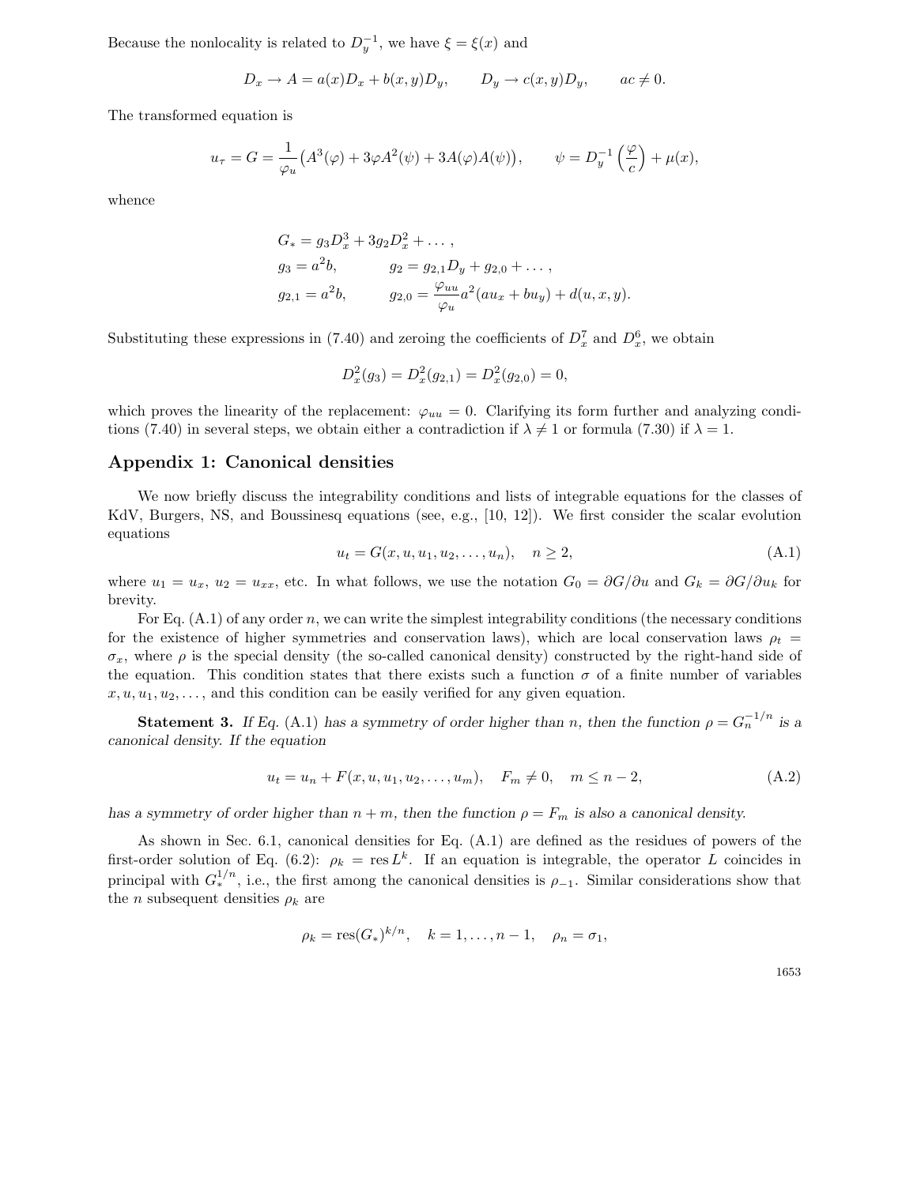Because the nonlocality is related to $D_y^{-1}$, we have $\xi = \xi(x)$ and

$$D_x \to A = a(x)D_x + b(x,y)D_y, \qquad D_y \to c(x,y)D_y, \qquad ac \neq 0.$$

The transformed equation is

$$u_\tau = G = \frac{1}{\varphi_u}\big(A^3(\varphi) + 3\varphi A^2(\psi) + 3A(\varphi)A(\psi)\big), \qquad \psi = D_y^{-1}\left(\frac{\varphi}{c}\right) + \mu(x),$$

whence

$$\begin{aligned}
&G_* = g_3 D_x^3 + 3g_2 D_x^2 + \dots\,, \\
&g_3 = a^2 b, \qquad\qquad g_2 = g_{2,1}D_y + g_{2,0} + \dots\,, \\
&g_{2,1} = a^2 b, \qquad\quad g_{2,0} = \frac{\varphi_{uu}}{\varphi_u}a^2(au_x + bu_y) + d(u,x,y).
\end{aligned}$$

Substituting these expressions in (7.40) and zeroing the coefficients of $D_x^7$ and $D_x^6$, we obtain

$$D_x^2(g_3) = D_x^2(g_{2,1}) = D_x^2(g_{2,0}) = 0,$$

which proves the linearity of the replacement: $\varphi_{uu} = 0$. Clarifying its form further and analyzing conditions (7.40) in several steps, we obtain either a contradiction if $\lambda \neq 1$ or formula (7.30) if $\lambda = 1$.

## Appendix 1: Canonical densities

We now briefly discuss the integrability conditions and lists of integrable equations for the classes of KdV, Burgers, NS, and Boussinesq equations (see, e.g., [10, 12]). We first consider the scalar evolution equations

$$u_t = G(x, u, u_1, u_2, \dots, u_n), \quad n \geq 2, \tag{A.1}$$

where $u_1 = u_x$, $u_2 = u_{xx}$, etc. In what follows, we use the notation $G_0 = \partial G/\partial u$ and $G_k = \partial G/\partial u_k$ for brevity.

For Eq. (A.1) of any order $n$, we can write the simplest integrability conditions (the necessary conditions for the existence of higher symmetries and conservation laws), which are local conservation laws $\rho_t = \sigma_x$, where $\rho$ is the special density (the so-called canonical density) constructed by the right-hand side of the equation. This condition states that there exists such a function $\sigma$ of a finite number of variables $x, u, u_1, u_2, \dots$, and this condition can be easily verified for any given equation.

**Statement 3.** *If Eq.* (A.1) *has a symmetry of order higher than* $n$*, then the function* $\rho = G_n^{-1/n}$ *is a canonical density. If the equation*

$$u_t = u_n + F(x, u, u_1, u_2, \dots, u_m), \quad F_m \neq 0, \quad m \leq n-2, \tag{A.2}$$

*has a symmetry of order higher than* $n + m$*, then the function* $\rho = F_m$ *is also a canonical density.*

As shown in Sec. 6.1, canonical densities for Eq. (A.1) are defined as the residues of powers of the first-order solution of Eq. (6.2): $\rho_k = \operatorname{res} L^k$. If an equation is integrable, the operator $L$ coincides in principal with $G_*^{1/n}$, i.e., the first among the canonical densities is $\rho_{-1}$. Similar considerations show that the $n$ subsequent densities $\rho_k$ are

$$\rho_k = \operatorname{res}(G_*)^{k/n}, \quad k = 1, \dots, n-1, \quad \rho_n = \sigma_1,$$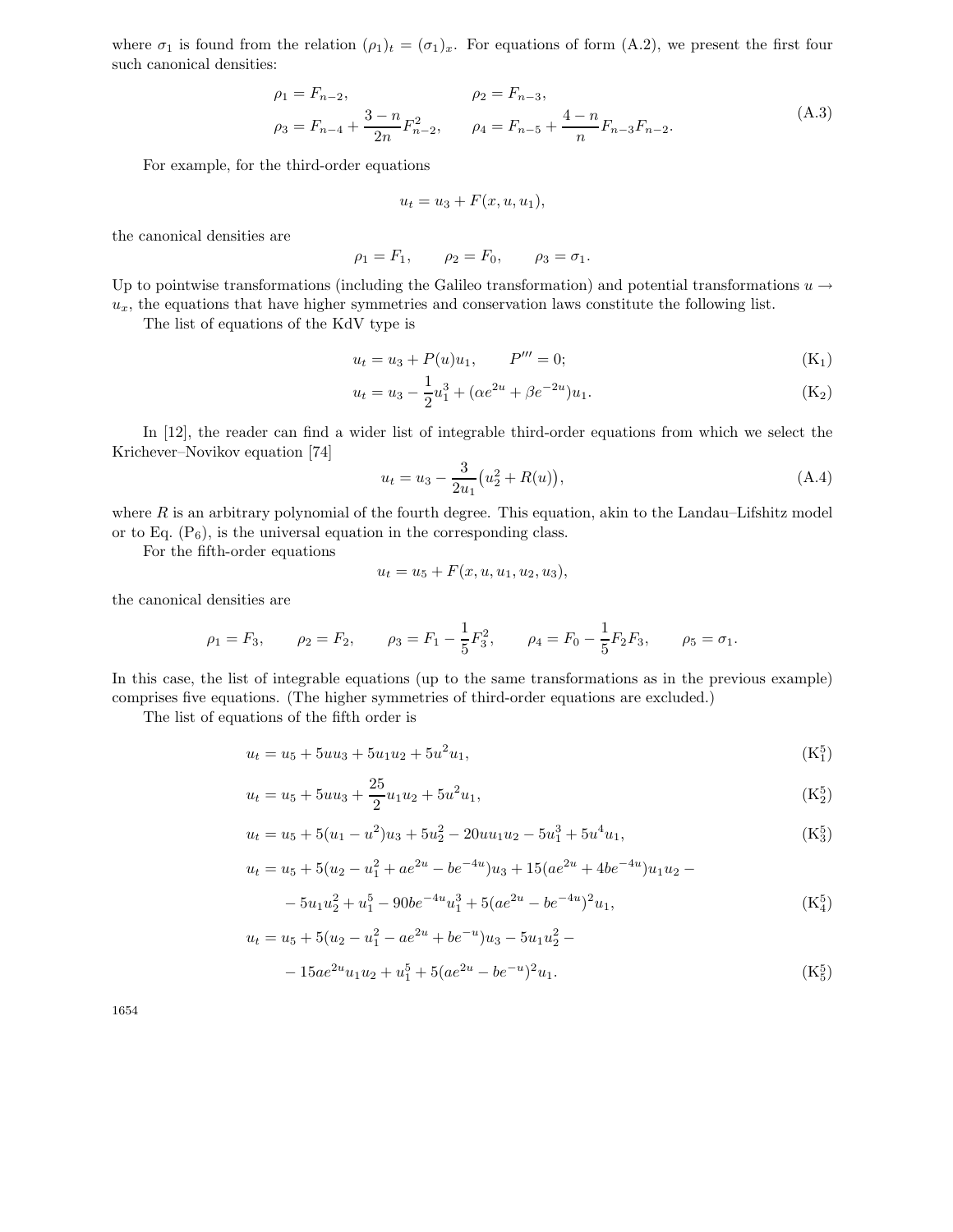where $\sigma_1$ is found from the relation $(\rho_1)_t = (\sigma_1)_x$. For equations of form (A.2), we present the first four such canonical densities:

$$
\begin{aligned}
\rho_1 &= F_{n-2}, & \rho_2 &= F_{n-3}, \\
\rho_3 &= F_{n-4} + \frac{3-n}{2n} F_{n-2}^2, & \rho_4 &= F_{n-5} + \frac{4-n}{n} F_{n-3} F_{n-2}.
\end{aligned}
\tag{A.3}
$$

For example, for the third-order equations

$$u_t = u_3 + F(x, u, u_1),$$

the canonical densities are

$$\rho_1 = F_1, \qquad \rho_2 = F_0, \qquad \rho_3 = \sigma_1.$$

Up to pointwise transformations (including the Galileo transformation) and potential transformations $u \to u_x$, the equations that have higher symmetries and conservation laws constitute the following list.

The list of equations of the KdV type is

$$u_t = u_3 + P(u)u_1, \qquad P''' = 0; \tag{K$_1$}$$

$$u_t = u_3 - \frac{1}{2}u_1^3 + (\alpha e^{2u} + \beta e^{-2u})u_1. \tag{K$_2$}$$

In [12], the reader can find a wider list of integrable third-order equations from which we select the Krichever–Novikov equation [74]

$$u_t = u_3 - \frac{3}{2u_1}\big(u_2^2 + R(u)\big), \tag{A.4}$$

where $R$ is an arbitrary polynomial of the fourth degree. This equation, akin to the Landau–Lifshitz model or to Eq. (P$_6$), is the universal equation in the corresponding class.

For the fifth-order equations

$$u_t = u_5 + F(x, u, u_1, u_2, u_3),$$

the canonical densities are

$$\rho_1 = F_3, \qquad \rho_2 = F_2, \qquad \rho_3 = F_1 - \frac{1}{5}F_3^2, \qquad \rho_4 = F_0 - \frac{1}{5}F_2 F_3, \qquad \rho_5 = \sigma_1.$$

In this case, the list of integrable equations (up to the same transformations as in the previous example) comprises five equations. (The higher symmetries of third-order equations are excluded.)

The list of equations of the fifth order is

$$u_t = u_5 + 5uu_3 + 5u_1u_2 + 5u^2u_1, \tag{K$_1^5$}$$

$$u_t = u_5 + 5uu_3 + \frac{25}{2}u_1u_2 + 5u^2u_1, \tag{K$_2^5$}$$

$$u_t = u_5 + 5(u_1 - u^2)u_3 + 5u_2^2 - 20uu_1u_2 - 5u_1^3 + 5u^4u_1, \tag{K$_3^5$}$$

$$
\begin{aligned}
u_t = u_5 &+ 5(u_2 - u_1^2 + ae^{2u} - be^{-4u})u_3 + 15(ae^{2u} + 4be^{-4u})u_1u_2 - \\
&- 5u_1u_2^2 + u_1^5 - 90be^{-4u}u_1^3 + 5(ae^{2u} - be^{-4u})^2u_1,
\end{aligned}
\tag{K$_4^5$}
$$

$$
\begin{aligned}
u_t = u_5 &+ 5(u_2 - u_1^2 - ae^{2u} + be^{-u})u_3 - 5u_1u_2^2 - \\
&- 15ae^{2u}u_1u_2 + u_1^5 + 5(ae^{2u} - be^{-u})^2u_1.
\end{aligned}
\tag{K$_5^5$}
$$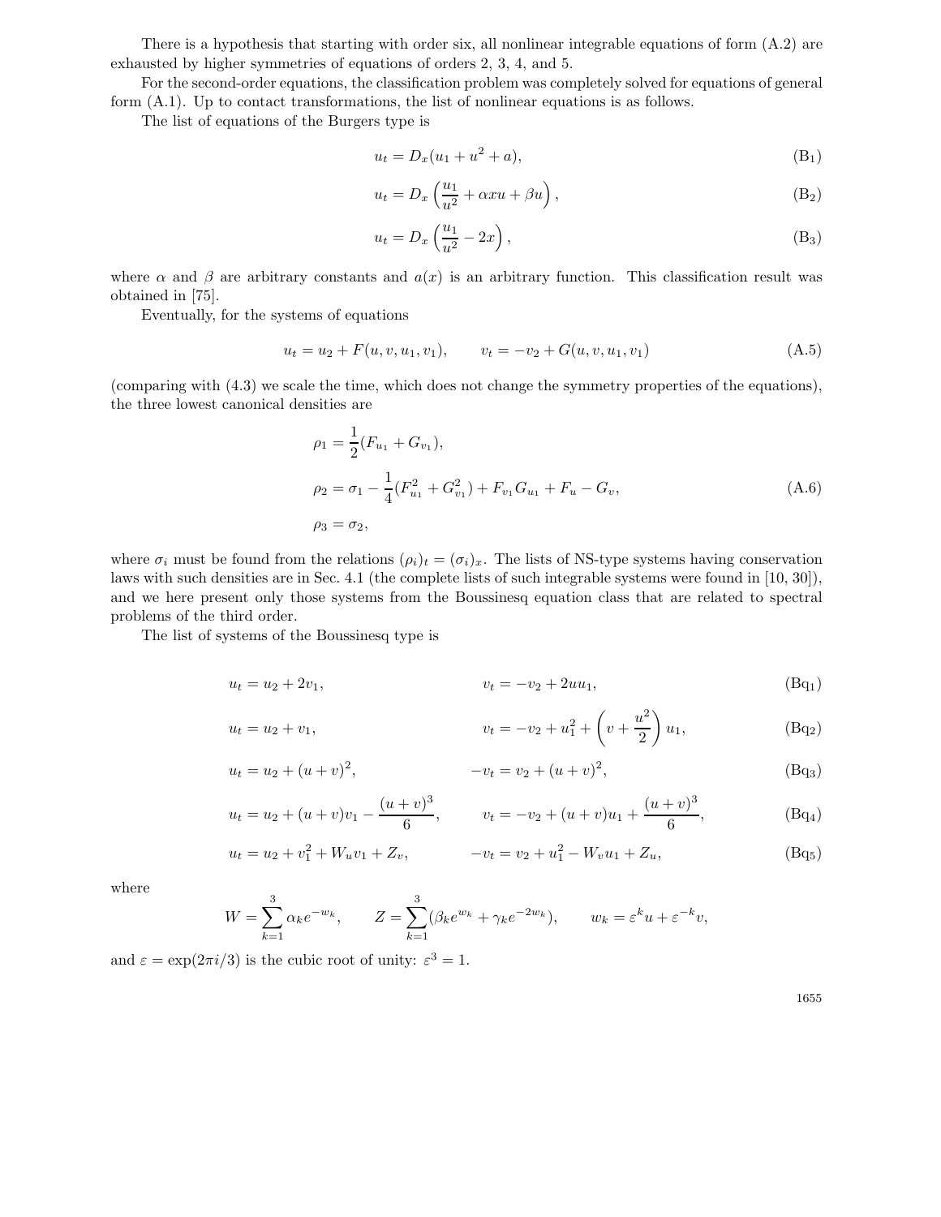There is a hypothesis that starting with order six, all nonlinear integrable equations of form (A.2) are exhausted by higher symmetries of equations of orders 2, 3, 4, and 5.

For the second-order equations, the classification problem was completely solved for equations of general form (A.1). Up to contact transformations, the list of nonlinear equations is as follows.

The list of equations of the Burgers type is

$$u_t = D_x(u_1 + u^2 + a), \tag{B$_1$}$$

$$u_t = D_x\left(\frac{u_1}{u^2} + \alpha x u + \beta u\right), \tag{B$_2$}$$

$$u_t = D_x\left(\frac{u_1}{u^2} - 2x\right), \tag{B$_3$}$$

where $\alpha$ and $\beta$ are arbitrary constants and $a(x)$ is an arbitrary function. This classification result was obtained in [75].

Eventually, for the systems of equations

$$u_t = u_2 + F(u, v, u_1, v_1), \qquad v_t = -v_2 + G(u, v, u_1, v_1) \tag{A.5}$$

(comparing with (4.3) we scale the time, which does not change the symmetry properties of the equations), the three lowest canonical densities are

$$\begin{aligned}
\rho_1 &= \frac{1}{2}(F_{u_1} + G_{v_1}),\\
\rho_2 &= \sigma_1 - \frac{1}{4}(F_{u_1}^2 + G_{v_1}^2) + F_{v_1}G_{u_1} + F_u - G_v,\\
\rho_3 &= \sigma_2,
\end{aligned} \tag{A.6}$$

where $\sigma_i$ must be found from the relations $(\rho_i)_t = (\sigma_i)_x$. The lists of NS-type systems having conservation laws with such densities are in Sec. 4.1 (the complete lists of such integrable systems were found in [10, 30]), and we here present only those systems from the Boussinesq equation class that are related to spectral problems of the third order.

The list of systems of the Boussinesq type is

$$u_t = u_2 + 2v_1, \qquad v_t = -v_2 + 2uu_1, \tag{Bq$_1$}$$

$$u_t = u_2 + v_1, \qquad v_t = -v_2 + u_1^2 + \left(v + \frac{u^2}{2}\right)u_1, \tag{Bq$_2$}$$

$$u_t = u_2 + (u+v)^2, \qquad -v_t = v_2 + (u+v)^2, \tag{Bq$_3$}$$

$$u_t = u_2 + (u+v)v_1 - \frac{(u+v)^3}{6}, \qquad v_t = -v_2 + (u+v)u_1 + \frac{(u+v)^3}{6}, \tag{Bq$_4$}$$

$$u_t = u_2 + v_1^2 + W_u v_1 + Z_v, \qquad -v_t = v_2 + u_1^2 - W_v u_1 + Z_u, \tag{Bq$_5$}$$

where

$$W = \sum_{k=1}^{3} \alpha_k e^{-w_k}, \qquad Z = \sum_{k=1}^{3}(\beta_k e^{w_k} + \gamma_k e^{-2w_k}), \qquad w_k = \varepsilon^k u + \varepsilon^{-k} v,$$

and $\varepsilon = \exp(2\pi i/3)$ is the cubic root of unity: $\varepsilon^3 = 1$.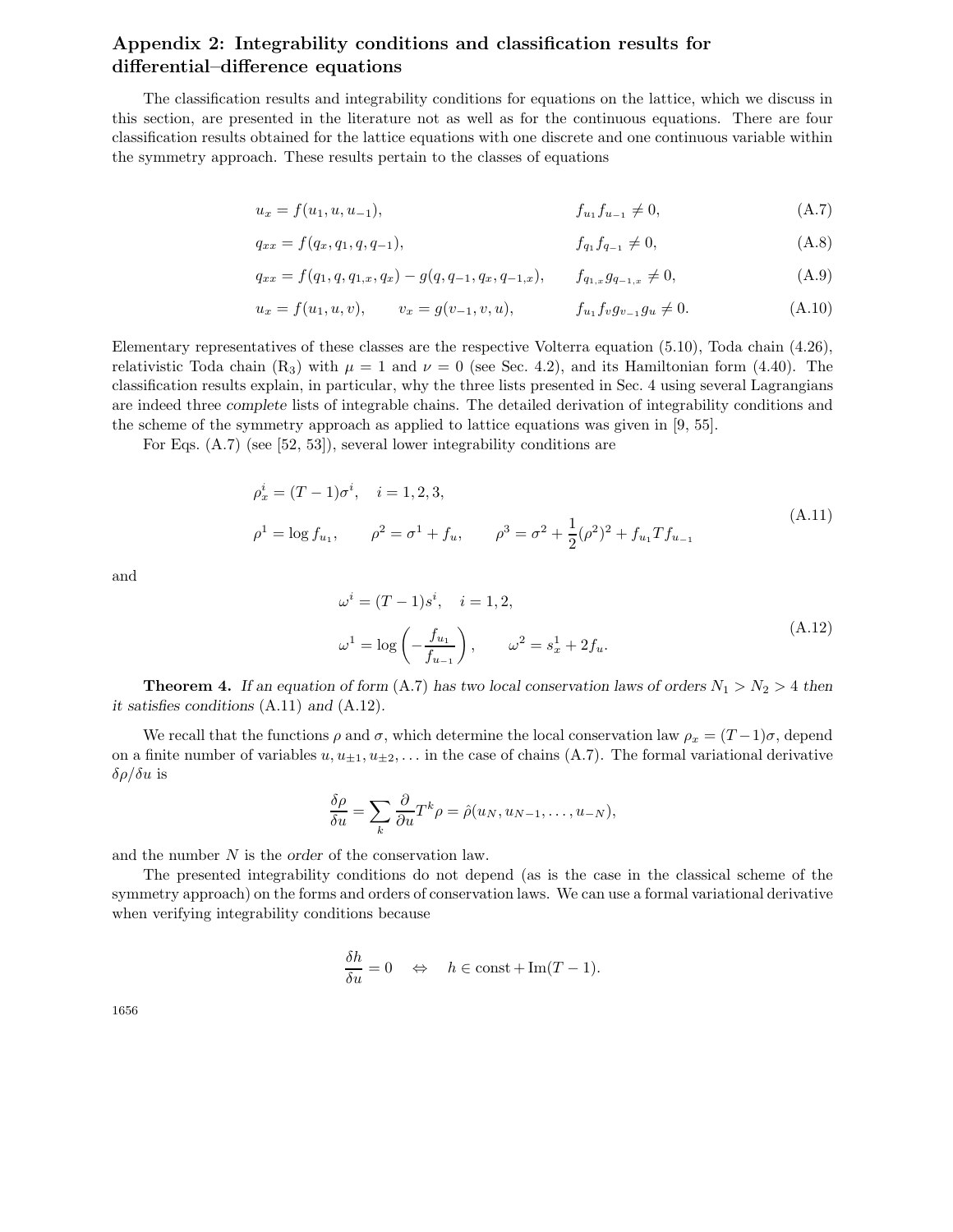## Appendix 2: Integrability conditions and classification results for differential–difference equations

The classification results and integrability conditions for equations on the lattice, which we discuss in this section, are presented in the literature not as well as for the continuous equations. There are four classification results obtained for the lattice equations with one discrete and one continuous variable within the symmetry approach. These results pertain to the classes of equations

$$u_x = f(u_1, u, u_{-1}), \qquad f_{u_1} f_{u_{-1}} \neq 0, \tag{A.7}$$

$$q_{xx} = f(q_x, q_1, q, q_{-1}), \qquad f_{q_1} f_{q_{-1}} \neq 0, \tag{A.8}$$

$$q_{xx} = f(q_1, q, q_{1,x}, q_x) - g(q, q_{-1}, q_x, q_{-1,x}), \qquad f_{q_{1,x}} g_{q_{-1,x}} \neq 0, \tag{A.9}$$

$$u_x = f(u_1, u, v), \qquad v_x = g(v_{-1}, v, u), \qquad f_{u_1} f_v g_{v_{-1}} g_u \neq 0. \tag{A.10}$$

Elementary representatives of these classes are the respective Volterra equation (5.10), Toda chain (4.26), relativistic Toda chain ($\mathrm{R}_3$) with $\mu = 1$ and $\nu = 0$ (see Sec. 4.2), and its Hamiltonian form (4.40). The classification results explain, in particular, why the three lists presented in Sec. 4 using several Lagrangians are indeed three *complete* lists of integrable chains. The detailed derivation of integrability conditions and the scheme of the symmetry approach as applied to lattice equations was given in [9, 55].

For Eqs. (A.7) (see [52, 53]), several lower integrability conditions are

$$\begin{gathered} \rho^i_x = (T-1)\sigma^i, \quad i = 1, 2, 3, \\ \rho^1 = \log f_{u_1}, \qquad \rho^2 = \sigma^1 + f_u, \qquad \rho^3 = \sigma^2 + \frac{1}{2}(\rho^2)^2 + f_{u_1} T f_{u_{-1}} \end{gathered} \tag{A.11}$$

and

$$\begin{gathered} \omega^i = (T-1)s^i, \quad i = 1, 2, \\ \omega^1 = \log\left(-\frac{f_{u_1}}{f_{u_{-1}}}\right), \qquad \omega^2 = s^1_x + 2f_u. \end{gathered} \tag{A.12}$$

**Theorem 4.** *If an equation of form* (A.7) *has two local conservation laws of orders $N_1 > N_2 > 4$ then it satisfies conditions* (A.11) *and* (A.12).

We recall that the functions $\rho$ and $\sigma$, which determine the local conservation law $\rho_x = (T-1)\sigma$, depend on a finite number of variables $u, u_{\pm 1}, u_{\pm 2}, \ldots$ in the case of chains (A.7). The formal variational derivative $\delta\rho/\delta u$ is

$$\frac{\delta \rho}{\delta u} = \sum_k \frac{\partial}{\partial u} T^k \rho = \hat{\rho}(u_N, u_{N-1}, \ldots, u_{-N}),$$

and the number $N$ is the *order* of the conservation law.

The presented integrability conditions do not depend (as is the case in the classical scheme of the symmetry approach) on the forms and orders of conservation laws. We can use a formal variational derivative when verifying integrability conditions because

$$\frac{\delta h}{\delta u} = 0 \quad \Leftrightarrow \quad h \in \mathrm{const} + \mathrm{Im}(T-1).$$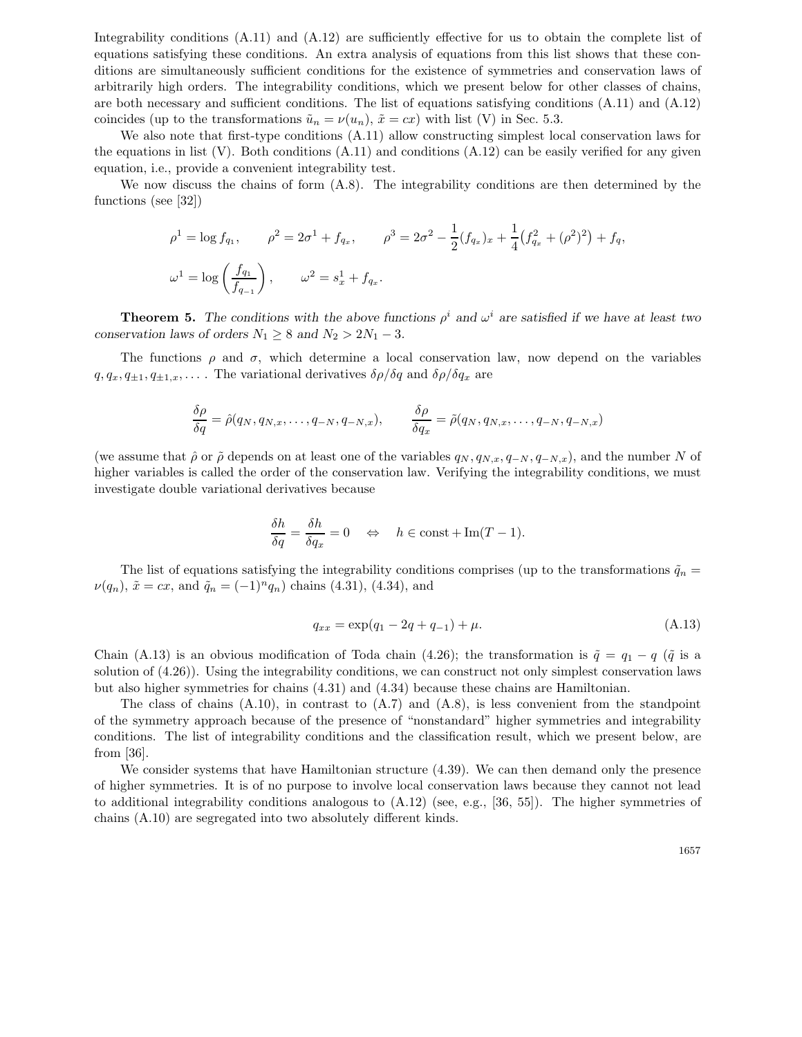Integrability conditions (A.11) and (A.12) are sufficiently effective for us to obtain the complete list of equations satisfying these conditions. An extra analysis of equations from this list shows that these conditions are simultaneously sufficient conditions for the existence of symmetries and conservation laws of arbitrarily high orders. The integrability conditions, which we present below for other classes of chains, are both necessary and sufficient conditions. The list of equations satisfying conditions (A.11) and (A.12) coincides (up to the transformations $\tilde{u}_n = \nu(u_n)$, $\tilde{x} = cx$) with list (V) in Sec. 5.3.

We also note that first-type conditions (A.11) allow constructing simplest local conservation laws for the equations in list (V). Both conditions (A.11) and conditions (A.12) can be easily verified for any given equation, i.e., provide a convenient integrability test.

We now discuss the chains of form (A.8). The integrability conditions are then determined by the functions (see [32])

$$\rho^1 = \log f_{q_1}, \qquad \rho^2 = 2\sigma^1 + f_{q_x}, \qquad \rho^3 = 2\sigma^2 - \frac{1}{2}(f_{q_x})_x + \frac{1}{4}\big(f_{q_x}^2 + (\rho^2)^2\big) + f_q,$$

$$\omega^1 = \log\left(\frac{f_{q_1}}{f_{q_{-1}}}\right), \qquad \omega^2 = s_x^1 + f_{q_x}.$$

**Theorem 5.** *The conditions with the above functions $\rho^i$ and $\omega^i$ are satisfied if we have at least two conservation laws of orders $N_1 \geq 8$ and $N_2 > 2N_1 - 3$.*

The functions $\rho$ and $\sigma$, which determine a local conservation law, now depend on the variables $q, q_x, q_{\pm 1}, q_{\pm 1,x}, \dots$. The variational derivatives $\delta\rho/\delta q$ and $\delta\rho/\delta q_x$ are

$$\frac{\delta\rho}{\delta q} = \hat{\rho}(q_N, q_{N,x}, \dots, q_{-N}, q_{-N,x}), \qquad \frac{\delta\rho}{\delta q_x} = \tilde{\rho}(q_N, q_{N,x}, \dots, q_{-N}, q_{-N,x})$$

(we assume that $\hat{\rho}$ or $\tilde{\rho}$ depends on at least one of the variables $q_N, q_{N,x}, q_{-N}, q_{-N,x}$), and the number $N$ of higher variables is called the order of the conservation law. Verifying the integrability conditions, we must investigate double variational derivatives because

$$\frac{\delta h}{\delta q} = \frac{\delta h}{\delta q_x} = 0 \quad \Leftrightarrow \quad h \in \text{const} + \operatorname{Im}(T-1).$$

The list of equations satisfying the integrability conditions comprises (up to the transformations $\tilde{q}_n = \nu(q_n)$, $\tilde{x} = cx$, and $\tilde{q}_n = (-1)^n q_n$) chains (4.31), (4.34), and

$$q_{xx} = \exp(q_1 - 2q + q_{-1}) + \mu. \tag{A.13}$$

Chain (A.13) is an obvious modification of Toda chain (4.26); the transformation is $\tilde{q} = q_1 - q$ ($\tilde{q}$ is a solution of (4.26)). Using the integrability conditions, we can construct not only simplest conservation laws but also higher symmetries for chains (4.31) and (4.34) because these chains are Hamiltonian.

The class of chains (A.10), in contrast to (A.7) and (A.8), is less convenient from the standpoint of the symmetry approach because of the presence of "nonstandard" higher symmetries and integrability conditions. The list of integrability conditions and the classification result, which we present below, are from [36].

We consider systems that have Hamiltonian structure (4.39). We can then demand only the presence of higher symmetries. It is of no purpose to involve local conservation laws because they cannot not lead to additional integrability conditions analogous to (A.12) (see, e.g., [36, 55]). The higher symmetries of chains (A.10) are segregated into two absolutely different kinds.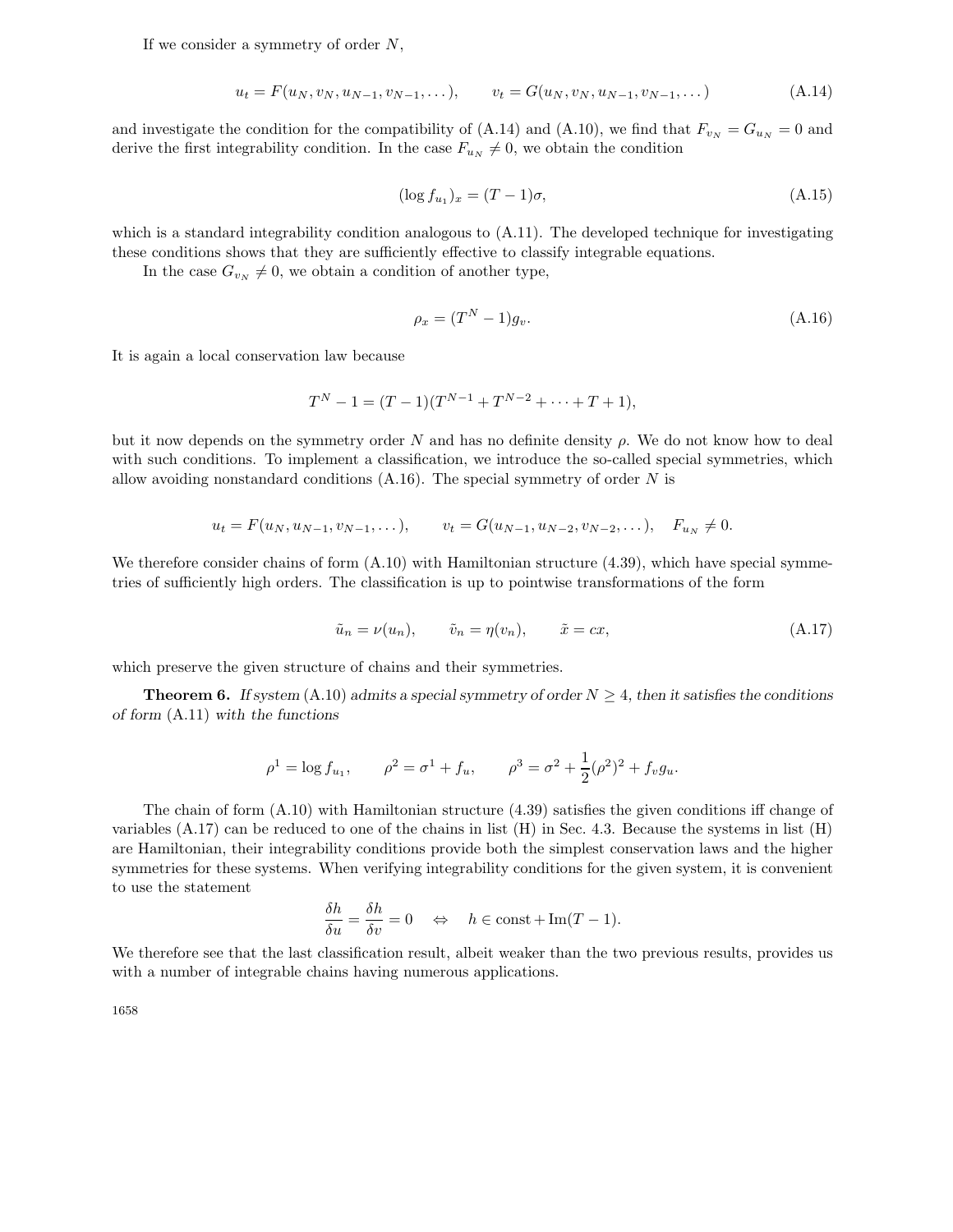If we consider a symmetry of order $N$,

$$u_t = F(u_N, v_N, u_{N-1}, v_{N-1}, \dots), \qquad v_t = G(u_N, v_N, u_{N-1}, v_{N-1}, \dots) \tag{A.14}$$

and investigate the condition for the compatibility of (A.14) and (A.10), we find that $F_{v_N} = G_{u_N} = 0$ and derive the first integrability condition. In the case $F_{u_N} \neq 0$, we obtain the condition

$$(\log f_{u_1})_x = (T-1)\sigma, \tag{A.15}$$

which is a standard integrability condition analogous to (A.11). The developed technique for investigating these conditions shows that they are sufficiently effective to classify integrable equations.

In the case $G_{v_N} \neq 0$, we obtain a condition of another type,

$$\rho_x = (T^N - 1)g_v. \tag{A.16}$$

It is again a local conservation law because

$$T^N - 1 = (T-1)(T^{N-1} + T^{N-2} + \dots + T + 1),$$

but it now depends on the symmetry order $N$ and has no definite density $\rho$. We do not know how to deal with such conditions. To implement a classification, we introduce the so-called special symmetries, which allow avoiding nonstandard conditions (A.16). The special symmetry of order $N$ is

$$u_t = F(u_N, u_{N-1}, v_{N-1}, \dots), \qquad v_t = G(u_{N-1}, u_{N-2}, v_{N-2}, \dots), \quad F_{u_N} \neq 0.$$

We therefore consider chains of form (A.10) with Hamiltonian structure (4.39), which have special symmetries of sufficiently high orders. The classification is up to pointwise transformations of the form

$$\tilde{u}_n = \nu(u_n), \qquad \tilde{v}_n = \eta(v_n), \qquad \tilde{x} = cx, \tag{A.17}$$

which preserve the given structure of chains and their symmetries.

**Theorem 6.** *If system* (A.10) *admits a special symmetry of order* $N \geq 4$, *then it satisfies the conditions of form* (A.11) *with the functions*

$$\rho^1 = \log f_{u_1}, \qquad \rho^2 = \sigma^1 + f_u, \qquad \rho^3 = \sigma^2 + \frac{1}{2}(\rho^2)^2 + f_v g_u.$$

The chain of form (A.10) with Hamiltonian structure (4.39) satisfies the given conditions iff change of variables (A.17) can be reduced to one of the chains in list (H) in Sec. 4.3. Because the systems in list (H) are Hamiltonian, their integrability conditions provide both the simplest conservation laws and the higher symmetries for these systems. When verifying integrability conditions for the given system, it is convenient to use the statement

$$\frac{\delta h}{\delta u} = \frac{\delta h}{\delta v} = 0 \quad \Leftrightarrow \quad h \in \mathrm{const} + \mathrm{Im}(T-1).$$

We therefore see that the last classification result, albeit weaker than the two previous results, provides us with a number of integrable chains having numerous applications.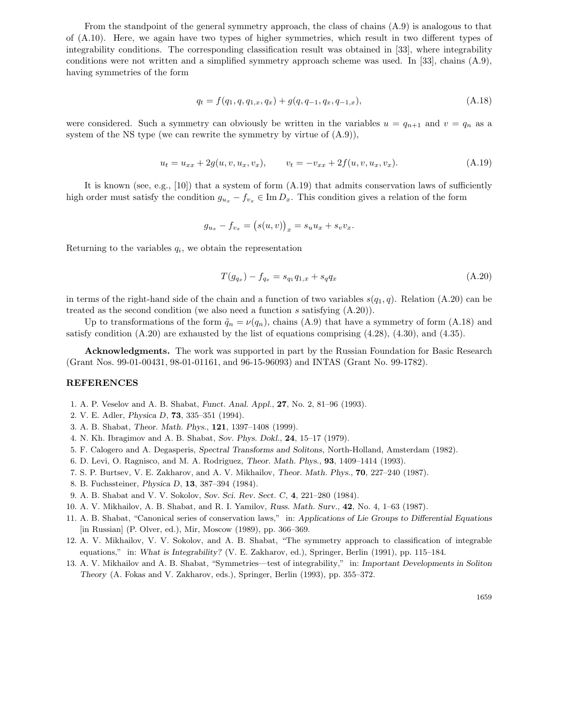From the standpoint of the general symmetry approach, the class of chains (A.9) is analogous to that of (A.10). Here, we again have two types of higher symmetries, which result in two different types of integrability conditions. The corresponding classification result was obtained in [33], where integrability conditions were not written and a simplified symmetry approach scheme was used. In [33], chains (A.9), having symmetries of the form

$$q_t = f(q_1, q, q_{1,x}, q_x) + g(q, q_{-1}, q_x, q_{-1,x}), \tag{A.18}$$

were considered. Such a symmetry can obviously be written in the variables $u = q_{n+1}$ and $v = q_n$ as a system of the NS type (we can rewrite the symmetry by virtue of (A.9)),

$$u_t = u_{xx} + 2g(u, v, u_x, v_x), \qquad v_t = -v_{xx} + 2f(u, v, u_x, v_x). \tag{A.19}$$

It is known (see, e.g., [10]) that a system of form (A.19) that admits conservation laws of sufficiently high order must satisfy the condition $g_{u_x} - f_{v_x} \in \operatorname{Im} D_x$. This condition gives a relation of the form

$$g_{u_x} - f_{v_x} = \big(s(u,v)\big)_x = s_u u_x + s_v v_x.$$

Returning to the variables $q_i$, we obtain the representation

$$T(g_{q_x}) - f_{q_x} = s_{q_1} q_{1,x} + s_q q_x \tag{A.20}$$

in terms of the right-hand side of the chain and a function of two variables $s(q_1, q)$. Relation (A.20) can be treated as the second condition (we also need a function $s$ satisfying (A.20)).

Up to transformations of the form $\tilde{q}_n = \nu(q_n)$, chains (A.9) that have a symmetry of form (A.18) and satisfy condition (A.20) are exhausted by the list of equations comprising (4.28), (4.30), and (4.35).

**Acknowledgments.** The work was supported in part by the Russian Foundation for Basic Research (Grant Nos. 99-01-00431, 98-01-01161, and 96-15-96093) and INTAS (Grant No. 99-1782).

## REFERENCES

1. A. P. Veselov and A. B. Shabat, *Funct. Anal. Appl.*, **27**, No. 2, 81–96 (1993).
2. V. E. Adler, *Physica D*, **73**, 335–351 (1994).
3. A. B. Shabat, *Theor. Math. Phys.*, **121**, 1397–1408 (1999).
4. N. Kh. Ibragimov and A. B. Shabat, *Sov. Phys. Dokl.*, **24**, 15–17 (1979).
5. F. Calogero and A. Degasperis, *Spectral Transforms and Solitons*, North-Holland, Amsterdam (1982).
6. D. Levi, O. Ragnisco, and M. A. Rodriguez, *Theor. Math. Phys.*, **93**, 1409–1414 (1993).
7. S. P. Burtsev, V. E. Zakharov, and A. V. Mikhailov, *Theor. Math. Phys.*, **70**, 227–240 (1987).
8. B. Fuchssteiner, *Physica D*, **13**, 387–394 (1984).
9. A. B. Shabat and V. V. Sokolov, *Sov. Sci. Rev. Sect. C*, **4**, 221–280 (1984).
10. A. V. Mikhailov, A. B. Shabat, and R. I. Yamilov, *Russ. Math. Surv.*, **42**, No. 4, 1–63 (1987).
11. A. B. Shabat, "Canonical series of conservation laws," in: *Applications of Lie Groups to Differential Equations* [in Russian] (P. Olver, ed.), Mir, Moscow (1989), pp. 366–369.
12. A. V. Mikhailov, V. V. Sokolov, and A. B. Shabat, "The symmetry approach to classification of integrable equations," in: *What is Integrability?* (V. E. Zakharov, ed.), Springer, Berlin (1991), pp. 115–184.
13. A. V. Mikhailov and A. B. Shabat, "Symmetries—test of integrability," in: *Important Developments in Soliton Theory* (A. Fokas and V. Zakharov, eds.), Springer, Berlin (1993), pp. 355–372.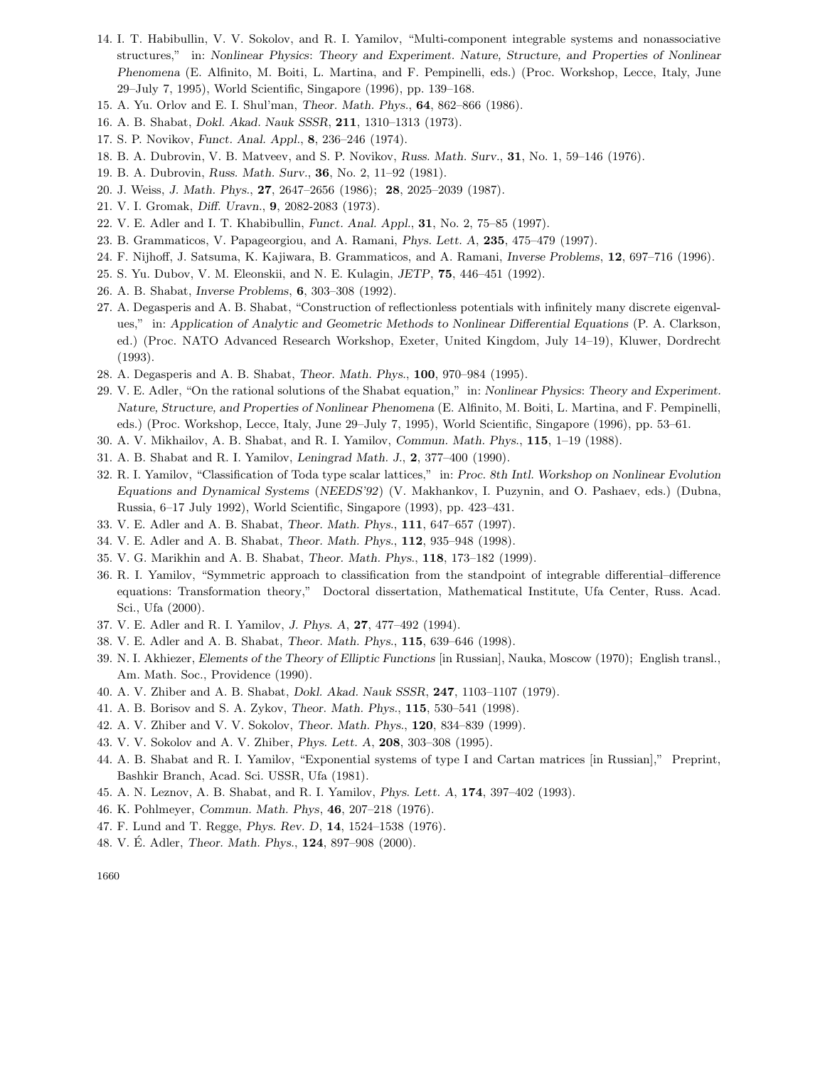14. I. T. Habibullin, V. V. Sokolov, and R. I. Yamilov, "Multi-component integrable systems and nonassociative structures," in: *Nonlinear Physics: Theory and Experiment. Nature, Structure, and Properties of Nonlinear Phenomena* (E. Alfinito, M. Boiti, L. Martina, and F. Pempinelli, eds.) (Proc. Workshop, Lecce, Italy, June 29–July 7, 1995), World Scientific, Singapore (1996), pp. 139–168.
15. A. Yu. Orlov and E. I. Shul'man, *Theor. Math. Phys.*, **64**, 862–866 (1986).
16. A. B. Shabat, *Dokl. Akad. Nauk SSSR*, **211**, 1310–1313 (1973).
17. S. P. Novikov, *Funct. Anal. Appl.*, **8**, 236–246 (1974).
18. B. A. Dubrovin, V. B. Matveev, and S. P. Novikov, *Russ. Math. Surv.*, **31**, No. 1, 59–146 (1976).
19. B. A. Dubrovin, *Russ. Math. Surv.*, **36**, No. 2, 11–92 (1981).
20. J. Weiss, *J. Math. Phys.*, **27**, 2647–2656 (1986); **28**, 2025–2039 (1987).
21. V. I. Gromak, *Diff. Uravn.*, **9**, 2082-2083 (1973).
22. V. E. Adler and I. T. Khabibullin, *Funct. Anal. Appl.*, **31**, No. 2, 75–85 (1997).
23. B. Grammaticos, V. Papageorgiou, and A. Ramani, *Phys. Lett. A*, **235**, 475–479 (1997).
24. F. Nijhoff, J. Satsuma, K. Kajiwara, B. Grammaticos, and A. Ramani, *Inverse Problems*, **12**, 697–716 (1996).
25. S. Yu. Dubov, V. M. Eleonskii, and N. E. Kulagin, *JETP*, **75**, 446–451 (1992).
26. A. B. Shabat, *Inverse Problems*, **6**, 303–308 (1992).
27. A. Degasperis and A. B. Shabat, "Construction of reflectionless potentials with infinitely many discrete eigenvalues," in: *Application of Analytic and Geometric Methods to Nonlinear Differential Equations* (P. A. Clarkson, ed.) (Proc. NATO Advanced Research Workshop, Exeter, United Kingdom, July 14–19), Kluwer, Dordrecht (1993).
28. A. Degasperis and A. B. Shabat, *Theor. Math. Phys.*, **100**, 970–984 (1995).
29. V. E. Adler, "On the rational solutions of the Shabat equation," in: *Nonlinear Physics: Theory and Experiment. Nature, Structure, and Properties of Nonlinear Phenomena* (E. Alfinito, M. Boiti, L. Martina, and F. Pempinelli, eds.) (Proc. Workshop, Lecce, Italy, June 29–July 7, 1995), World Scientific, Singapore (1996), pp. 53–61.
30. A. V. Mikhailov, A. B. Shabat, and R. I. Yamilov, *Commun. Math. Phys.*, **115**, 1–19 (1988).
31. A. B. Shabat and R. I. Yamilov, *Leningrad Math. J.*, **2**, 377–400 (1990).
32. R. I. Yamilov, "Classification of Toda type scalar lattices," in: *Proc. 8th Intl. Workshop on Nonlinear Evolution Equations and Dynamical Systems (NEEDS'92)* (V. Makhankov, I. Puzynin, and O. Pashaev, eds.) (Dubna, Russia, 6–17 July 1992), World Scientific, Singapore (1993), pp. 423–431.
33. V. E. Adler and A. B. Shabat, *Theor. Math. Phys.*, **111**, 647–657 (1997).
34. V. E. Adler and A. B. Shabat, *Theor. Math. Phys.*, **112**, 935–948 (1998).
35. V. G. Marikhin and A. B. Shabat, *Theor. Math. Phys.*, **118**, 173–182 (1999).
36. R. I. Yamilov, "Symmetric approach to classification from the standpoint of integrable differential–difference equations: Transformation theory," Doctoral dissertation, Mathematical Institute, Ufa Center, Russ. Acad. Sci., Ufa (2000).
37. V. E. Adler and R. I. Yamilov, *J. Phys. A*, **27**, 477–492 (1994).
38. V. E. Adler and A. B. Shabat, *Theor. Math. Phys.*, **115**, 639–646 (1998).
39. N. I. Akhiezer, *Elements of the Theory of Elliptic Functions* [in Russian], Nauka, Moscow (1970); English transl., Am. Math. Soc., Providence (1990).
40. A. V. Zhiber and A. B. Shabat, *Dokl. Akad. Nauk SSSR*, **247**, 1103–1107 (1979).
41. A. B. Borisov and S. A. Zykov, *Theor. Math. Phys.*, **115**, 530–541 (1998).
42. A. V. Zhiber and V. V. Sokolov, *Theor. Math. Phys.*, **120**, 834–839 (1999).
43. V. V. Sokolov and A. V. Zhiber, *Phys. Lett. A*, **208**, 303–308 (1995).
44. A. B. Shabat and R. I. Yamilov, "Exponential systems of type I and Cartan matrices [in Russian]," Preprint, Bashkir Branch, Acad. Sci. USSR, Ufa (1981).
45. A. N. Leznov, A. B. Shabat, and R. I. Yamilov, *Phys. Lett. A*, **174**, 397–402 (1993).
46. K. Pohlmeyer, *Commun. Math. Phys*, **46**, 207–218 (1976).
47. F. Lund and T. Regge, *Phys. Rev. D*, **14**, 1524–1538 (1976).
48. V. É. Adler, *Theor. Math. Phys.*, **124**, 897–908 (2000).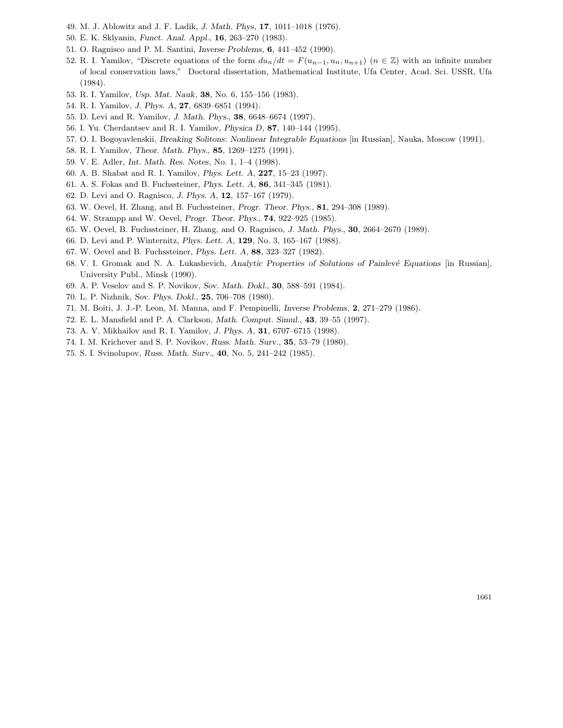49. M. J. Ablowitz and J. F. Ladik, *J. Math. Phys*, **17**, 1011–1018 (1976).
50. E. K. Sklyanin, *Funct. Anal. Appl.*, **16**, 263–270 (1983).
51. O. Ragnisco and P. M. Santini, *Inverse Problems*, **6**, 441–452 (1990).
52. R. I. Yamilov, "Discrete equations of the form $du_n/dt = F(u_{n-1}, u_n, u_{n+1})$ ($n \in \mathbb{Z}$) with an infinite number of local conservation laws," Doctoral dissertation, Mathematical Institute, Ufa Center, Acad. Sci. USSR, Ufa (1984).
53. R. I. Yamilov, *Usp. Mat. Nauk*, **38**, No. 6, 155–156 (1983).
54. R. I. Yamilov, *J. Phys. A*, **27**, 6839–6851 (1994).
55. D. Levi and R. Yamilov, *J. Math. Phys.*, **38**, 6648–6674 (1997).
56. I. Yu. Cherdantsev and R. I. Yamilov, *Physica D*, **87**, 140–144 (1995).
57. O. I. Bogoyavlenskii, *Breaking Solitons: Nonlinear Integrable Equations* [in Russian], Nauka, Moscow (1991).
58. R. I. Yamilov, *Theor. Math. Phys.*, **85**, 1269–1275 (1991).
59. V. E. Adler, *Int. Math. Res. Notes*, No. 1, 1–4 (1998).
60. A. B. Shabat and R. I. Yamilov, *Phys. Lett. A*, **227**, 15–23 (1997).
61. A. S. Fokas and B. Fuchssteiner, *Phys. Lett. A*, **86**, 341–345 (1981).
62. D. Levi and O. Ragnisco, *J. Phys. A*, **12**, 157–167 (1979).
63. W. Oevel, H. Zhang, and B. Fuchssteiner, *Progr. Theor. Phys.*, **81**, 294–308 (1989).
64. W. Strampp and W. Oevel, *Progr. Theor. Phys.*, **74**, 922–925 (1985).
65. W. Oevel, B. Fuchssteiner, H. Zhang, and O. Ragnisco, *J. Math. Phys.*, **30**, 2664–2670 (1989).
66. D. Levi and P. Winternitz, *Phys. Lett. A*, **129**, No. 3, 165–167 (1988).
67. W. Oevel and B. Fuchssteiner, *Phys. Lett. A*, **88**, 323–327 (1982).
68. V. I. Gromak and N. A. Lukashevich, *Analytic Properties of Solutions of Painlevé Equations* [in Russian], University Publ., Minsk (1990).
69. A. P. Veselov and S. P. Novikov, *Sov. Math. Dokl.*, **30**, 588–591 (1984).
70. L. P. Nizhnik, *Sov. Phys. Dokl.*, **25**, 706–708 (1980).
71. M. Boiti, J. J.-P. Leon, M. Manna, and F. Pempinelli, *Inverse Problems*, **2**, 271–279 (1986).
72. E. L. Mansfield and P. A. Clarkson, *Math. Comput. Simul.*, **43**, 39–55 (1997).
73. A. V. Mikhailov and R. I. Yamilov, *J. Phys. A*, **31**, 6707–6715 (1998).
74. I. M. Krichever and S. P. Novikov, *Russ. Math. Surv.*, **35**, 53–79 (1980).
75. S. I. Svinolupov, *Russ. Math. Surv.*, **40**, No. 5, 241–242 (1985).